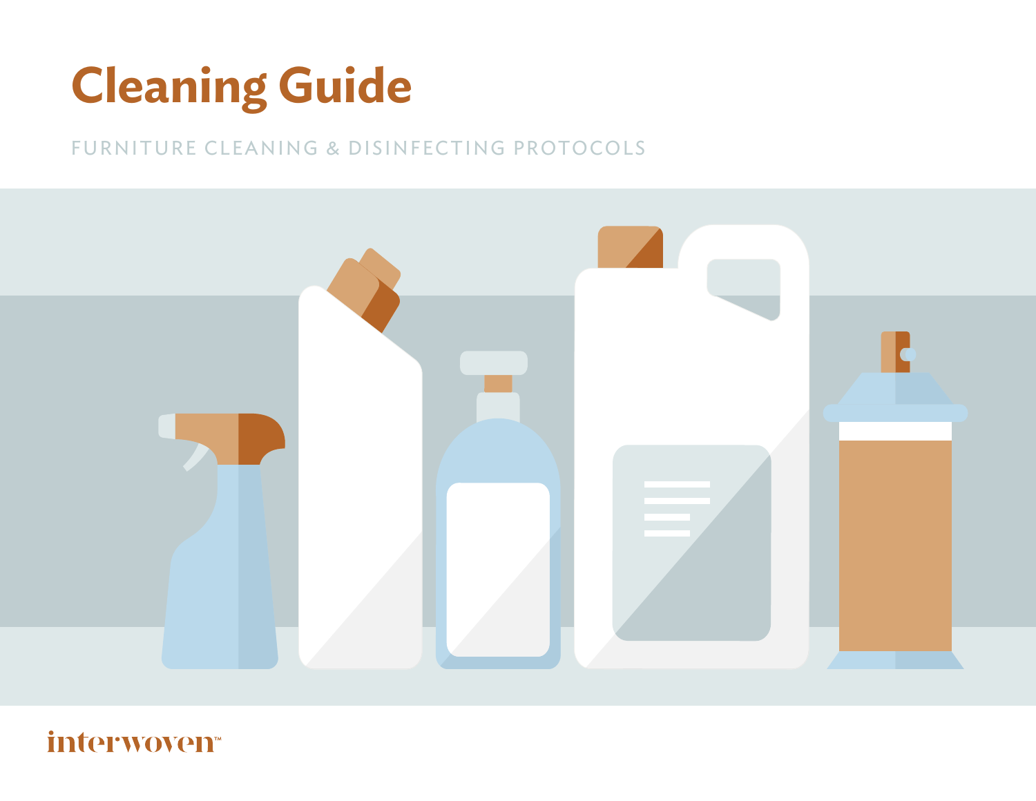# Cleaning Guide

FURNITURE CLEANING & DISINFECTING PROTOCOLS

interwoven™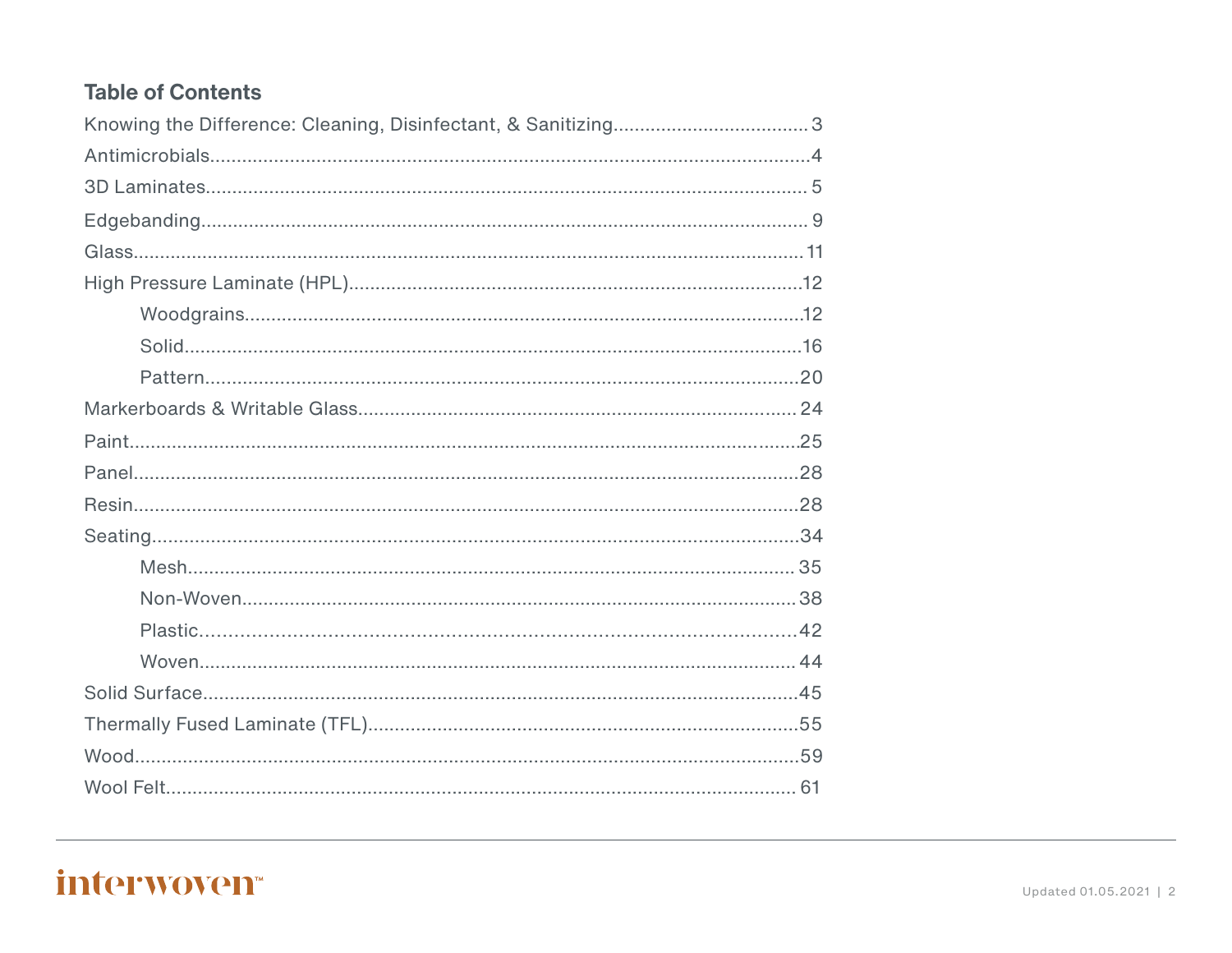## Table of Contents

- Knowing the Difference: Cleaning, Disinfectant, & Sanitizing .... 3
- Antimicrobials .... 4
- 3D Laminates .... 5
- Edgebanding .... 9
- Glass .... 11
- High Pressure Laminate (HPL) .... 12
  - Woodgrains .... 12
  - Solid .... 16
  - Pattern .... 20
- Markerboards & Writable Glass .... 24
- Paint .... 25
- Panel .... 28
- Resin .... 28
- Seating .... 34
  - Mesh .... 35
  - Non-Woven .... 38
  - Plastic .... 42
  - Woven .... 44
- Solid Surface .... 45
- Thermally Fused Laminate (TFL) .... 55
- Wood .... 59
- Wool Felt .... 61

interwoven™

Updated 01.05.2021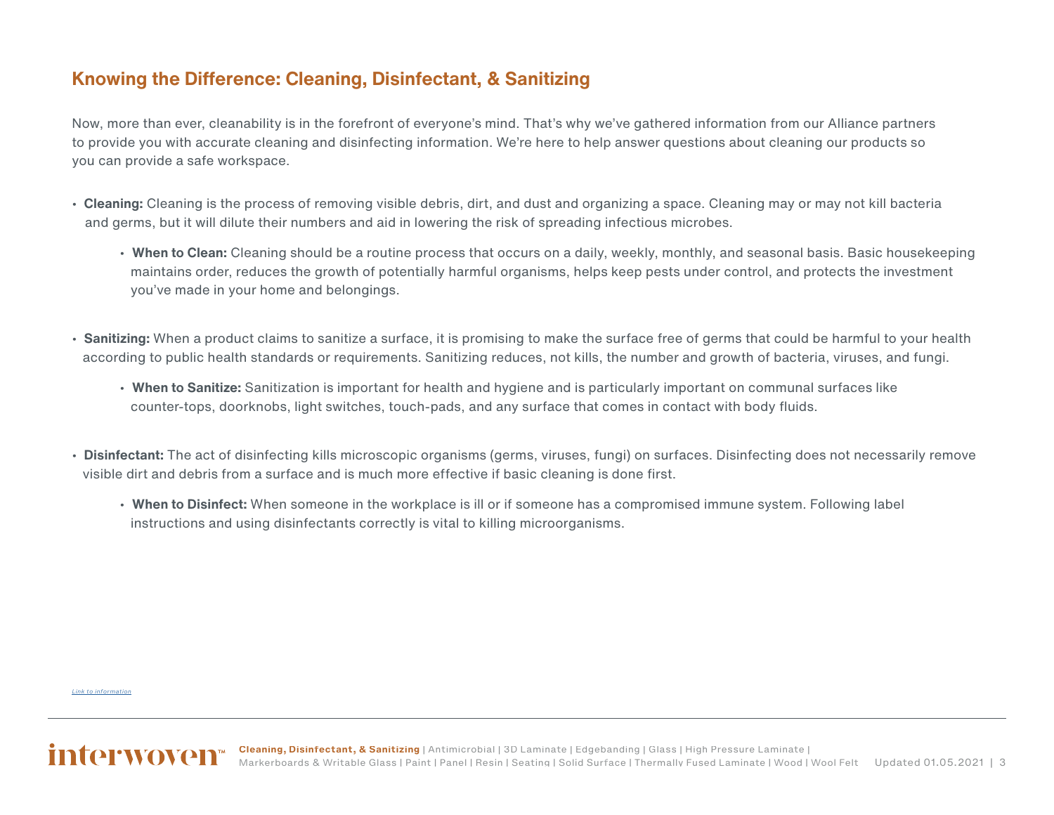## Knowing the Difference: Cleaning, Disinfectant, & Sanitizing

Now, more than ever, cleanability is in the forefront of everyone's mind. That's why we've gathered information from our Alliance partners to provide you with accurate cleaning and disinfecting information. We're here to help answer questions about cleaning our products so you can provide a safe workspace.

- **Cleaning:** Cleaning is the process of removing visible debris, dirt, and dust and organizing a space. Cleaning may or may not kill bacteria and germs, but it will dilute their numbers and aid in lowering the risk of spreading infectious microbes.
  - **When to Clean:** Cleaning should be a routine process that occurs on a daily, weekly, monthly, and seasonal basis. Basic housekeeping maintains order, reduces the growth of potentially harmful organisms, helps keep pests under control, and protects the investment you've made in your home and belongings.

- **Sanitizing:** When a product claims to sanitize a surface, it is promising to make the surface free of germs that could be harmful to your health according to public health standards or requirements. Sanitizing reduces, not kills, the number and growth of bacteria, viruses, and fungi.
  - **When to Sanitize:** Sanitization is important for health and hygiene and is particularly important on communal surfaces like counter-tops, doorknobs, light switches, touch-pads, and any surface that comes in contact with body fluids.

- **Disinfectant:** The act of disinfecting kills microscopic organisms (germs, viruses, fungi) on surfaces. Disinfecting does not necessarily remove visible dirt and debris from a surface and is much more effective if basic cleaning is done first.
  - **When to Disinfect:** When someone in the workplace is ill or if someone has a compromised immune system. Following label instructions and using disinfectants correctly is vital to killing microorganisms.

*Link to information*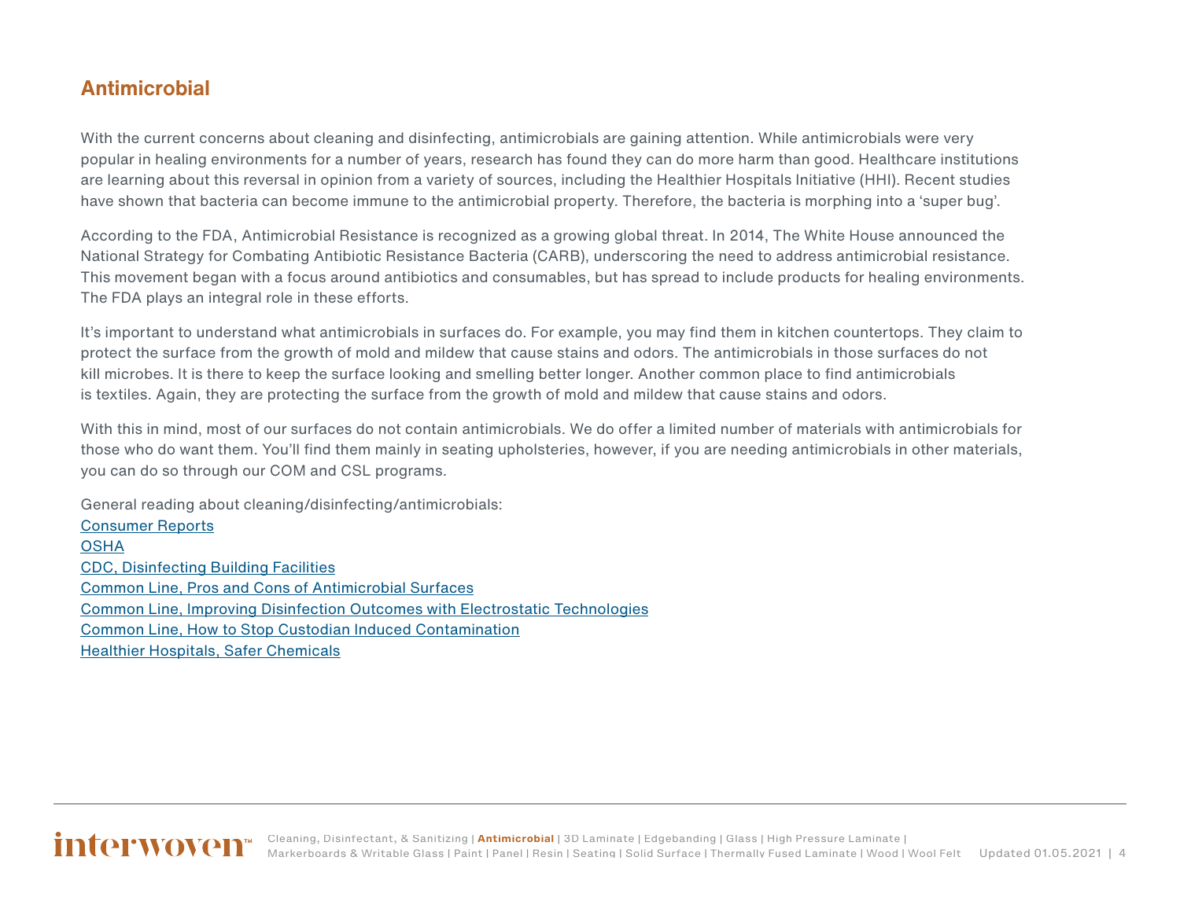## Antimicrobial

With the current concerns about cleaning and disinfecting, antimicrobials are gaining attention. While antimicrobials were very popular in healing environments for a number of years, research has found they can do more harm than good. Healthcare institutions are learning about this reversal in opinion from a variety of sources, including the Healthier Hospitals Initiative (HHI). Recent studies have shown that bacteria can become immune to the antimicrobial property. Therefore, the bacteria is morphing into a 'super bug'.

According to the FDA, Antimicrobial Resistance is recognized as a growing global threat. In 2014, The White House announced the National Strategy for Combating Antibiotic Resistance Bacteria (CARB), underscoring the need to address antimicrobial resistance. This movement began with a focus around antibiotics and consumables, but has spread to include products for healing environments. The FDA plays an integral role in these efforts.

It's important to understand what antimicrobials in surfaces do. For example, you may find them in kitchen countertops. They claim to protect the surface from the growth of mold and mildew that cause stains and odors. The antimicrobials in those surfaces do not kill microbes. It is there to keep the surface looking and smelling better longer. Another common place to find antimicrobials is textiles. Again, they are protecting the surface from the growth of mold and mildew that cause stains and odors.

With this in mind, most of our surfaces do not contain antimicrobials. We do offer a limited number of materials with antimicrobials for those who do want them. You'll find them mainly in seating upholsteries, however, if you are needing antimicrobials in other materials, you can do so through our COM and CSL programs.

General reading about cleaning/disinfecting/antimicrobials:
Consumer Reports
OSHA
CDC, Disinfecting Building Facilities
Common Line, Pros and Cons of Antimicrobial Surfaces
Common Line, Improving Disinfection Outcomes with Electrostatic Technologies
Common Line, How to Stop Custodian Induced Contamination
Healthier Hospitals, Safer Chemicals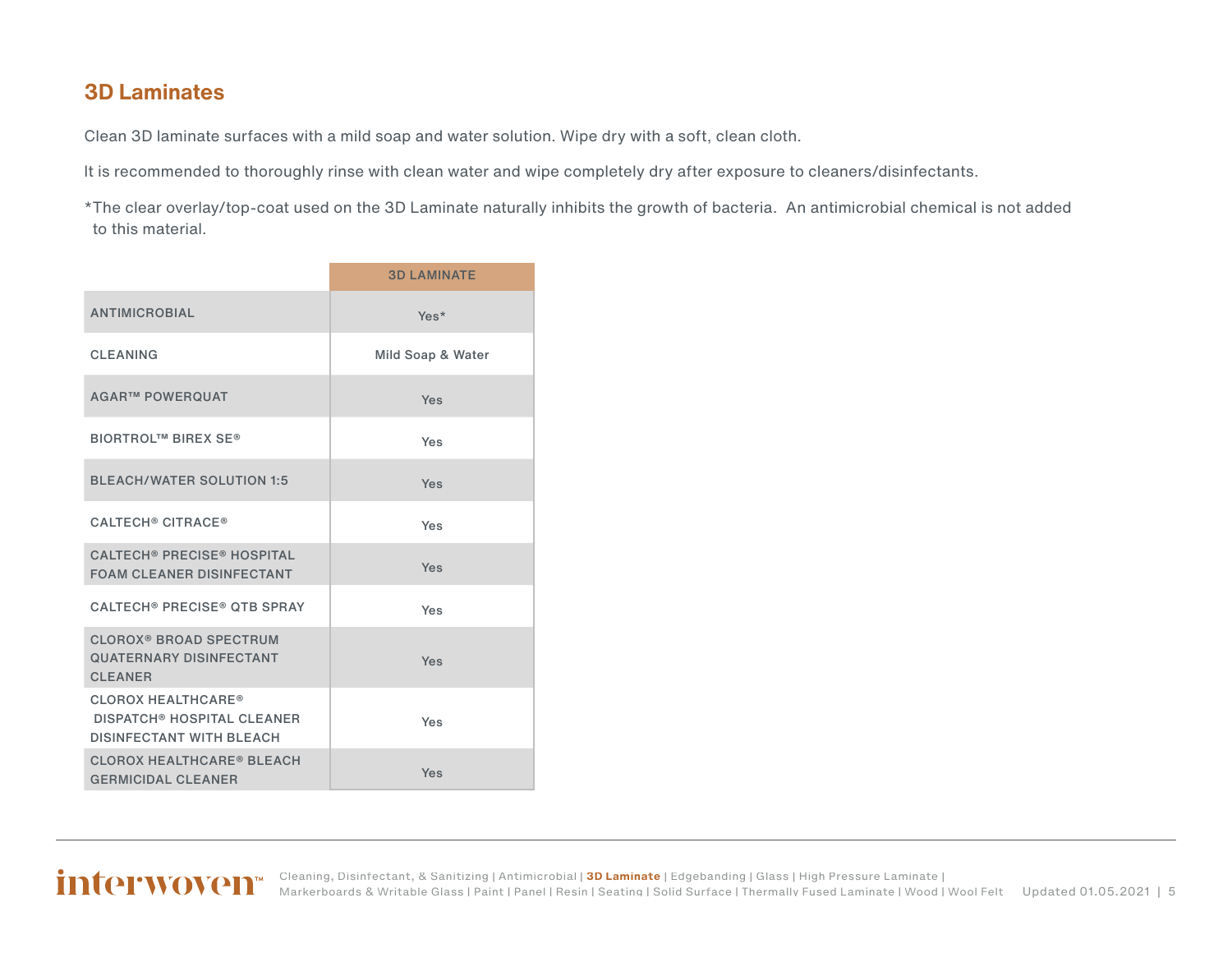## 3D Laminates

Clean 3D laminate surfaces with a mild soap and water solution. Wipe dry with a soft, clean cloth.

It is recommended to thoroughly rinse with clean water and wipe completely dry after exposure to cleaners/disinfectants.

*The clear overlay/top-coat used on the 3D Laminate naturally inhibits the growth of bacteria. An antimicrobial chemical is not added to this material.

| | 3D LAMINATE |
|---|---|
| ANTIMICROBIAL | Yes* |
| CLEANING | Mild Soap & Water |
| AGAR™ POWERQUAT | Yes |
| BIORTROL™ BIREX SE® | Yes |
| BLEACH/WATER SOLUTION 1:5 | Yes |
| CALTECH® CITRACE® | Yes |
| CALTECH® PRECISE® HOSPITAL FOAM CLEANER DISINFECTANT | Yes |
| CALTECH® PRECISE® QTB SPRAY | Yes |
| CLOROX® BROAD SPECTRUM QUATERNARY DISINFECTANT CLEANER | Yes |
| CLOROX HEALTHCARE® DISPATCH® HOSPITAL CLEANER DISINFECTANT WITH BLEACH | Yes |
| CLOROX HEALTHCARE® BLEACH GERMICIDAL CLEANER | Yes |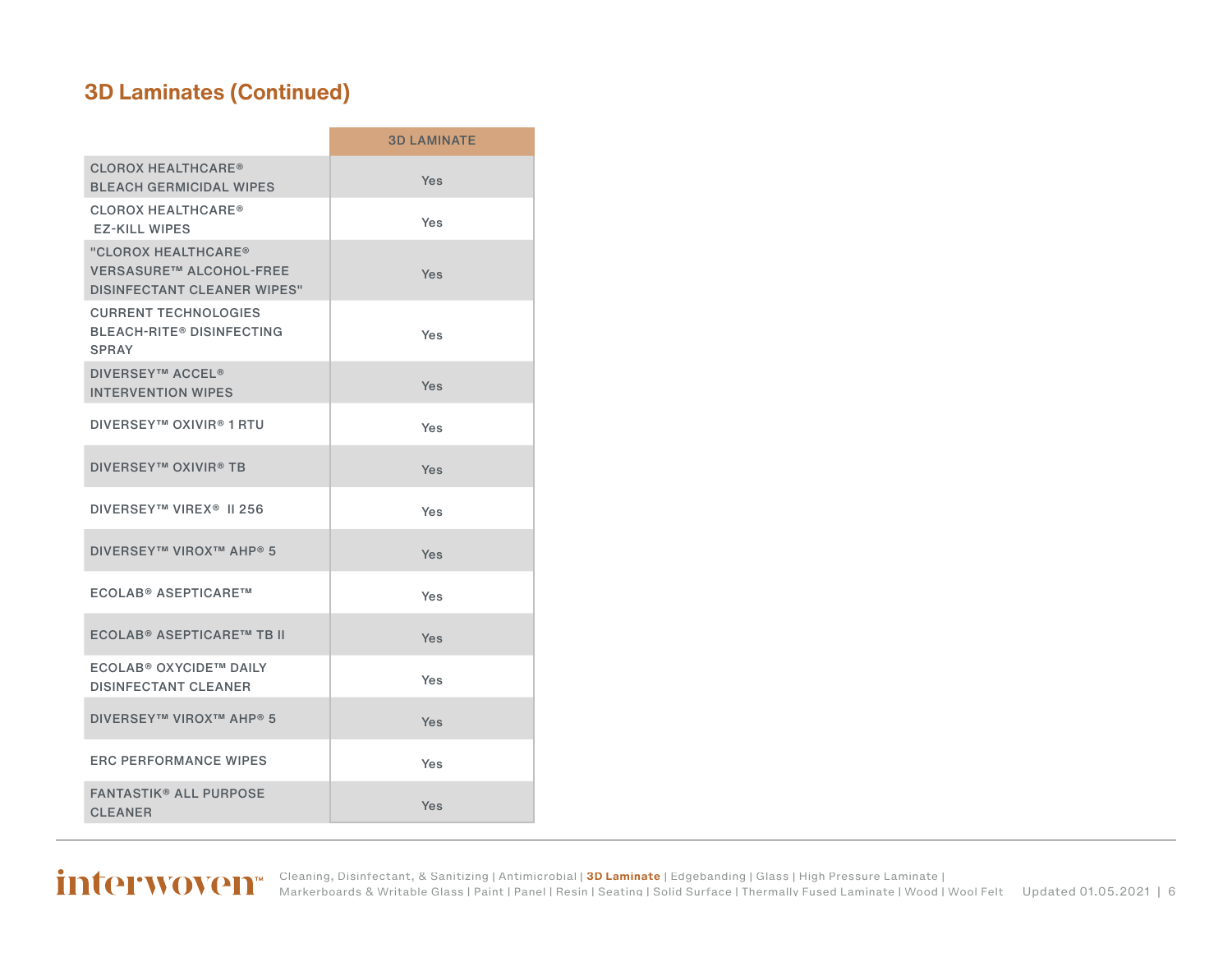## 3D Laminates (Continued)

| | 3D LAMINATE |
|---|---|
| CLOROX HEALTHCARE® BLEACH GERMICIDAL WIPES | Yes |
| CLOROX HEALTHCARE® EZ-KILL WIPES | Yes |
| "CLOROX HEALTHCARE® VERSASURE™ ALCOHOL-FREE DISINFECTANT CLEANER WIPES" | Yes |
| CURRENT TECHNOLOGIES BLEACH-RITE® DISINFECTING SPRAY | Yes |
| DIVERSEY™ ACCEL® INTERVENTION WIPES | Yes |
| DIVERSEY™ OXIVIR® 1 RTU | Yes |
| DIVERSEY™ OXIVIR® TB | Yes |
| DIVERSEY™ VIREX® II 256 | Yes |
| DIVERSEY™ VIROX™ AHP® 5 | Yes |
| ECOLAB® ASEPTICARE™ | Yes |
| ECOLAB® ASEPTICARE™ TB II | Yes |
| ECOLAB® OXYCIDE™ DAILY DISINFECTANT CLEANER | Yes |
| DIVERSEY™ VIROX™ AHP® 5 | Yes |
| ERC PERFORMANCE WIPES | Yes |
| FANTASTIK® ALL PURPOSE CLEANER | Yes |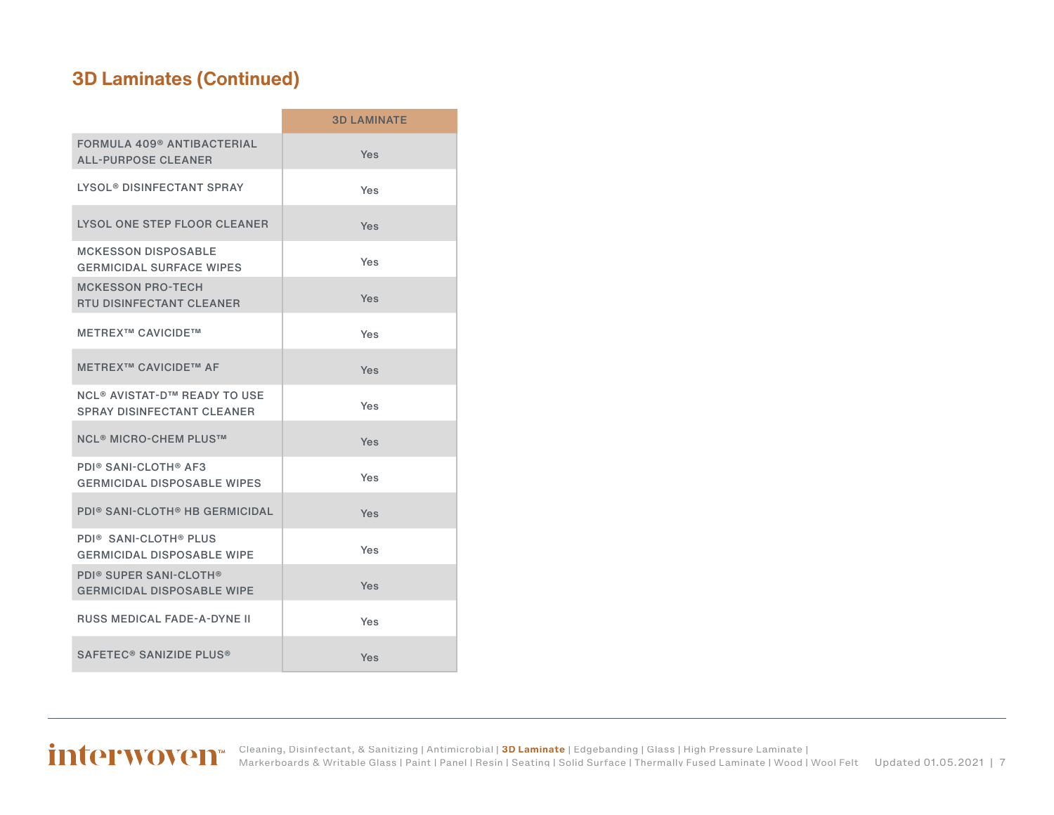## 3D Laminates (Continued)

| | 3D LAMINATE |
|---|---|
| FORMULA 409® ANTIBACTERIAL ALL-PURPOSE CLEANER | Yes |
| LYSOL® DISINFECTANT SPRAY | Yes |
| LYSOL ONE STEP FLOOR CLEANER | Yes |
| MCKESSON DISPOSABLE GERMICIDAL SURFACE WIPES | Yes |
| MCKESSON PRO-TECH RTU DISINFECTANT CLEANER | Yes |
| METREX™ CAVICIDE™ | Yes |
| METREX™ CAVICIDE™ AF | Yes |
| NCL® AVISTAT-D™ READY TO USE SPRAY DISINFECTANT CLEANER | Yes |
| NCL® MICRO-CHEM PLUS™ | Yes |
| PDI® SANI-CLOTH® AF3 GERMICIDAL DISPOSABLE WIPES | Yes |
| PDI® SANI-CLOTH® HB GERMICIDAL | Yes |
| PDI® SANI-CLOTH® PLUS GERMICIDAL DISPOSABLE WIPE | Yes |
| PDI® SUPER SANI-CLOTH® GERMICIDAL DISPOSABLE WIPE | Yes |
| RUSS MEDICAL FADE-A-DYNE II | Yes |
| SAFETEC® SANIZIDE PLUS® | Yes |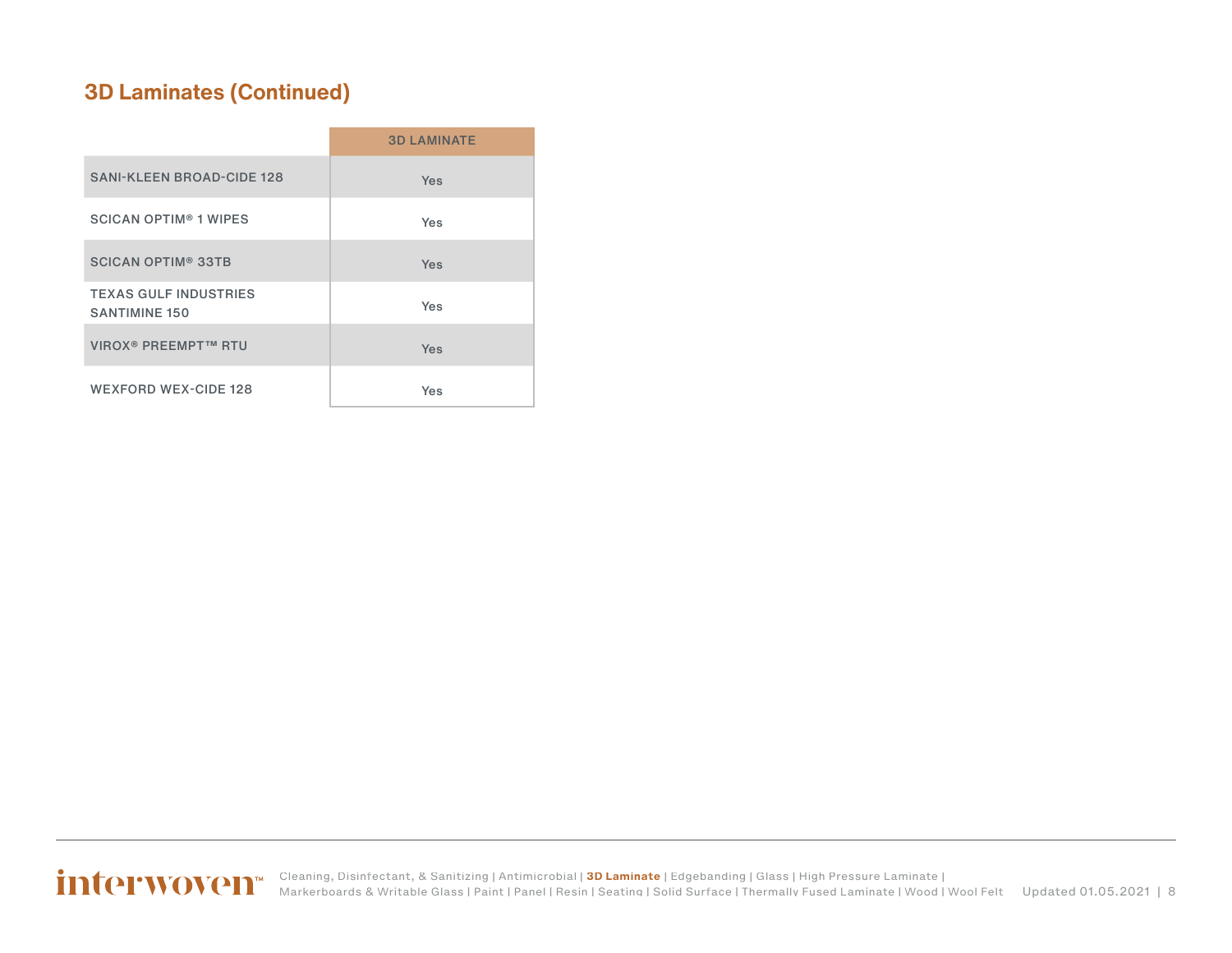## 3D Laminates (Continued)

| | 3D LAMINATE |
|---|---|
| SANI-KLEEN BROAD-CIDE 128 | Yes |
| SCICAN OPTIM® 1 WIPES | Yes |
| SCICAN OPTIM® 33TB | Yes |
| TEXAS GULF INDUSTRIES SANTIMINE 150 | Yes |
| VIROX® PREEMPT™ RTU | Yes |
| WEXFORD WEX-CIDE 128 | Yes |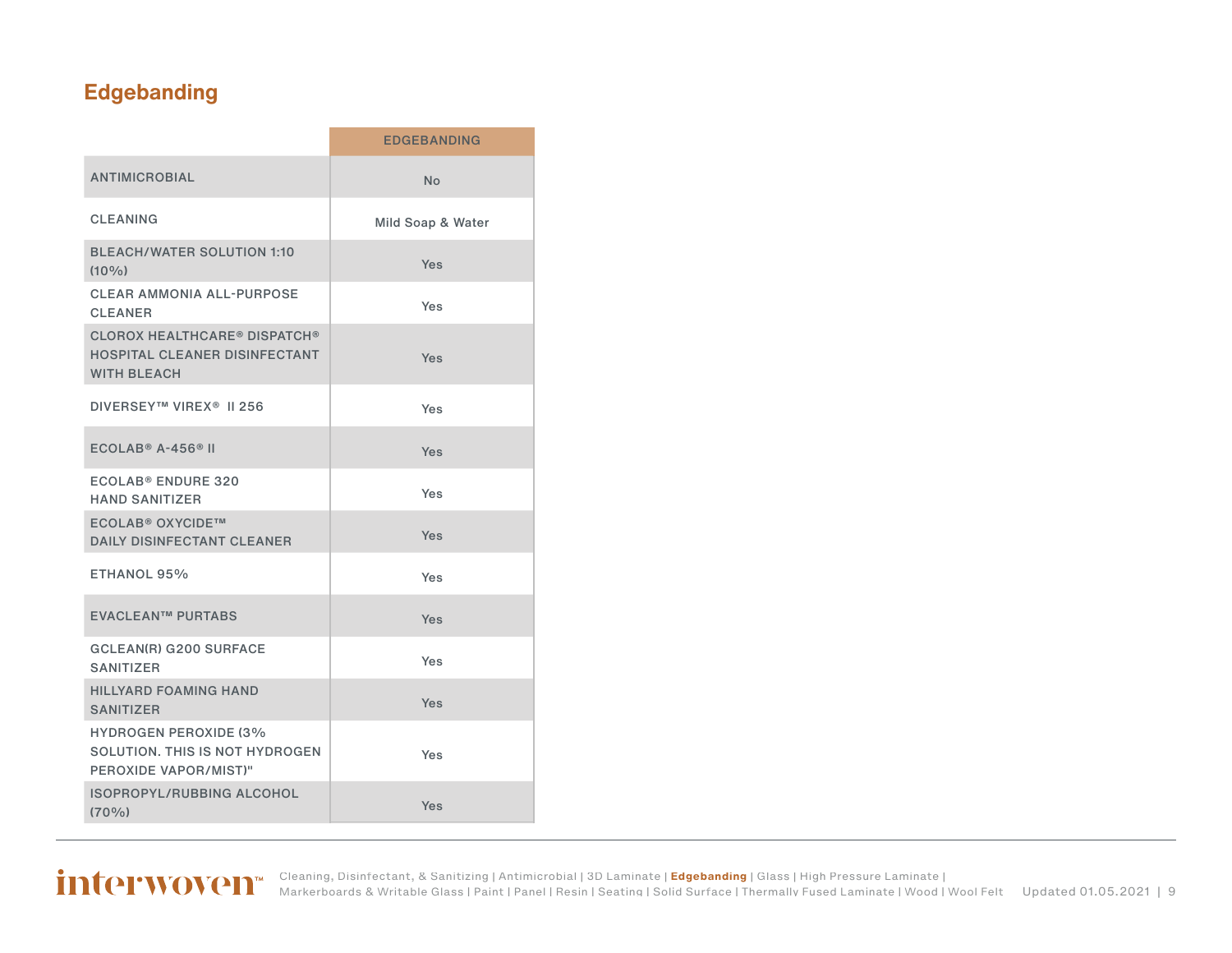## Edgebanding

| | EDGEBANDING |
|---|---|
| ANTIMICROBIAL | No |
| CLEANING | Mild Soap & Water |
| BLEACH/WATER SOLUTION 1:10 (10%) | Yes |
| CLEAR AMMONIA ALL-PURPOSE CLEANER | Yes |
| CLOROX HEALTHCARE® DISPATCH® HOSPITAL CLEANER DISINFECTANT WITH BLEACH | Yes |
| DIVERSEY™ VIREX® II 256 | Yes |
| ECOLAB® A-456® II | Yes |
| ECOLAB® ENDURE 320 HAND SANITIZER | Yes |
| ECOLAB® OXYCIDE™ DAILY DISINFECTANT CLEANER | Yes |
| ETHANOL 95% | Yes |
| EVACLEAN™ PURTABS | Yes |
| GCLEAN(R) G200 SURFACE SANITIZER | Yes |
| HILLYARD FOAMING HAND SANITIZER | Yes |
| HYDROGEN PEROXIDE (3% SOLUTION. THIS IS NOT HYDROGEN PEROXIDE VAPOR/MIST)" | Yes |
| ISOPROPYL/RUBBING ALCOHOL (70%) | Yes |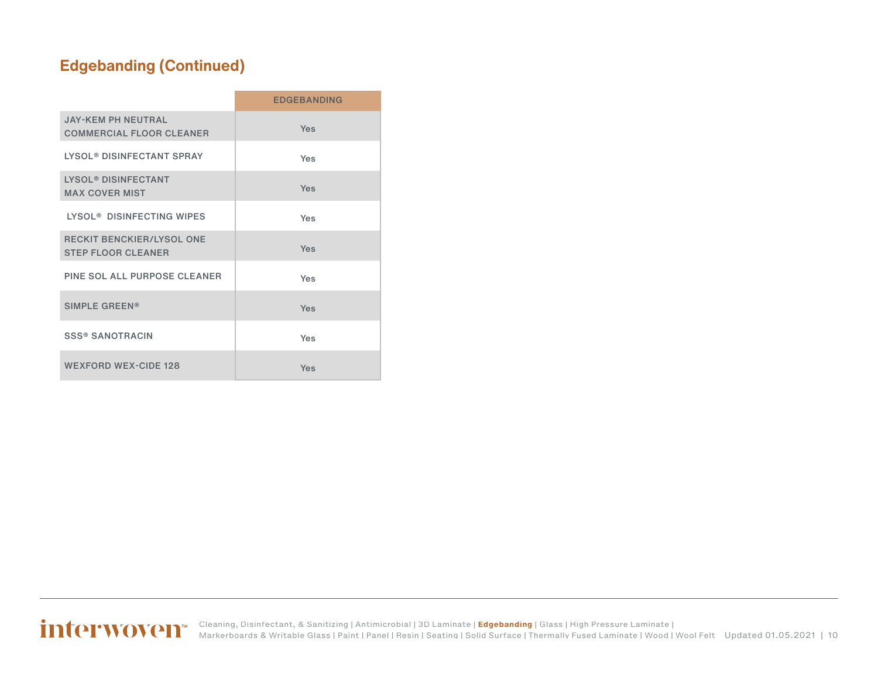## Edgebanding (Continued)

| | EDGEBANDING |
|---|---|
| JAY-KEM PH NEUTRAL COMMERCIAL FLOOR CLEANER | Yes |
| LYSOL® DISINFECTANT SPRAY | Yes |
| LYSOL® DISINFECTANT MAX COVER MIST | Yes |
| LYSOL® DISINFECTING WIPES | Yes |
| RECKIT BENCKIER/LYSOL ONE STEP FLOOR CLEANER | Yes |
| PINE SOL ALL PURPOSE CLEANER | Yes |
| SIMPLE GREEN® | Yes |
| SSS® SANOTRACIN | Yes |
| WEXFORD WEX-CIDE 128 | Yes |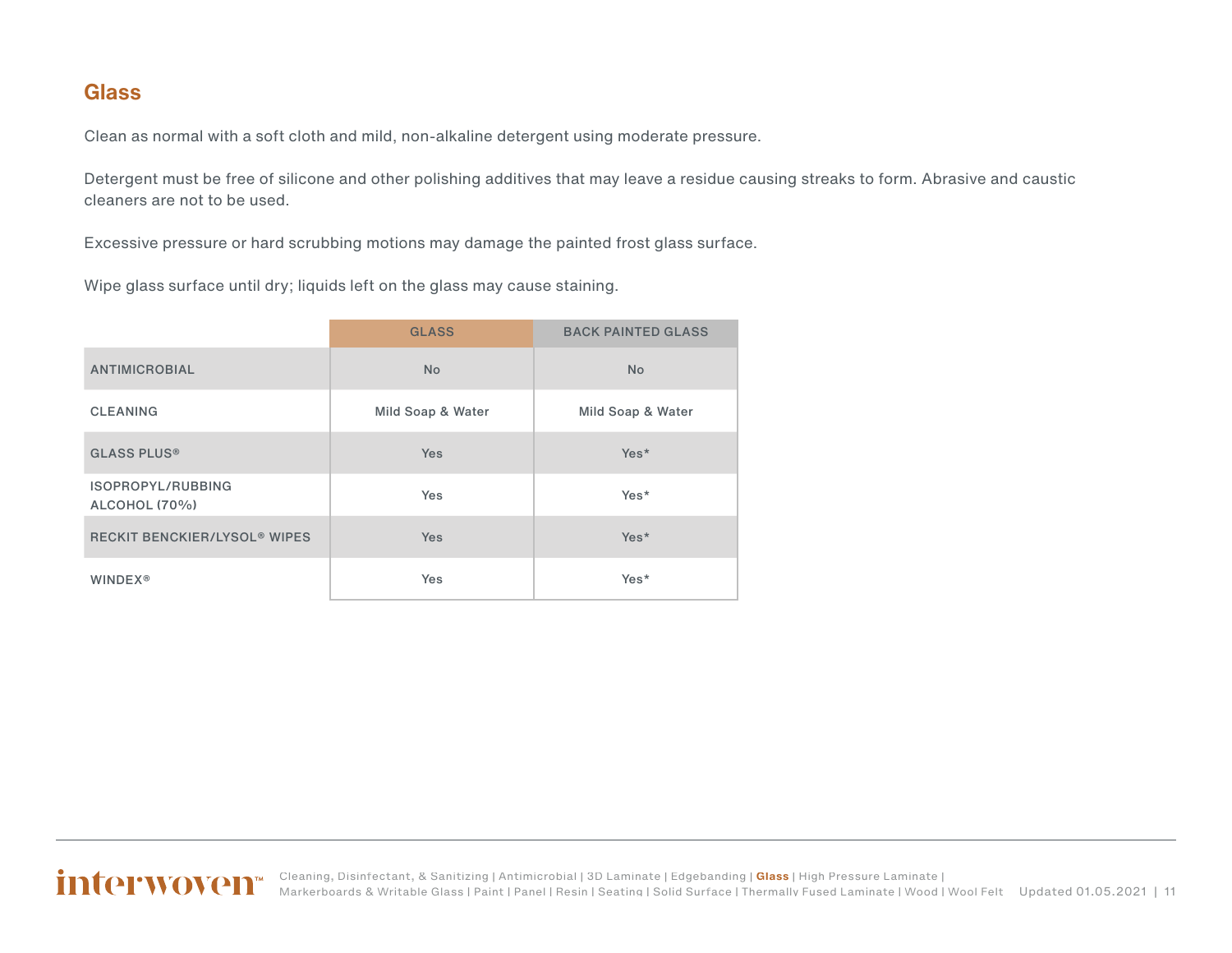## Glass

Clean as normal with a soft cloth and mild, non-alkaline detergent using moderate pressure.

Detergent must be free of silicone and other polishing additives that may leave a residue causing streaks to form. Abrasive and caustic cleaners are not to be used.

Excessive pressure or hard scrubbing motions may damage the painted frost glass surface.

Wipe glass surface until dry; liquids left on the glass may cause staining.

| | GLASS | BACK PAINTED GLASS |
|---|---|---|
| ANTIMICROBIAL | No | No |
| CLEANING | Mild Soap & Water | Mild Soap & Water |
| GLASS PLUS® | Yes | Yes* |
| ISOPROPYL/RUBBING ALCOHOL (70%) | Yes | Yes* |
| RECKIT BENCKIER/LYSOL® WIPES | Yes | Yes* |
| WINDEX® | Yes | Yes* |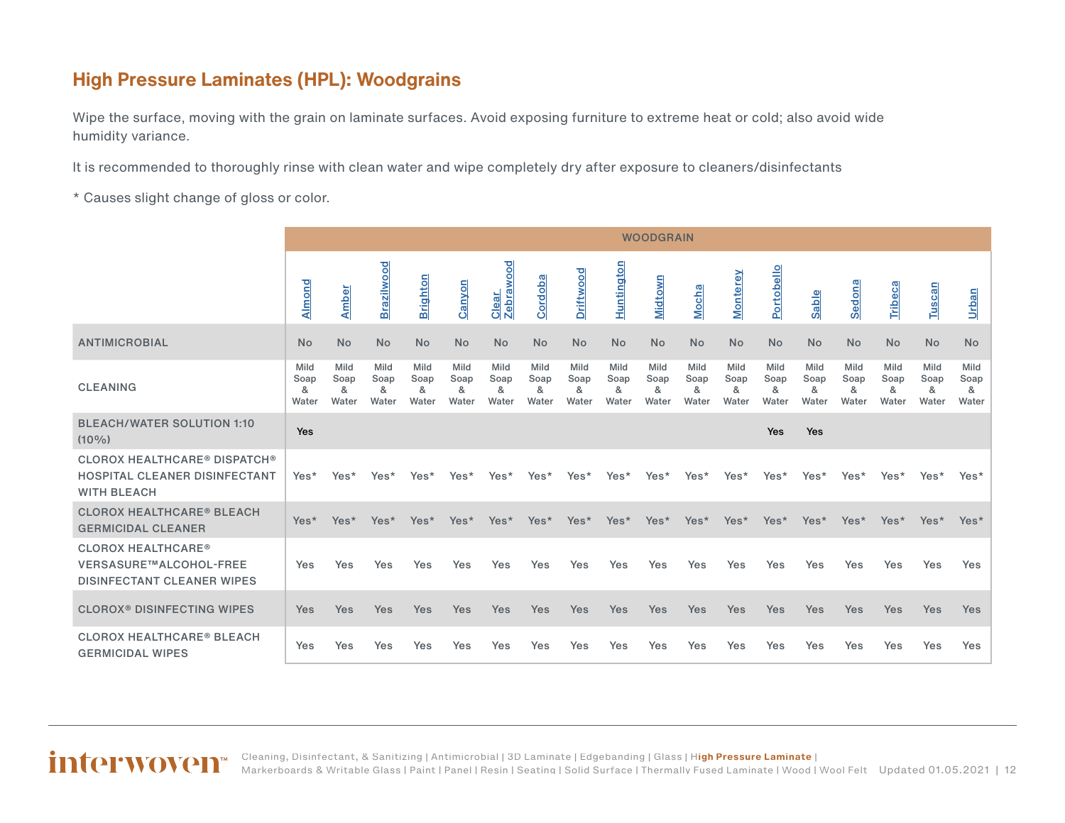## High Pressure Laminates (HPL): Woodgrains

Wipe the surface, moving with the grain on laminate surfaces. Avoid exposing furniture to extreme heat or cold; also avoid wide humidity variance.

It is recommended to thoroughly rinse with clean water and wipe completely dry after exposure to cleaners/disinfectants

* Causes slight change of gloss or color.

| | WOODGRAIN | | | | | | | | | | | | | | | | | |
|---|---|---|---|---|---|---|---|---|---|---|---|---|---|---|---|---|---|---|
| | Almond | Amber | Brazilwood | Brighton | Canyon | Clear Zebrawood | Cordoba | Driftwood | Huntington | Midtown | Mocha | Monterey | Portobello | Sable | Sedona | Tribeca | Tuscan | Urban |
| ANTIMICROBIAL | No | No | No | No | No | No | No | No | No | No | No | No | No | No | No | No | No | No |
| CLEANING | Mild Soap & Water | Mild Soap & Water | Mild Soap & Water | Mild Soap & Water | Mild Soap & Water | Mild Soap & Water | Mild Soap & Water | Mild Soap & Water | Mild Soap & Water | Mild Soap & Water | Mild Soap & Water | Mild Soap & Water | Mild Soap & Water | Mild Soap & Water | Mild Soap & Water | Mild Soap & Water | Mild Soap & Water | Mild Soap & Water |
| BLEACH/WATER SOLUTION 1:10 (10%) | Yes | | | | | | | | | | | | Yes | Yes | | | | |
| CLOROX HEALTHCARE® DISPATCH® HOSPITAL CLEANER DISINFECTANT WITH BLEACH | Yes* | Yes* | Yes* | Yes* | Yes* | Yes* | Yes* | Yes* | Yes* | Yes* | Yes* | Yes* | Yes* | Yes* | Yes* | Yes* | Yes* | Yes* |
| CLOROX HEALTHCARE® BLEACH GERMICIDAL CLEANER | Yes* | Yes* | Yes* | Yes* | Yes* | Yes* | Yes* | Yes* | Yes* | Yes* | Yes* | Yes* | Yes* | Yes* | Yes* | Yes* | Yes* | Yes* |
| CLOROX HEALTHCARE® VERSASURE™ALCOHOL-FREE DISINFECTANT CLEANER WIPES | Yes | Yes | Yes | Yes | Yes | Yes | Yes | Yes | Yes | Yes | Yes | Yes | Yes | Yes | Yes | Yes | Yes | Yes |
| CLOROX® DISINFECTING WIPES | Yes | Yes | Yes | Yes | Yes | Yes | Yes | Yes | Yes | Yes | Yes | Yes | Yes | Yes | Yes | Yes | Yes | Yes |
| CLOROX HEALTHCARE® BLEACH GERMICIDAL WIPES | Yes | Yes | Yes | Yes | Yes | Yes | Yes | Yes | Yes | Yes | Yes | Yes | Yes | Yes | Yes | Yes | Yes | Yes |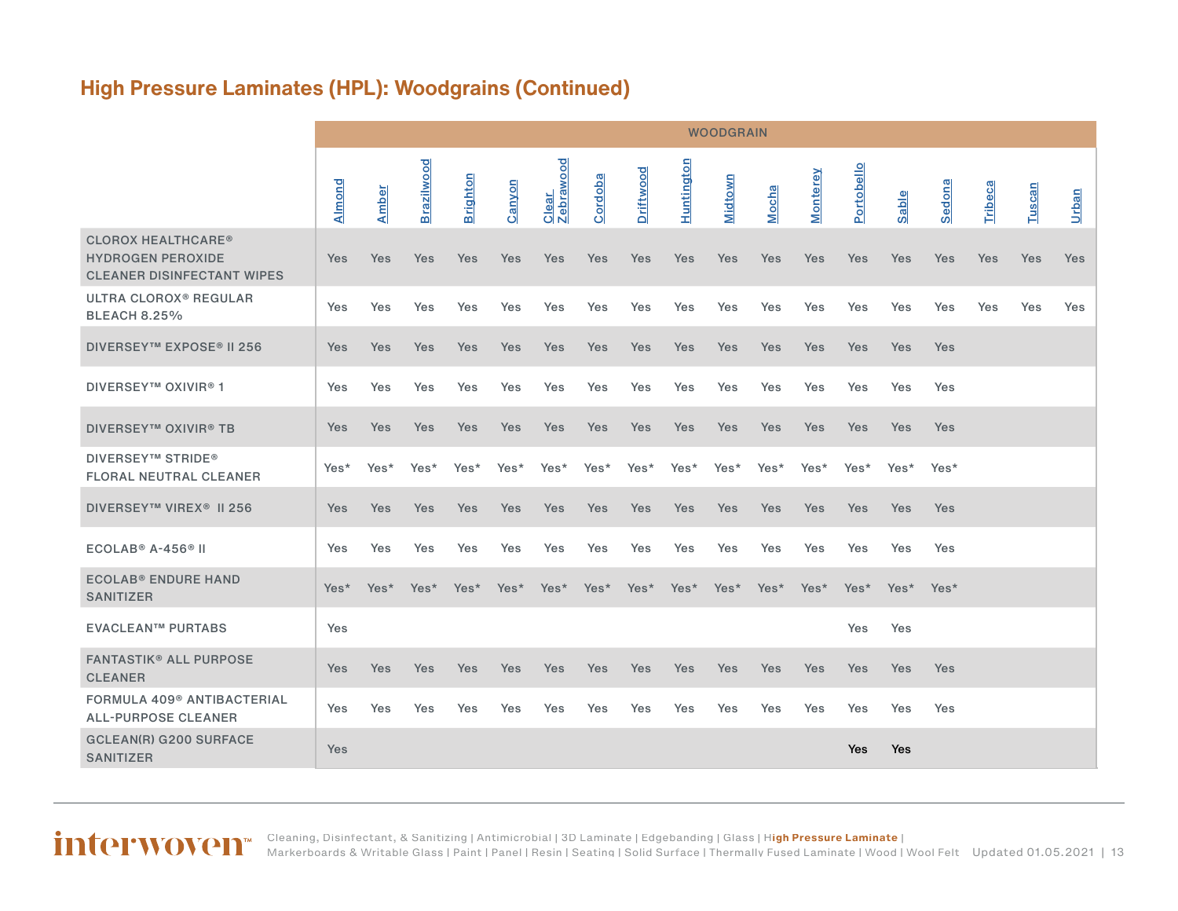## High Pressure Laminates (HPL): Woodgrains (Continued)

| | WOODGRAIN | | | | | | | | | | | | | | | | | |
|---|---|---|---|---|---|---|---|---|---|---|---|---|---|---|---|---|---|---|
| | Almond | Amber | Brazilwood | Brighton | Canyon | Clear Zebrawood | Cordoba | Driftwood | Huntington | Midtown | Mocha | Monterey | Portobello | Sable | Sedona | Tribeca | Tuscan | Urban |
| CLOROX HEALTHCARE® HYDROGEN PEROXIDE CLEANER DISINFECTANT WIPES | Yes | Yes | Yes | Yes | Yes | Yes | Yes | Yes | Yes | Yes | Yes | Yes | Yes | Yes | Yes | Yes | Yes | Yes |
| ULTRA CLOROX® REGULAR BLEACH 8.25% | Yes | Yes | Yes | Yes | Yes | Yes | Yes | Yes | Yes | Yes | Yes | Yes | Yes | Yes | Yes | Yes | Yes | Yes |
| DIVERSEY™ EXPOSE® II 256 | Yes | Yes | Yes | Yes | Yes | Yes | Yes | Yes | Yes | Yes | Yes | Yes | Yes | Yes | Yes | | | |
| DIVERSEY™ OXIVIR® 1 | Yes | Yes | Yes | Yes | Yes | Yes | Yes | Yes | Yes | Yes | Yes | Yes | Yes | Yes | Yes | | | |
| DIVERSEY™ OXIVIR® TB | Yes | Yes | Yes | Yes | Yes | Yes | Yes | Yes | Yes | Yes | Yes | Yes | Yes | Yes | Yes | | | |
| DIVERSEY™ STRIDE® FLORAL NEUTRAL CLEANER | Yes* | Yes* | Yes* | Yes* | Yes* | Yes* | Yes* | Yes* | Yes* | Yes* | Yes* | Yes* | Yes* | Yes* | Yes* | | | |
| DIVERSEY™ VIREX® II 256 | Yes | Yes | Yes | Yes | Yes | Yes | Yes | Yes | Yes | Yes | Yes | Yes | Yes | Yes | Yes | | | |
| ECOLAB® A-456® II | Yes | Yes | Yes | Yes | Yes | Yes | Yes | Yes | Yes | Yes | Yes | Yes | Yes | Yes | Yes | | | |
| ECOLAB® ENDURE HAND SANITIZER | Yes* | Yes* | Yes* | Yes* | Yes* | Yes* | Yes* | Yes* | Yes* | Yes* | Yes* | Yes* | Yes* | Yes* | Yes* | | | |
| EVACLEAN™ PURTABS | Yes | | | | | | | | | | | | Yes | Yes | | | | |
| FANTASTIK® ALL PURPOSE CLEANER | Yes | Yes | Yes | Yes | Yes | Yes | Yes | Yes | Yes | Yes | Yes | Yes | Yes | Yes | Yes | | | |
| FORMULA 409® ANTIBACTERIAL ALL-PURPOSE CLEANER | Yes | Yes | Yes | Yes | Yes | Yes | Yes | Yes | Yes | Yes | Yes | Yes | Yes | Yes | Yes | | | |
| GCLEAN(R) G200 SURFACE SANITIZER | Yes | | | | | | | | | | | | Yes | Yes | | | | |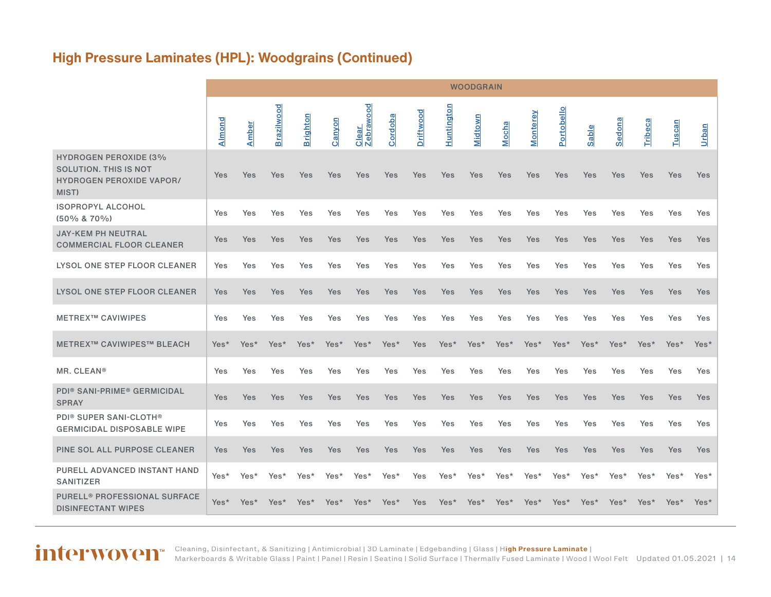## High Pressure Laminates (HPL): Woodgrains (Continued)

| | WOODGRAIN | | | | | | | | | | | | | | | | | |
|---|---|---|---|---|---|---|---|---|---|---|---|---|---|---|---|---|---|---|
| | Almond | Amber | Brazilwood | Brighton | Canyon | Clear Zebrawood | Cordoba | Driftwood | Huntington | Midtown | Mocha | Monterey | Portobello | Sable | Sedona | Tribeca | Tuscan | Urban |
| HYDROGEN PEROXIDE (3% SOLUTION. THIS IS NOT HYDROGEN PEROXIDE VAPOR/ MIST) | Yes | Yes | Yes | Yes | Yes | Yes | Yes | Yes | Yes | Yes | Yes | Yes | Yes | Yes | Yes | Yes | Yes | Yes |
| ISOPROPYL ALCOHOL (50% & 70%) | Yes | Yes | Yes | Yes | Yes | Yes | Yes | Yes | Yes | Yes | Yes | Yes | Yes | Yes | Yes | Yes | Yes | Yes |
| JAY-KEM PH NEUTRAL COMMERCIAL FLOOR CLEANER | Yes | Yes | Yes | Yes | Yes | Yes | Yes | Yes | Yes | Yes | Yes | Yes | Yes | Yes | Yes | Yes | Yes | Yes |
| LYSOL ONE STEP FLOOR CLEANER | Yes | Yes | Yes | Yes | Yes | Yes | Yes | Yes | Yes | Yes | Yes | Yes | Yes | Yes | Yes | Yes | Yes | Yes |
| LYSOL ONE STEP FLOOR CLEANER | Yes | Yes | Yes | Yes | Yes | Yes | Yes | Yes | Yes | Yes | Yes | Yes | Yes | Yes | Yes | Yes | Yes | Yes |
| METREX™ CAVIWIPES | Yes | Yes | Yes | Yes | Yes | Yes | Yes | Yes | Yes | Yes | Yes | Yes | Yes | Yes | Yes | Yes | Yes | Yes |
| METREX™ CAVIWIPES™ BLEACH | Yes* | Yes* | Yes* | Yes* | Yes* | Yes* | Yes* | Yes | Yes* | Yes* | Yes* | Yes* | Yes* | Yes* | Yes* | Yes* | Yes* | Yes* |
| MR. CLEAN® | Yes | Yes | Yes | Yes | Yes | Yes | Yes | Yes | Yes | Yes | Yes | Yes | Yes | Yes | Yes | Yes | Yes | Yes |
| PDI® SANI-PRIME® GERMICIDAL SPRAY | Yes | Yes | Yes | Yes | Yes | Yes | Yes | Yes | Yes | Yes | Yes | Yes | Yes | Yes | Yes | Yes | Yes | Yes |
| PDI® SUPER SANI-CLOTH® GERMICIDAL DISPOSABLE WIPE | Yes | Yes | Yes | Yes | Yes | Yes | Yes | Yes | Yes | Yes | Yes | Yes | Yes | Yes | Yes | Yes | Yes | Yes |
| PINE SOL ALL PURPOSE CLEANER | Yes | Yes | Yes | Yes | Yes | Yes | Yes | Yes | Yes | Yes | Yes | Yes | Yes | Yes | Yes | Yes | Yes | Yes |
| PURELL ADVANCED INSTANT HAND SANITIZER | Yes* | Yes* | Yes* | Yes* | Yes* | Yes* | Yes* | Yes | Yes* | Yes* | Yes* | Yes* | Yes* | Yes* | Yes* | Yes* | Yes* | Yes* |
| PURELL® PROFESSIONAL SURFACE DISINFECTANT WIPES | Yes* | Yes* | Yes* | Yes* | Yes* | Yes* | Yes* | Yes | Yes* | Yes* | Yes* | Yes* | Yes* | Yes* | Yes* | Yes* | Yes* | Yes* |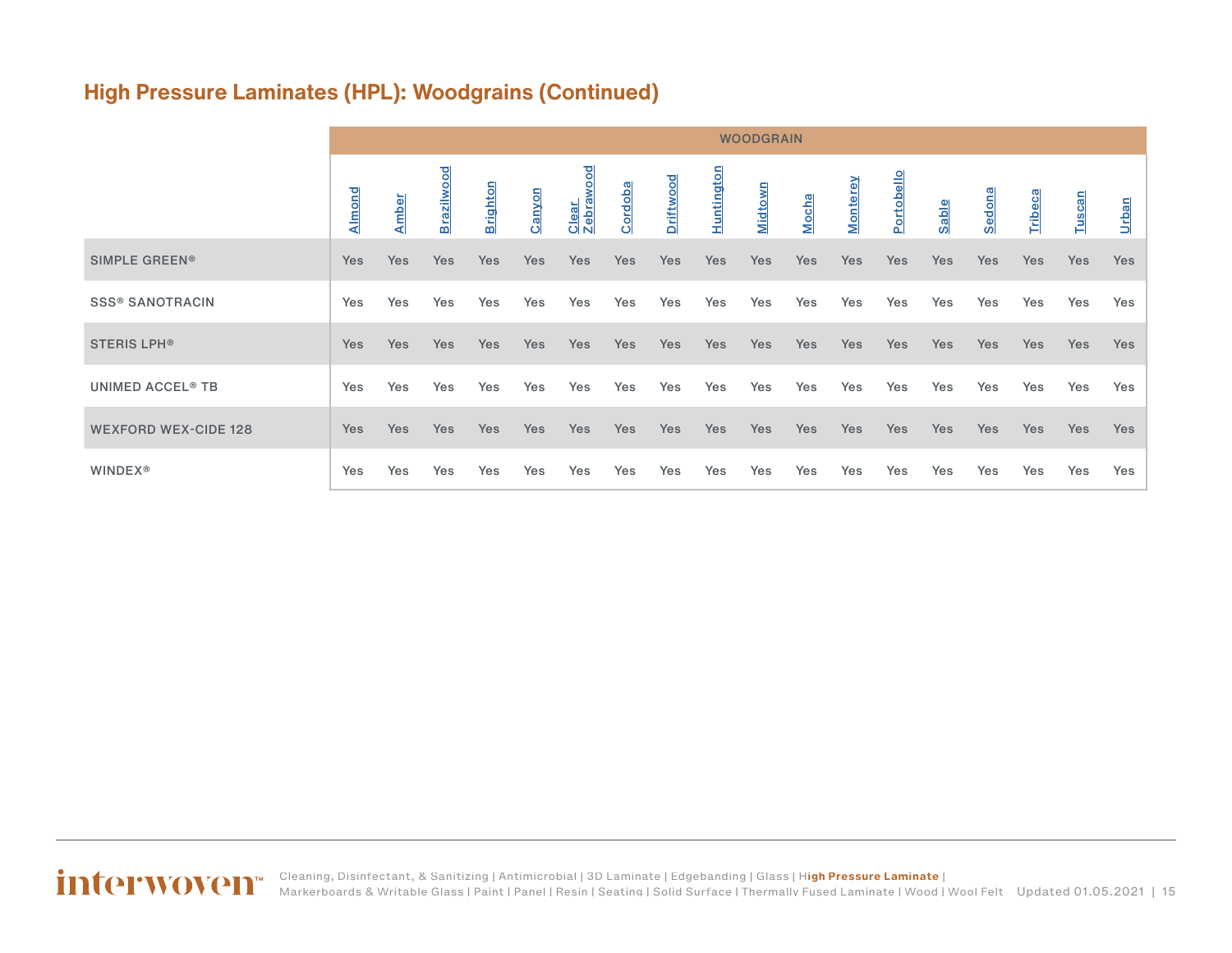## High Pressure Laminates (HPL): Woodgrains (Continued)

| | WOODGRAIN | | | | | | | | | | | | | | | | | |
|---|---|---|---|---|---|---|---|---|---|---|---|---|---|---|---|---|---|---|
| | Almond | Amber | Brazilwood | Brighton | Canyon | Clear Zebrawood | Cordoba | Driftwood | Huntington | Midtown | Mocha | Monterey | Portobello | Sable | Sedona | Tribeca | Tuscan | Urban |
| SIMPLE GREEN® | Yes | Yes | Yes | Yes | Yes | Yes | Yes | Yes | Yes | Yes | Yes | Yes | Yes | Yes | Yes | Yes | Yes | Yes |
| SSS® SANOTRACIN | Yes | Yes | Yes | Yes | Yes | Yes | Yes | Yes | Yes | Yes | Yes | Yes | Yes | Yes | Yes | Yes | Yes | Yes |
| STERIS LPH® | Yes | Yes | Yes | Yes | Yes | Yes | Yes | Yes | Yes | Yes | Yes | Yes | Yes | Yes | Yes | Yes | Yes | Yes |
| UNIMED ACCEL® TB | Yes | Yes | Yes | Yes | Yes | Yes | Yes | Yes | Yes | Yes | Yes | Yes | Yes | Yes | Yes | Yes | Yes | Yes |
| WEXFORD WEX-CIDE 128 | Yes | Yes | Yes | Yes | Yes | Yes | Yes | Yes | Yes | Yes | Yes | Yes | Yes | Yes | Yes | Yes | Yes | Yes |
| WINDEX® | Yes | Yes | Yes | Yes | Yes | Yes | Yes | Yes | Yes | Yes | Yes | Yes | Yes | Yes | Yes | Yes | Yes | Yes |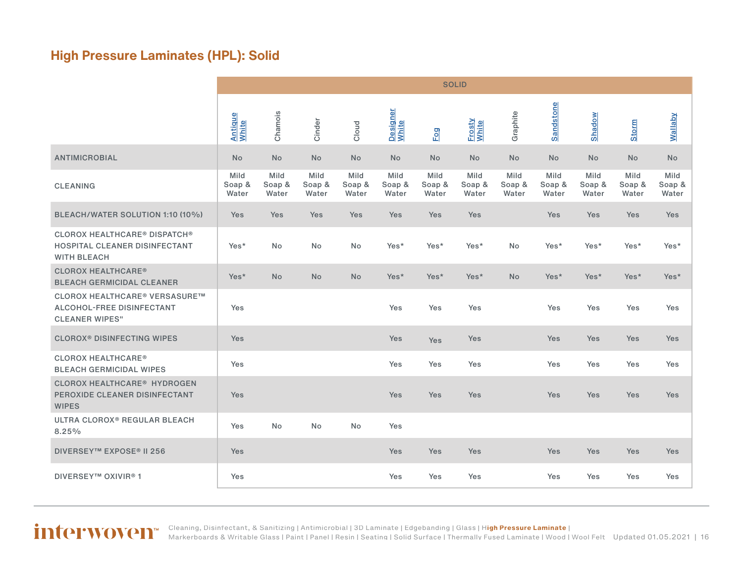## High Pressure Laminates (HPL): Solid

| | SOLID | | | | | | | | | | | |
|---|---|---|---|---|---|---|---|---|---|---|---|---|
| | Antique White | Chamois | Cinder | Cloud | Designer White | Fog | Frosty White | Graphite | Sandstone | Shadow | Storm | Wallaby |
| ANTIMICROBIAL | No | No | No | No | No | No | No | No | No | No | No | No |
| CLEANING | Mild Soap & Water | Mild Soap & Water | Mild Soap & Water | Mild Soap & Water | Mild Soap & Water | Mild Soap & Water | Mild Soap & Water | Mild Soap & Water | Mild Soap & Water | Mild Soap & Water | Mild Soap & Water | Mild Soap & Water |
| BLEACH/WATER SOLUTION 1:10 (10%) | Yes | Yes | Yes | Yes | Yes | Yes | Yes | | Yes | Yes | Yes | Yes |
| CLOROX HEALTHCARE® DISPATCH® HOSPITAL CLEANER DISINFECTANT WITH BLEACH | Yes* | No | No | No | Yes* | Yes* | Yes* | No | Yes* | Yes* | Yes* | Yes* |
| CLOROX HEALTHCARE® BLEACH GERMICIDAL CLEANER | Yes* | No | No | No | Yes* | Yes* | Yes* | No | Yes* | Yes* | Yes* | Yes* |
| CLOROX HEALTHCARE® VERSASURE™ ALCOHOL-FREE DISINFECTANT CLEANER WIPES" | Yes | | | | Yes | Yes | Yes | | Yes | Yes | Yes | Yes |
| CLOROX® DISINFECTING WIPES | Yes | | | | Yes | Yes | Yes | | Yes | Yes | Yes | Yes |
| CLOROX HEALTHCARE® BLEACH GERMICIDAL WIPES | Yes | | | | Yes | Yes | Yes | | Yes | Yes | Yes | Yes |
| CLOROX HEALTHCARE® HYDROGEN PEROXIDE CLEANER DISINFECTANT WIPES | Yes | | | | Yes | Yes | Yes | | Yes | Yes | Yes | Yes |
| ULTRA CLOROX® REGULAR BLEACH 8.25% | Yes | No | No | No | Yes | | | | | | | |
| DIVERSEY™ EXPOSE® II 256 | Yes | | | | Yes | Yes | Yes | | Yes | Yes | Yes | Yes |
| DIVERSEY™ OXIVIR® 1 | Yes | | | | Yes | Yes | Yes | | Yes | Yes | Yes | Yes |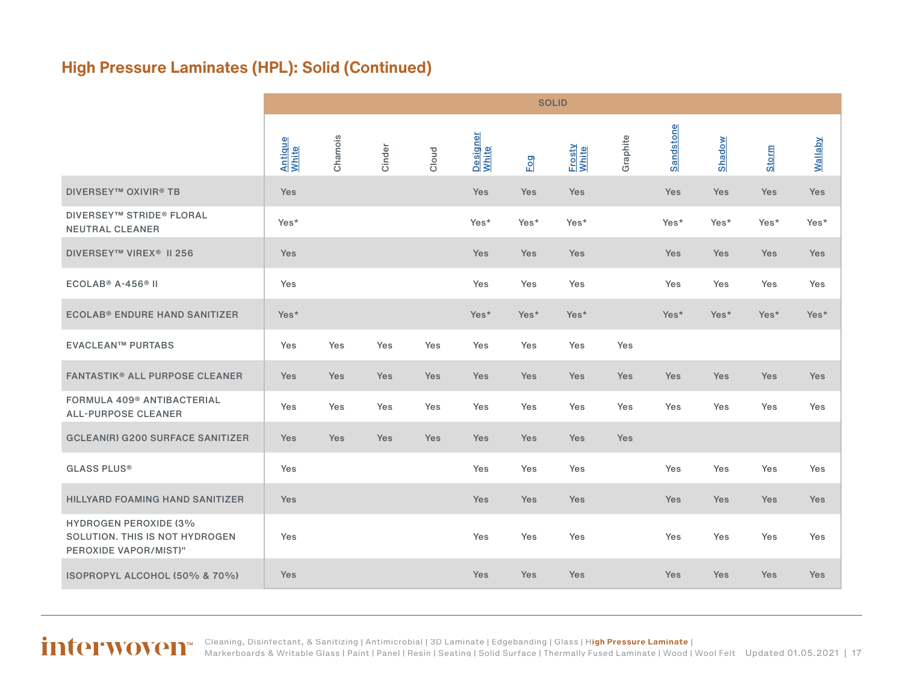## High Pressure Laminates (HPL): Solid (Continued)

| | SOLID | | | | | | | | | | | |
|---|---|---|---|---|---|---|---|---|---|---|---|---|
| | Antique White | Chamois | Cinder | Cloud | Designer White | Fog | Frosty White | Graphite | Sandstone | Shadow | Storm | Wallaby |
| DIVERSEY™ OXIVIR® TB | Yes | | | | Yes | Yes | Yes | | Yes | Yes | Yes | Yes |
| DIVERSEY™ STRIDE® FLORAL NEUTRAL CLEANER | Yes* | | | | Yes* | Yes* | Yes* | | Yes* | Yes* | Yes* | Yes* |
| DIVERSEY™ VIREX® II 256 | Yes | | | | Yes | Yes | Yes | | Yes | Yes | Yes | Yes |
| ECOLAB® A-456® II | Yes | | | | Yes | Yes | Yes | | Yes | Yes | Yes | Yes |
| ECOLAB® ENDURE HAND SANITIZER | Yes* | | | | Yes* | Yes* | Yes* | | Yes* | Yes* | Yes* | Yes* |
| EVACLEAN™ PURTABS | Yes | Yes | Yes | Yes | Yes | Yes | Yes | Yes | | | | |
| FANTASTIK® ALL PURPOSE CLEANER | Yes | Yes | Yes | Yes | Yes | Yes | Yes | Yes | Yes | Yes | Yes | Yes |
| FORMULA 409® ANTIBACTERIAL ALL-PURPOSE CLEANER | Yes | Yes | Yes | Yes | Yes | Yes | Yes | Yes | Yes | Yes | Yes | Yes |
| GCLEAN(R) G200 SURFACE SANITIZER | Yes | Yes | Yes | Yes | Yes | Yes | Yes | Yes | | | | |
| GLASS PLUS® | Yes | | | | Yes | Yes | Yes | | Yes | Yes | Yes | Yes |
| HILLYARD FOAMING HAND SANITIZER | Yes | | | | Yes | Yes | Yes | | Yes | Yes | Yes | Yes |
| HYDROGEN PEROXIDE (3% SOLUTION. THIS IS NOT HYDROGEN PEROXIDE VAPOR/MIST)" | Yes | | | | Yes | Yes | Yes | | Yes | Yes | Yes | Yes |
| ISOPROPYL ALCOHOL (50% & 70%) | Yes | | | | Yes | Yes | Yes | | Yes | Yes | Yes | Yes |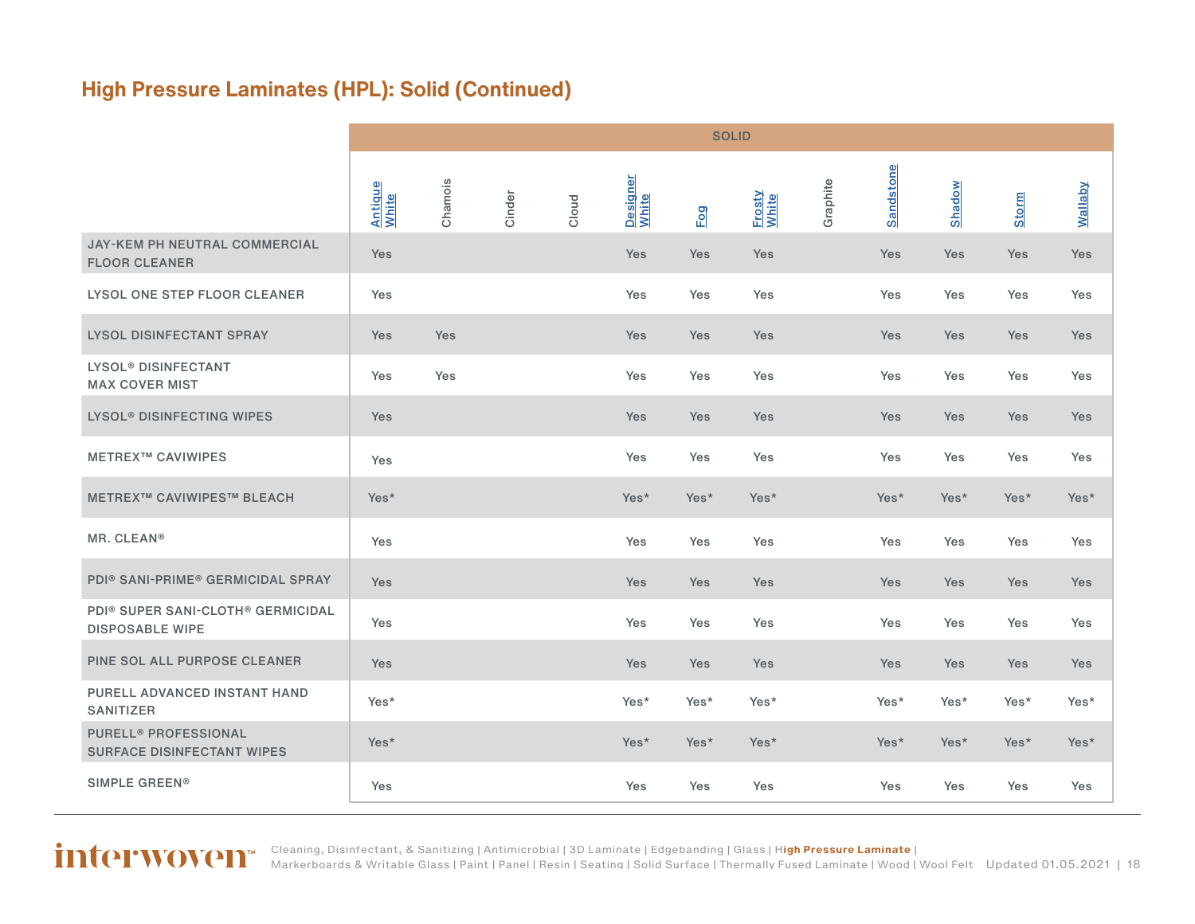## High Pressure Laminates (HPL): Solid (Continued)

| | SOLID | | | | | | | | | | | |
|---|---|---|---|---|---|---|---|---|---|---|---|---|
| | Antique White | Chamois | Cinder | Cloud | Designer White | Fog | Frosty White | Graphite | Sandstone | Shadow | Storm | Wallaby |
| JAY-KEM PH NEUTRAL COMMERCIAL FLOOR CLEANER | Yes | | | | Yes | Yes | Yes | | Yes | Yes | Yes | Yes |
| LYSOL ONE STEP FLOOR CLEANER | Yes | | | | Yes | Yes | Yes | | Yes | Yes | Yes | Yes |
| LYSOL DISINFECTANT SPRAY | Yes | Yes | | | Yes | Yes | Yes | | Yes | Yes | Yes | Yes |
| LYSOL® DISINFECTANT MAX COVER MIST | Yes | Yes | | | Yes | Yes | Yes | | Yes | Yes | Yes | Yes |
| LYSOL® DISINFECTING WIPES | Yes | | | | Yes | Yes | Yes | | Yes | Yes | Yes | Yes |
| METREX™ CAVIWIPES | Yes | | | | Yes | Yes | Yes | | Yes | Yes | Yes | Yes |
| METREX™ CAVIWIPES™ BLEACH | Yes* | | | | Yes* | Yes* | Yes* | | Yes* | Yes* | Yes* | Yes* |
| MR. CLEAN® | Yes | | | | Yes | Yes | Yes | | Yes | Yes | Yes | Yes |
| PDI® SANI-PRIME® GERMICIDAL SPRAY | Yes | | | | Yes | Yes | Yes | | Yes | Yes | Yes | Yes |
| PDI® SUPER SANI-CLOTH® GERMICIDAL DISPOSABLE WIPE | Yes | | | | Yes | Yes | Yes | | Yes | Yes | Yes | Yes |
| PINE SOL ALL PURPOSE CLEANER | Yes | | | | Yes | Yes | Yes | | Yes | Yes | Yes | Yes |
| PURELL ADVANCED INSTANT HAND SANITIZER | Yes* | | | | Yes* | Yes* | Yes* | | Yes* | Yes* | Yes* | Yes* |
| PURELL® PROFESSIONAL SURFACE DISINFECTANT WIPES | Yes* | | | | Yes* | Yes* | Yes* | | Yes* | Yes* | Yes* | Yes* |
| SIMPLE GREEN® | Yes | | | | Yes | Yes | Yes | | Yes | Yes | Yes | Yes |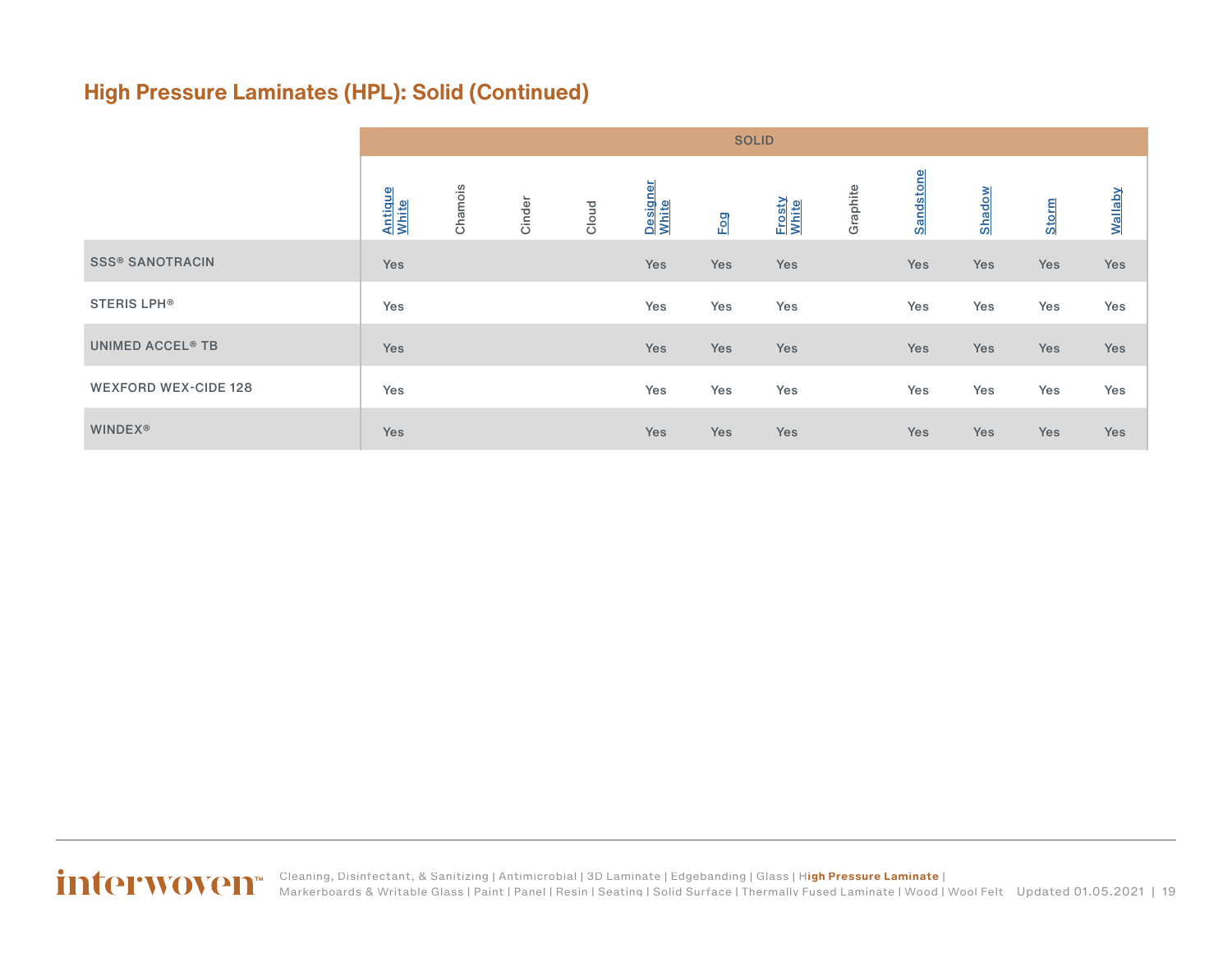## High Pressure Laminates (HPL): Solid (Continued)

| | SOLID | | | | | | | | | | | |
|---|---|---|---|---|---|---|---|---|---|---|---|---|
| | Antique White | Chamois | Cinder | Cloud | Designer White | Fog | Frosty White | Graphite | Sandstone | Shadow | Storm | Wallaby |
| SSS® SANOTRACIN | Yes | | | | Yes | Yes | Yes | | Yes | Yes | Yes | Yes |
| STERIS LPH® | Yes | | | | Yes | Yes | Yes | | Yes | Yes | Yes | Yes |
| UNIMED ACCEL® TB | Yes | | | | Yes | Yes | Yes | | Yes | Yes | Yes | Yes |
| WEXFORD WEX-CIDE 128 | Yes | | | | Yes | Yes | Yes | | Yes | Yes | Yes | Yes |
| WINDEX® | Yes | | | | Yes | Yes | Yes | | Yes | Yes | Yes | Yes |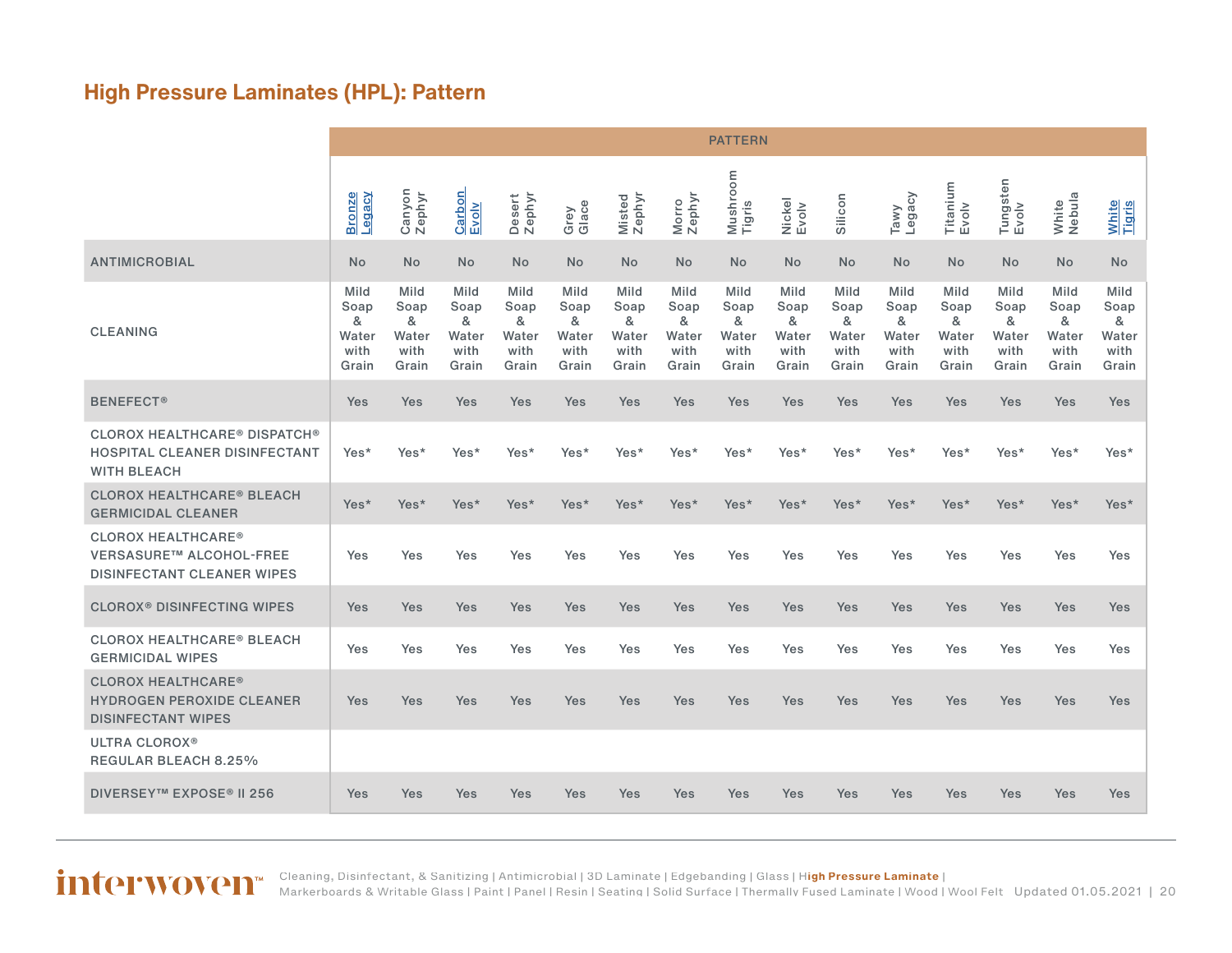## High Pressure Laminates (HPL): Pattern

| | PATTERN | | | | | | | | | | | | | | |
|---|---|---|---|---|---|---|---|---|---|---|---|---|---|---|---|
| | Bronze Legacy | Canyon Zephyr | Carbon Evolv | Desert Zephyr | Grey Glace | Misted Zephyr | Morro Zephyr | Mushroom Tigris | Nickel Evolv | Silicon | Tawy Legacy | Titanium Evolv | Tungsten Evolv | White Nebula | White Tigris |
| ANTIMICROBIAL | No | No | No | No | No | No | No | No | No | No | No | No | No | No | No |
| CLEANING | Mild Soap & Water with Grain | Mild Soap & Water with Grain | Mild Soap & Water with Grain | Mild Soap & Water with Grain | Mild Soap & Water with Grain | Mild Soap & Water with Grain | Mild Soap & Water with Grain | Mild Soap & Water with Grain | Mild Soap & Water with Grain | Mild Soap & Water with Grain | Mild Soap & Water with Grain | Mild Soap & Water with Grain | Mild Soap & Water with Grain | Mild Soap & Water with Grain | Mild Soap & Water with Grain |
| BENEFECT® | Yes | Yes | Yes | Yes | Yes | Yes | Yes | Yes | Yes | Yes | Yes | Yes | Yes | Yes | Yes |
| CLOROX HEALTHCARE® DISPATCH® HOSPITAL CLEANER DISINFECTANT WITH BLEACH | Yes* | Yes* | Yes* | Yes* | Yes* | Yes* | Yes* | Yes* | Yes* | Yes* | Yes* | Yes* | Yes* | Yes* | Yes* |
| CLOROX HEALTHCARE® BLEACH GERMICIDAL CLEANER | Yes* | Yes* | Yes* | Yes* | Yes* | Yes* | Yes* | Yes* | Yes* | Yes* | Yes* | Yes* | Yes* | Yes* | Yes* |
| CLOROX HEALTHCARE® VERSASURE™ ALCOHOL-FREE DISINFECTANT CLEANER WIPES | Yes | Yes | Yes | Yes | Yes | Yes | Yes | Yes | Yes | Yes | Yes | Yes | Yes | Yes | Yes |
| CLOROX® DISINFECTING WIPES | Yes | Yes | Yes | Yes | Yes | Yes | Yes | Yes | Yes | Yes | Yes | Yes | Yes | Yes | Yes |
| CLOROX HEALTHCARE® BLEACH GERMICIDAL WIPES | Yes | Yes | Yes | Yes | Yes | Yes | Yes | Yes | Yes | Yes | Yes | Yes | Yes | Yes | Yes |
| CLOROX HEALTHCARE® HYDROGEN PEROXIDE CLEANER DISINFECTANT WIPES | Yes | Yes | Yes | Yes | Yes | Yes | Yes | Yes | Yes | Yes | Yes | Yes | Yes | Yes | Yes |
| ULTRA CLOROX® REGULAR BLEACH 8.25% | | | | | | | | | | | | | | | |
| DIVERSEY™ EXPOSE® II 256 | Yes | Yes | Yes | Yes | Yes | Yes | Yes | Yes | Yes | Yes | Yes | Yes | Yes | Yes | Yes |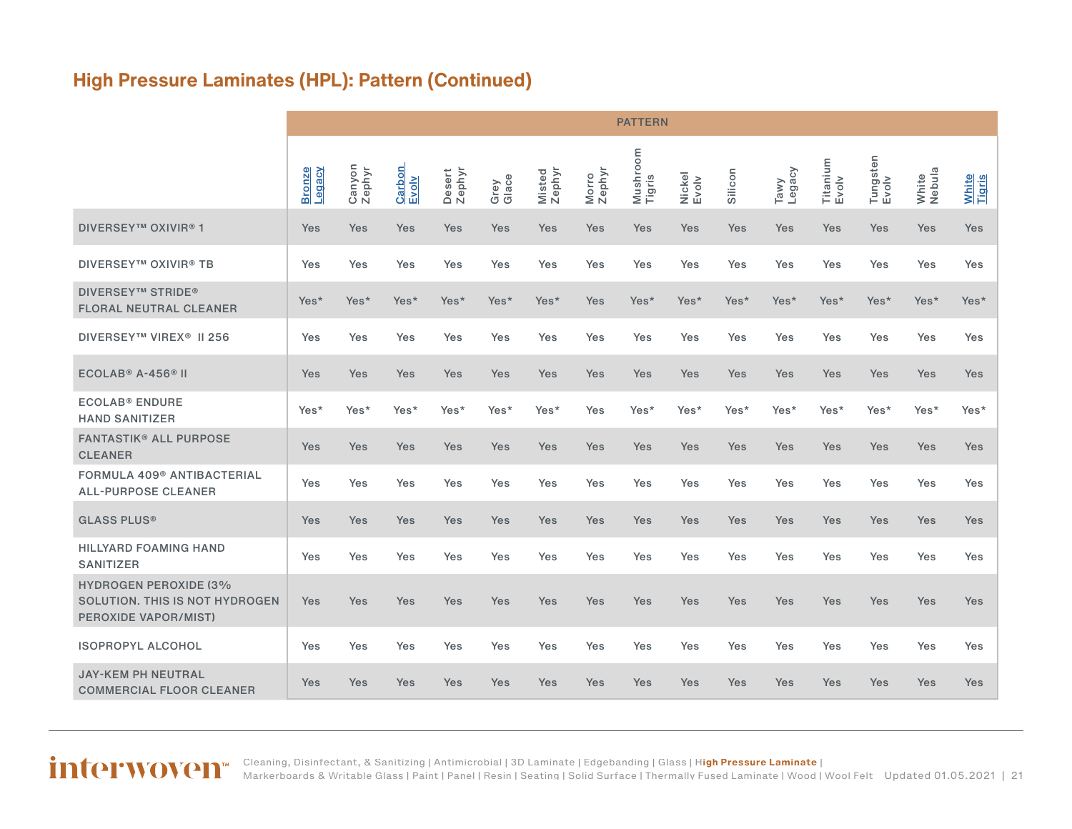## High Pressure Laminates (HPL): Pattern (Continued)

| | PATTERN | | | | | | | | | | | | | | |
|---|---|---|---|---|---|---|---|---|---|---|---|---|---|---|---|
| | Bronze Legacy | Canyon Zephyr | Carbon Evolv | Desert Zephyr | Grey Glace | Misted Zephyr | Morro Zephyr | Mushroom Tigris | Nickel Evolv | Silicon | Tawy Legacy | Titanium Evolv | Tungsten Evolv | White Nebula | White Tigris |
| DIVERSEY™ OXIVIR® 1 | Yes | Yes | Yes | Yes | Yes | Yes | Yes | Yes | Yes | Yes | Yes | Yes | Yes | Yes | Yes |
| DIVERSEY™ OXIVIR® TB | Yes | Yes | Yes | Yes | Yes | Yes | Yes | Yes | Yes | Yes | Yes | Yes | Yes | Yes | Yes |
| DIVERSEY™ STRIDE® FLORAL NEUTRAL CLEANER | Yes* | Yes* | Yes* | Yes* | Yes* | Yes* | Yes | Yes* | Yes* | Yes* | Yes* | Yes* | Yes* | Yes* | Yes* |
| DIVERSEY™ VIREX® II 256 | Yes | Yes | Yes | Yes | Yes | Yes | Yes | Yes | Yes | Yes | Yes | Yes | Yes | Yes | Yes |
| ECOLAB® A-456® II | Yes | Yes | Yes | Yes | Yes | Yes | Yes | Yes | Yes | Yes | Yes | Yes | Yes | Yes | Yes |
| ECOLAB® ENDURE HAND SANITIZER | Yes* | Yes* | Yes* | Yes* | Yes* | Yes* | Yes | Yes* | Yes* | Yes* | Yes* | Yes* | Yes* | Yes* | Yes* |
| FANTASTIK® ALL PURPOSE CLEANER | Yes | Yes | Yes | Yes | Yes | Yes | Yes | Yes | Yes | Yes | Yes | Yes | Yes | Yes | Yes |
| FORMULA 409® ANTIBACTERIAL ALL-PURPOSE CLEANER | Yes | Yes | Yes | Yes | Yes | Yes | Yes | Yes | Yes | Yes | Yes | Yes | Yes | Yes | Yes |
| GLASS PLUS® | Yes | Yes | Yes | Yes | Yes | Yes | Yes | Yes | Yes | Yes | Yes | Yes | Yes | Yes | Yes |
| HILLYARD FOAMING HAND SANITIZER | Yes | Yes | Yes | Yes | Yes | Yes | Yes | Yes | Yes | Yes | Yes | Yes | Yes | Yes | Yes |
| HYDROGEN PEROXIDE (3% SOLUTION. THIS IS NOT HYDROGEN PEROXIDE VAPOR/MIST) | Yes | Yes | Yes | Yes | Yes | Yes | Yes | Yes | Yes | Yes | Yes | Yes | Yes | Yes | Yes |
| ISOPROPYL ALCOHOL | Yes | Yes | Yes | Yes | Yes | Yes | Yes | Yes | Yes | Yes | Yes | Yes | Yes | Yes | Yes |
| JAY-KEM PH NEUTRAL COMMERCIAL FLOOR CLEANER | Yes | Yes | Yes | Yes | Yes | Yes | Yes | Yes | Yes | Yes | Yes | Yes | Yes | Yes | Yes |

interwoven™ Cleaning, Disinfectant, & Sanitizing | Antimicrobial | 3D Laminate | Edgebanding | Glass | **High Pressure Laminate** | Markerboards & Writable Glass | Paint | Panel | Resin | Seating | Solid Surface | Thermally Fused Laminate | Wood | Wool Felt Updated 01.05.2021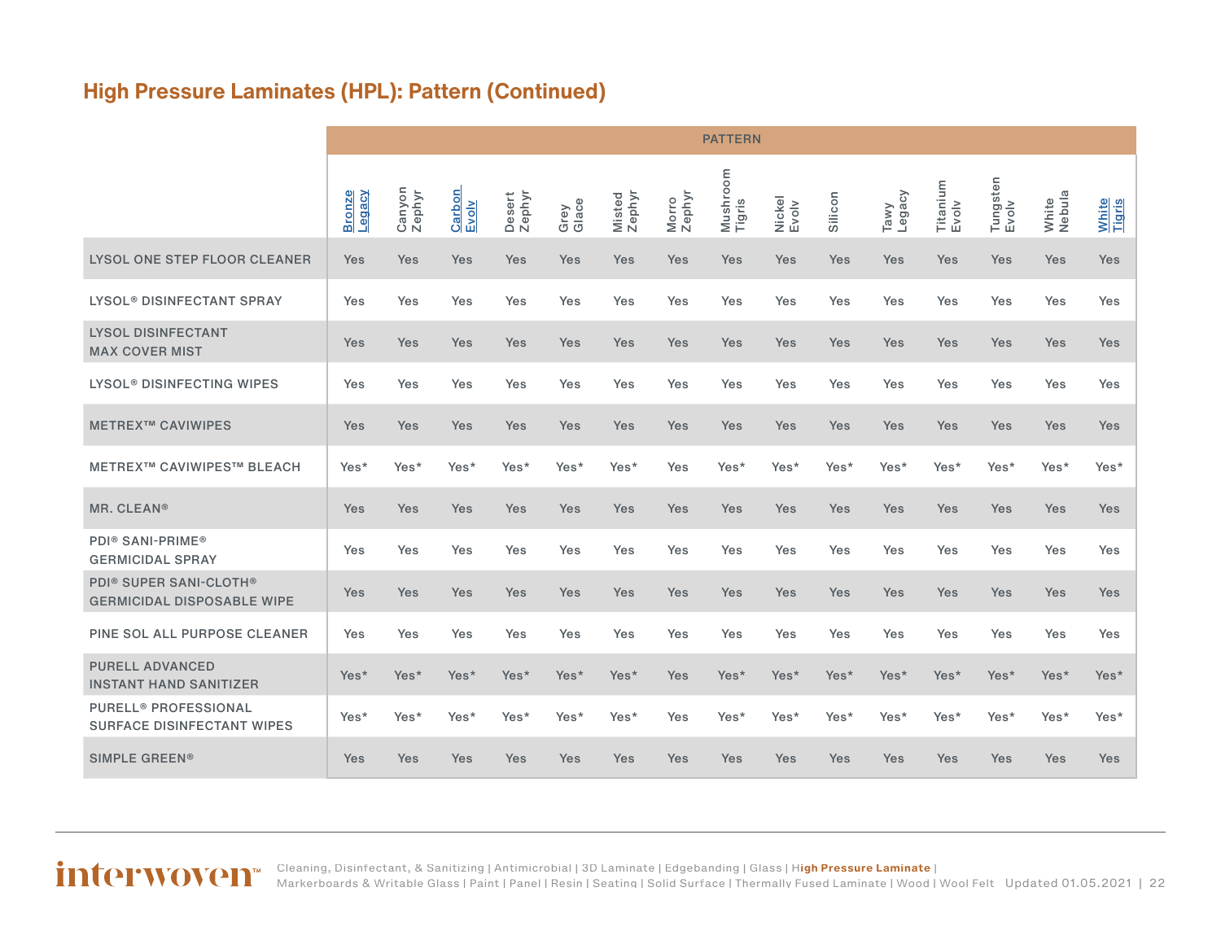## High Pressure Laminates (HPL): Pattern (Continued)

| | PATTERN | | | | | | | | | | | | | | |
|---|---|---|---|---|---|---|---|---|---|---|---|---|---|---|---|
| | Bronze Legacy | Canyon Zephyr | Carbon Evolv | Desert Zephyr | Grey Glace | Misted Zephyr | Morro Zephyr | Mushroom Tigris | Nickel Evolv | Silicon | Tawy Legacy | Titanium Evolv | Tungsten Evolv | White Nebula | White Tigris |
| LYSOL ONE STEP FLOOR CLEANER | Yes | Yes | Yes | Yes | Yes | Yes | Yes | Yes | Yes | Yes | Yes | Yes | Yes | Yes | Yes |
| LYSOL® DISINFECTANT SPRAY | Yes | Yes | Yes | Yes | Yes | Yes | Yes | Yes | Yes | Yes | Yes | Yes | Yes | Yes | Yes |
| LYSOL DISINFECTANT MAX COVER MIST | Yes | Yes | Yes | Yes | Yes | Yes | Yes | Yes | Yes | Yes | Yes | Yes | Yes | Yes | Yes |
| LYSOL® DISINFECTING WIPES | Yes | Yes | Yes | Yes | Yes | Yes | Yes | Yes | Yes | Yes | Yes | Yes | Yes | Yes | Yes |
| METREX™ CAVIWIPES | Yes | Yes | Yes | Yes | Yes | Yes | Yes | Yes | Yes | Yes | Yes | Yes | Yes | Yes | Yes |
| METREX™ CAVIWIPES™ BLEACH | Yes* | Yes* | Yes* | Yes* | Yes* | Yes* | Yes | Yes* | Yes* | Yes* | Yes* | Yes* | Yes* | Yes* | Yes* |
| MR. CLEAN® | Yes | Yes | Yes | Yes | Yes | Yes | Yes | Yes | Yes | Yes | Yes | Yes | Yes | Yes | Yes |
| PDI® SANI-PRIME® GERMICIDAL SPRAY | Yes | Yes | Yes | Yes | Yes | Yes | Yes | Yes | Yes | Yes | Yes | Yes | Yes | Yes | Yes |
| PDI® SUPER SANI-CLOTH® GERMICIDAL DISPOSABLE WIPE | Yes | Yes | Yes | Yes | Yes | Yes | Yes | Yes | Yes | Yes | Yes | Yes | Yes | Yes | Yes |
| PINE SOL ALL PURPOSE CLEANER | Yes | Yes | Yes | Yes | Yes | Yes | Yes | Yes | Yes | Yes | Yes | Yes | Yes | Yes | Yes |
| PURELL ADVANCED INSTANT HAND SANITIZER | Yes* | Yes* | Yes* | Yes* | Yes* | Yes* | Yes | Yes* | Yes* | Yes* | Yes* | Yes* | Yes* | Yes* | Yes* |
| PURELL® PROFESSIONAL SURFACE DISINFECTANT WIPES | Yes* | Yes* | Yes* | Yes* | Yes* | Yes* | Yes | Yes* | Yes* | Yes* | Yes* | Yes* | Yes* | Yes* | Yes* |
| SIMPLE GREEN® | Yes | Yes | Yes | Yes | Yes | Yes | Yes | Yes | Yes | Yes | Yes | Yes | Yes | Yes | Yes |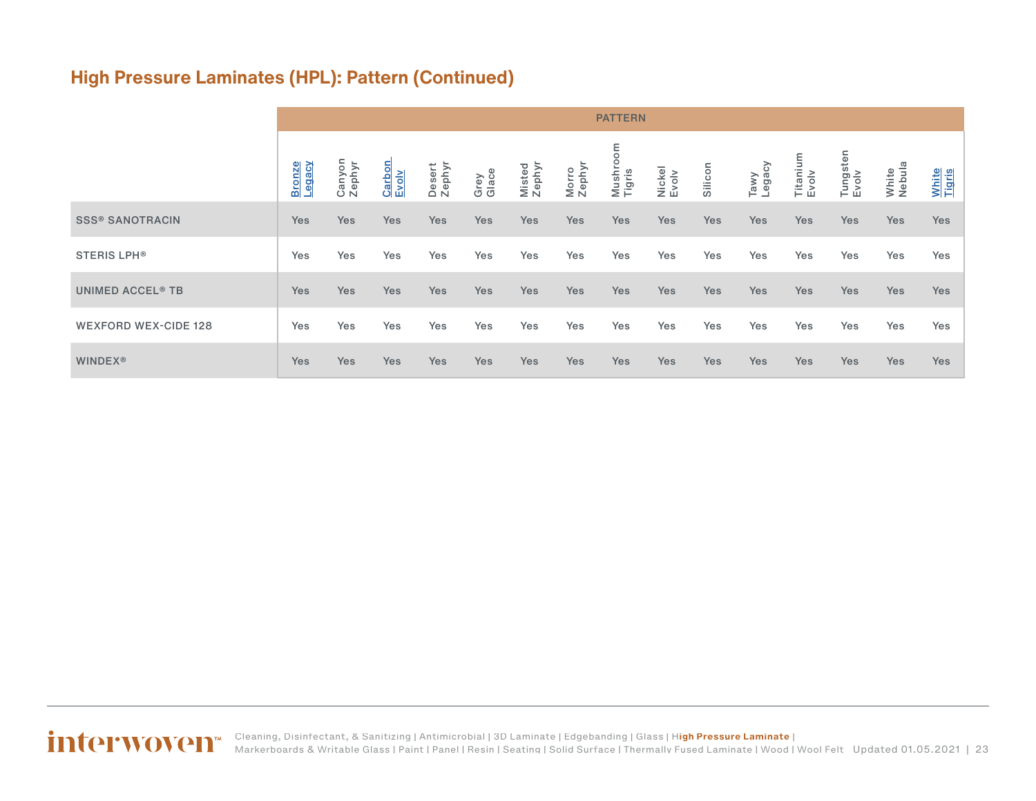## High Pressure Laminates (HPL): Pattern (Continued)

| | PATTERN | | | | | | | | | | | | | | |
|---|---|---|---|---|---|---|---|---|---|---|---|---|---|---|---|
| | Bronze Legacy | Canyon Zephyr | Carbon Evolv | Desert Zephyr | Grey Glace | Misted Zephyr | Morro Zephyr | Mushroom Tigris | Nickel Evolv | Silicon | Tawy Legacy | Titanium Evolv | Tungsten Evolv | White Nebula | White Tigris |
| SSS® SANOTRACIN | Yes | Yes | Yes | Yes | Yes | Yes | Yes | Yes | Yes | Yes | Yes | Yes | Yes | Yes | Yes |
| STERIS LPH® | Yes | Yes | Yes | Yes | Yes | Yes | Yes | Yes | Yes | Yes | Yes | Yes | Yes | Yes | Yes |
| UNIMED ACCEL® TB | Yes | Yes | Yes | Yes | Yes | Yes | Yes | Yes | Yes | Yes | Yes | Yes | Yes | Yes | Yes |
| WEXFORD WEX-CIDE 128 | Yes | Yes | Yes | Yes | Yes | Yes | Yes | Yes | Yes | Yes | Yes | Yes | Yes | Yes | Yes |
| WINDEX® | Yes | Yes | Yes | Yes | Yes | Yes | Yes | Yes | Yes | Yes | Yes | Yes | Yes | Yes | Yes |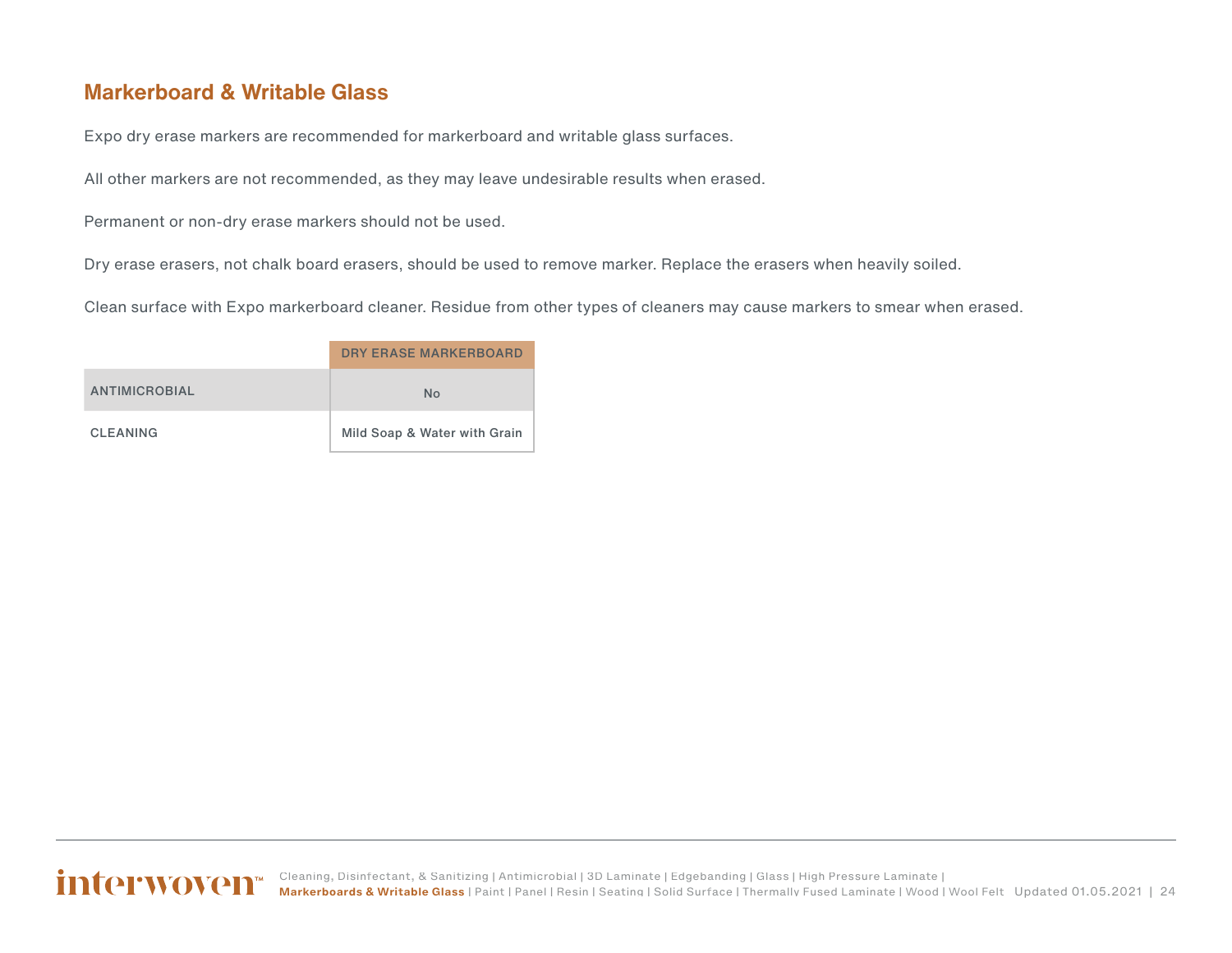## Markerboard & Writable Glass

Expo dry erase markers are recommended for markerboard and writable glass surfaces.

All other markers are not recommended, as they may leave undesirable results when erased.

Permanent or non-dry erase markers should not be used.

Dry erase erasers, not chalk board erasers, should be used to remove marker. Replace the erasers when heavily soiled.

Clean surface with Expo markerboard cleaner. Residue from other types of cleaners may cause markers to smear when erased.

| | DRY ERASE MARKERBOARD |
|---|---|
| ANTIMICROBIAL | No |
| CLEANING | Mild Soap & Water with Grain |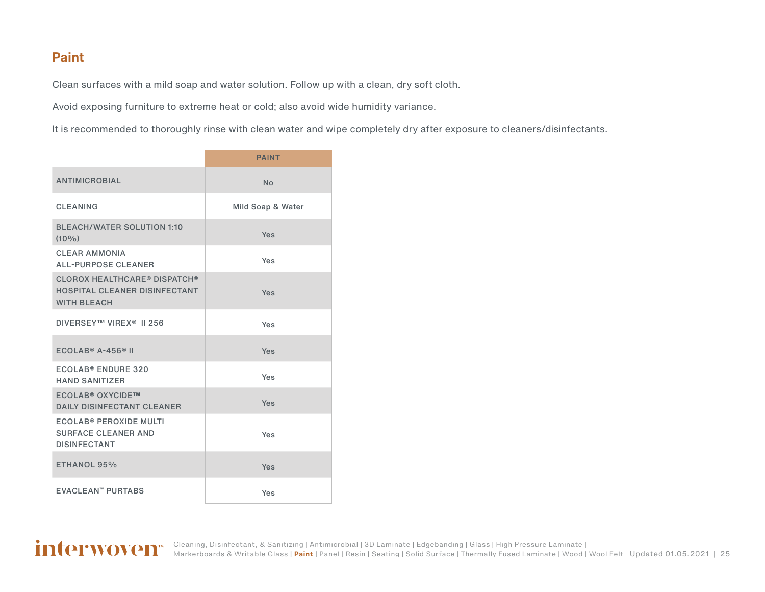## Paint

Clean surfaces with a mild soap and water solution. Follow up with a clean, dry soft cloth.

Avoid exposing furniture to extreme heat or cold; also avoid wide humidity variance.

It is recommended to thoroughly rinse with clean water and wipe completely dry after exposure to cleaners/disinfectants.

| | PAINT |
|---|---|
| ANTIMICROBIAL | No |
| CLEANING | Mild Soap & Water |
| BLEACH/WATER SOLUTION 1:10 (10%) | Yes |
| CLEAR AMMONIA ALL-PURPOSE CLEANER | Yes |
| CLOROX HEALTHCARE® DISPATCH® HOSPITAL CLEANER DISINFECTANT WITH BLEACH | Yes |
| DIVERSEY™ VIREX® II 256 | Yes |
| ECOLAB® A-456® II | Yes |
| ECOLAB® ENDURE 320 HAND SANITIZER | Yes |
| ECOLAB® OXYCIDE™ DAILY DISINFECTANT CLEANER | Yes |
| ECOLAB® PEROXIDE MULTI SURFACE CLEANER AND DISINFECTANT | Yes |
| ETHANOL 95% | Yes |
| EVACLEAN™ PURTABS | Yes |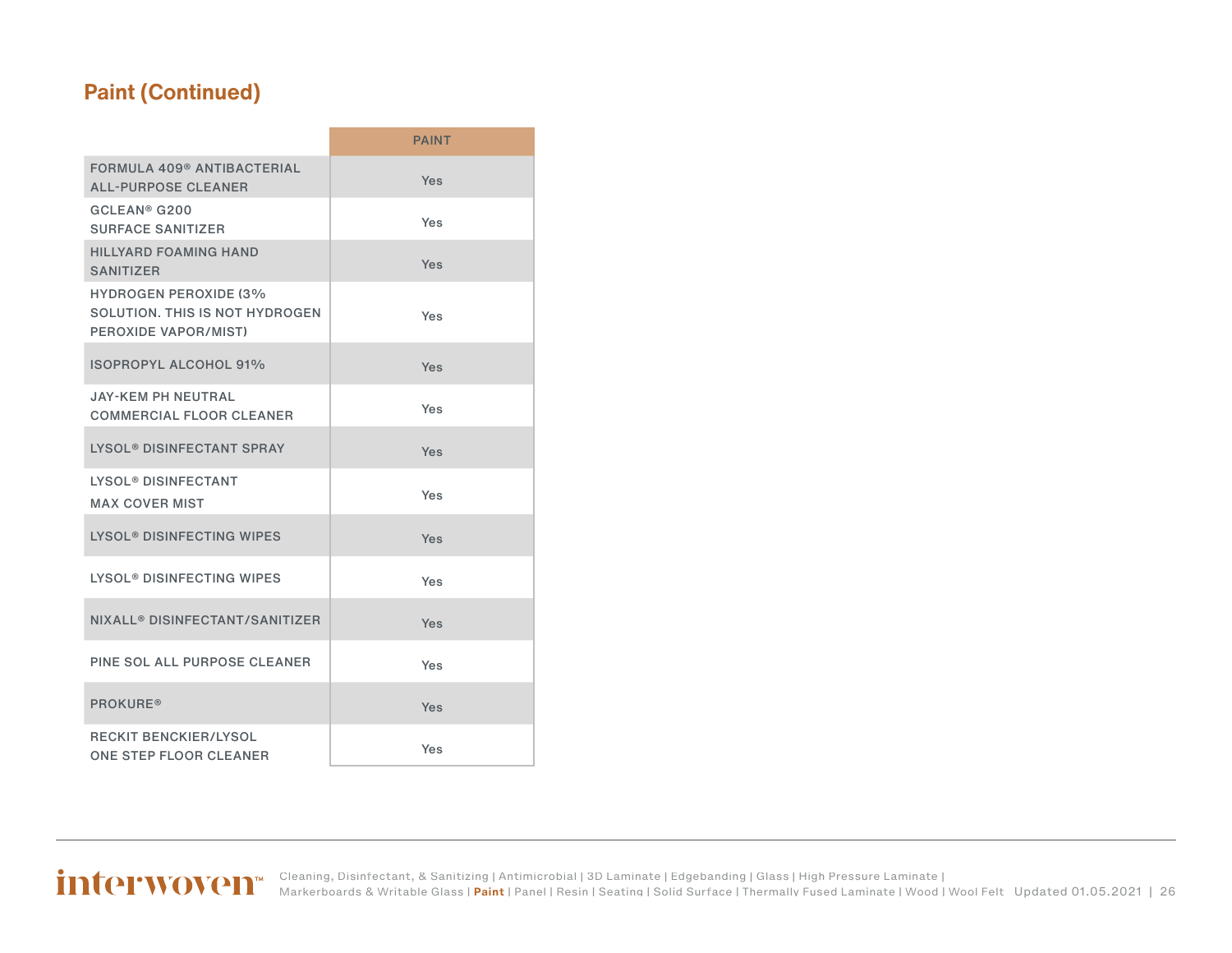## Paint (Continued)

| | PAINT |
|---|---|
| FORMULA 409® ANTIBACTERIAL ALL-PURPOSE CLEANER | Yes |
| GCLEAN® G200 SURFACE SANITIZER | Yes |
| HILLYARD FOAMING HAND SANITIZER | Yes |
| HYDROGEN PEROXIDE (3% SOLUTION. THIS IS NOT HYDROGEN PEROXIDE VAPOR/MIST) | Yes |
| ISOPROPYL ALCOHOL 91% | Yes |
| JAY-KEM PH NEUTRAL COMMERCIAL FLOOR CLEANER | Yes |
| LYSOL® DISINFECTANT SPRAY | Yes |
| LYSOL® DISINFECTANT MAX COVER MIST | Yes |
| LYSOL® DISINFECTING WIPES | Yes |
| LYSOL® DISINFECTING WIPES | Yes |
| NIXALL® DISINFECTANT/SANITIZER | Yes |
| PINE SOL ALL PURPOSE CLEANER | Yes |
| PROKURE® | Yes |
| RECKIT BENCKIER/LYSOL ONE STEP FLOOR CLEANER | Yes |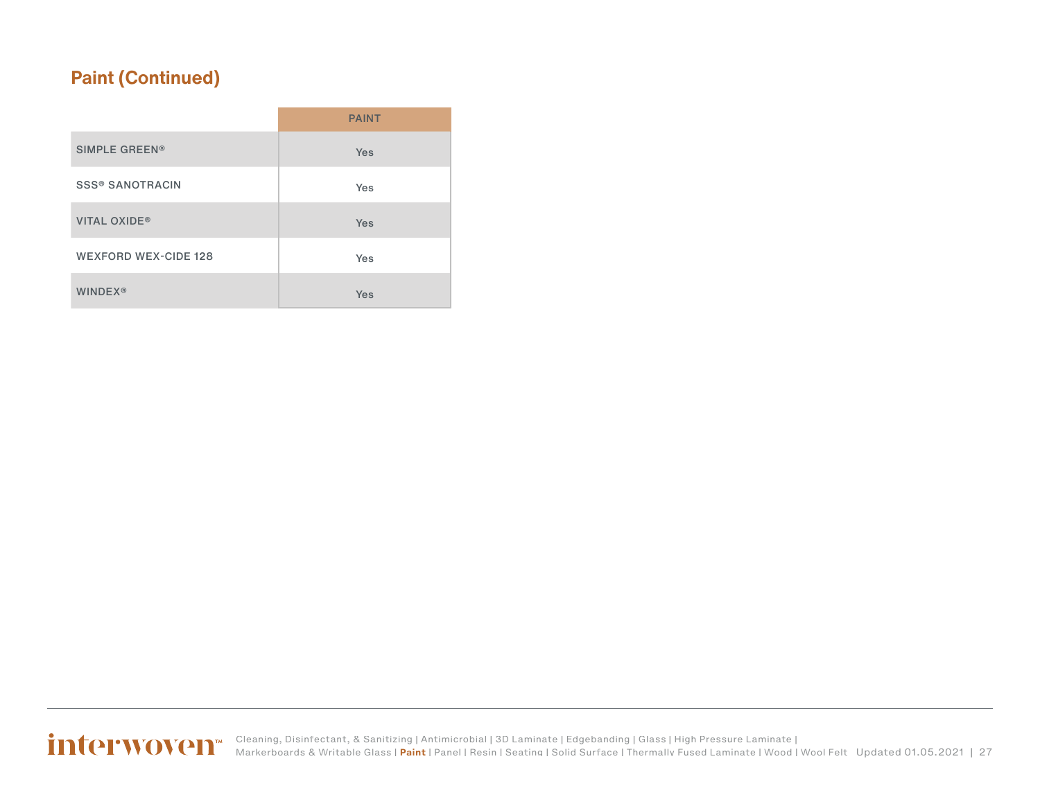## Paint (Continued)

| | PAINT |
|---|---|
| SIMPLE GREEN® | Yes |
| SSS® SANOTRACIN | Yes |
| VITAL OXIDE® | Yes |
| WEXFORD WEX-CIDE 128 | Yes |
| WINDEX® | Yes |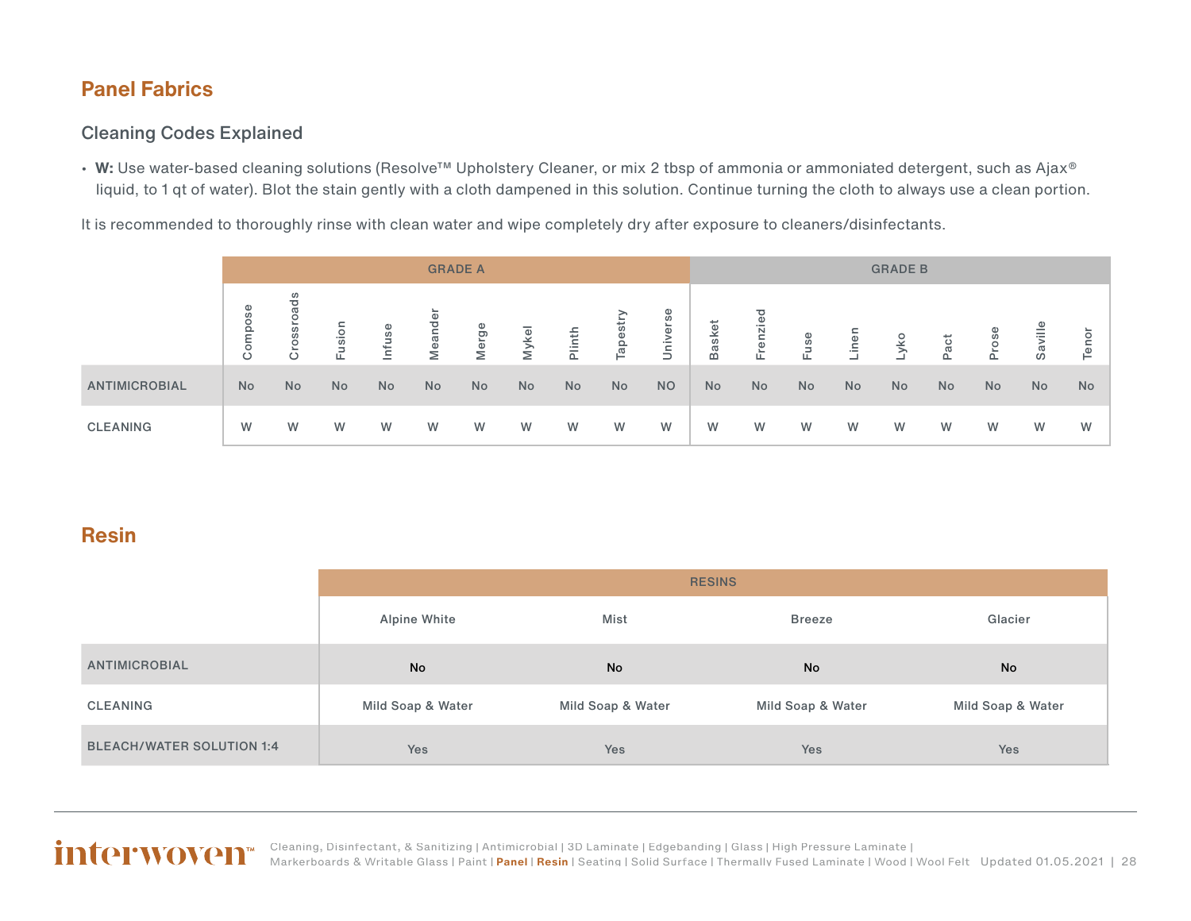## Panel Fabrics

### Cleaning Codes Explained

- **W:** Use water-based cleaning solutions (Resolve™ Upholstery Cleaner, or mix 2 tbsp of ammonia or ammoniated detergent, such as Ajax® liquid, to 1 qt of water). Blot the stain gently with a cloth dampened in this solution. Continue turning the cloth to always use a clean portion.

It is recommended to thoroughly rinse with clean water and wipe completely dry after exposure to cleaners/disinfectants.

| | GRADE A | | | | | | | | | | GRADE B | | | | | | | | |
|---|---|---|---|---|---|---|---|---|---|---|---|---|---|---|---|---|---|---|---|
| | Compose | Crossroads | Fusion | Infuse | Meander | Merge | Mykel | Plinth | Tapestry | Universe | Basket | Frenzied | Fuse | Linen | Lyko | Pact | Prose | Saville | Tenor |
| ANTIMICROBIAL | No | No | No | No | No | No | No | No | No | NO | No | No | No | No | No | No | No | No | No |
| CLEANING | W | W | W | W | W | W | W | W | W | W | W | W | W | W | W | W | W | W | W |

## Resin

| | RESINS | | | |
|---|---|---|---|---|
| | Alpine White | Mist | Breeze | Glacier |
| ANTIMICROBIAL | No | No | No | No |
| CLEANING | Mild Soap & Water | Mild Soap & Water | Mild Soap & Water | Mild Soap & Water |
| BLEACH/WATER SOLUTION 1:4 | Yes | Yes | Yes | Yes |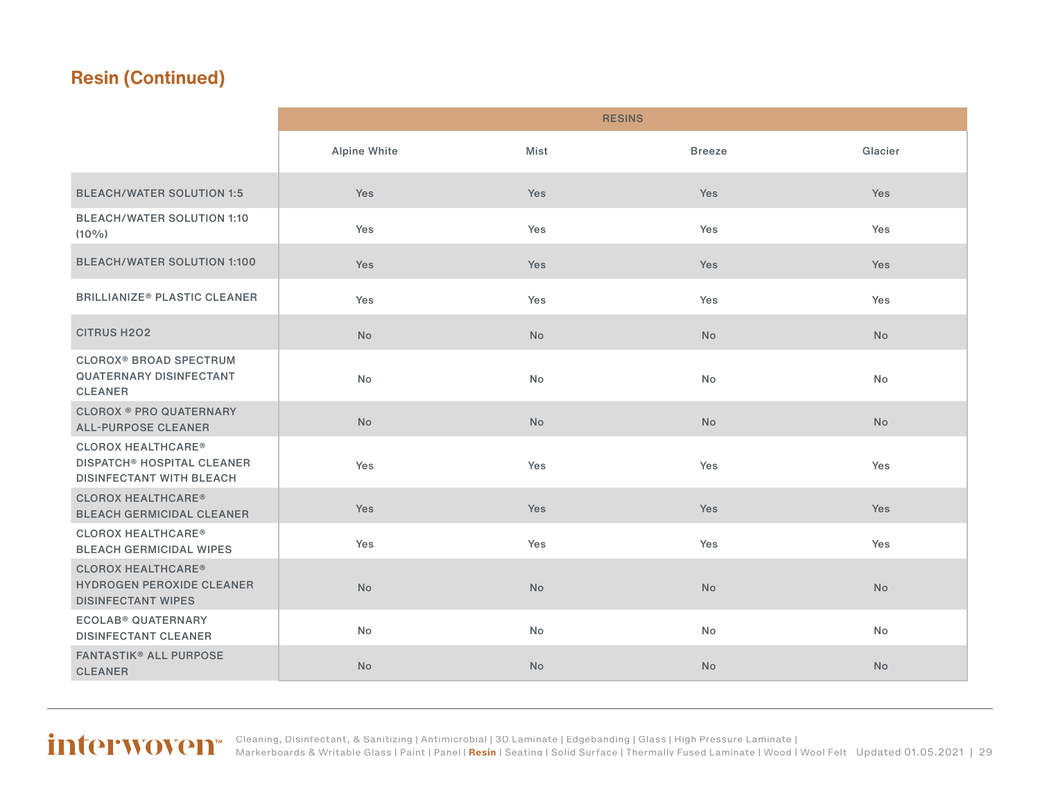## Resin (Continued)

| | RESINS | | | |
|---|---|---|---|---|
| | Alpine White | Mist | Breeze | Glacier |
| BLEACH/WATER SOLUTION 1:5 | Yes | Yes | Yes | Yes |
| BLEACH/WATER SOLUTION 1:10 (10%) | Yes | Yes | Yes | Yes |
| BLEACH/WATER SOLUTION 1:100 | Yes | Yes | Yes | Yes |
| BRILLIANIZE® PLASTIC CLEANER | Yes | Yes | Yes | Yes |
| CITRUS H2O2 | No | No | No | No |
| CLOROX® BROAD SPECTRUM QUATERNARY DISINFECTANT CLEANER | No | No | No | No |
| CLOROX ® PRO QUATERNARY ALL-PURPOSE CLEANER | No | No | No | No |
| CLOROX HEALTHCARE® DISPATCH® HOSPITAL CLEANER DISINFECTANT WITH BLEACH | Yes | Yes | Yes | Yes |
| CLOROX HEALTHCARE® BLEACH GERMICIDAL CLEANER | Yes | Yes | Yes | Yes |
| CLOROX HEALTHCARE® BLEACH GERMICIDAL WIPES | Yes | Yes | Yes | Yes |
| CLOROX HEALTHCARE® HYDROGEN PEROXIDE CLEANER DISINFECTANT WIPES | No | No | No | No |
| ECOLAB® QUATERNARY DISINFECTANT CLEANER | No | No | No | No |
| FANTASTIK® ALL PURPOSE CLEANER | No | No | No | No |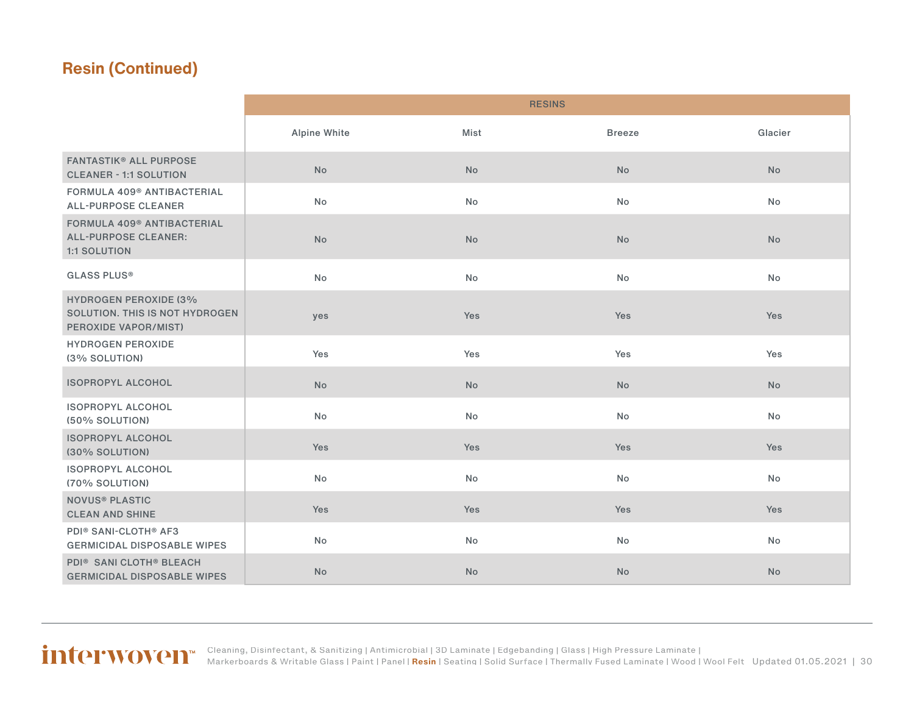## Resin (Continued)

| | RESINS | | | |
|---|---|---|---|---|
| | Alpine White | Mist | Breeze | Glacier |
| FANTASTIK® ALL PURPOSE CLEANER - 1:1 SOLUTION | No | No | No | No |
| FORMULA 409® ANTIBACTERIAL ALL-PURPOSE CLEANER | No | No | No | No |
| FORMULA 409® ANTIBACTERIAL ALL-PURPOSE CLEANER: 1:1 SOLUTION | No | No | No | No |
| GLASS PLUS® | No | No | No | No |
| HYDROGEN PEROXIDE (3% SOLUTION. THIS IS NOT HYDROGEN PEROXIDE VAPOR/MIST) | yes | Yes | Yes | Yes |
| HYDROGEN PEROXIDE (3% SOLUTION) | Yes | Yes | Yes | Yes |
| ISOPROPYL ALCOHOL | No | No | No | No |
| ISOPROPYL ALCOHOL (50% SOLUTION) | No | No | No | No |
| ISOPROPYL ALCOHOL (30% SOLUTION) | Yes | Yes | Yes | Yes |
| ISOPROPYL ALCOHOL (70% SOLUTION) | No | No | No | No |
| NOVUS® PLASTIC CLEAN AND SHINE | Yes | Yes | Yes | Yes |
| PDI® SANI-CLOTH® AF3 GERMICIDAL DISPOSABLE WIPES | No | No | No | No |
| PDI® SANI CLOTH® BLEACH GERMICIDAL DISPOSABLE WIPES | No | No | No | No |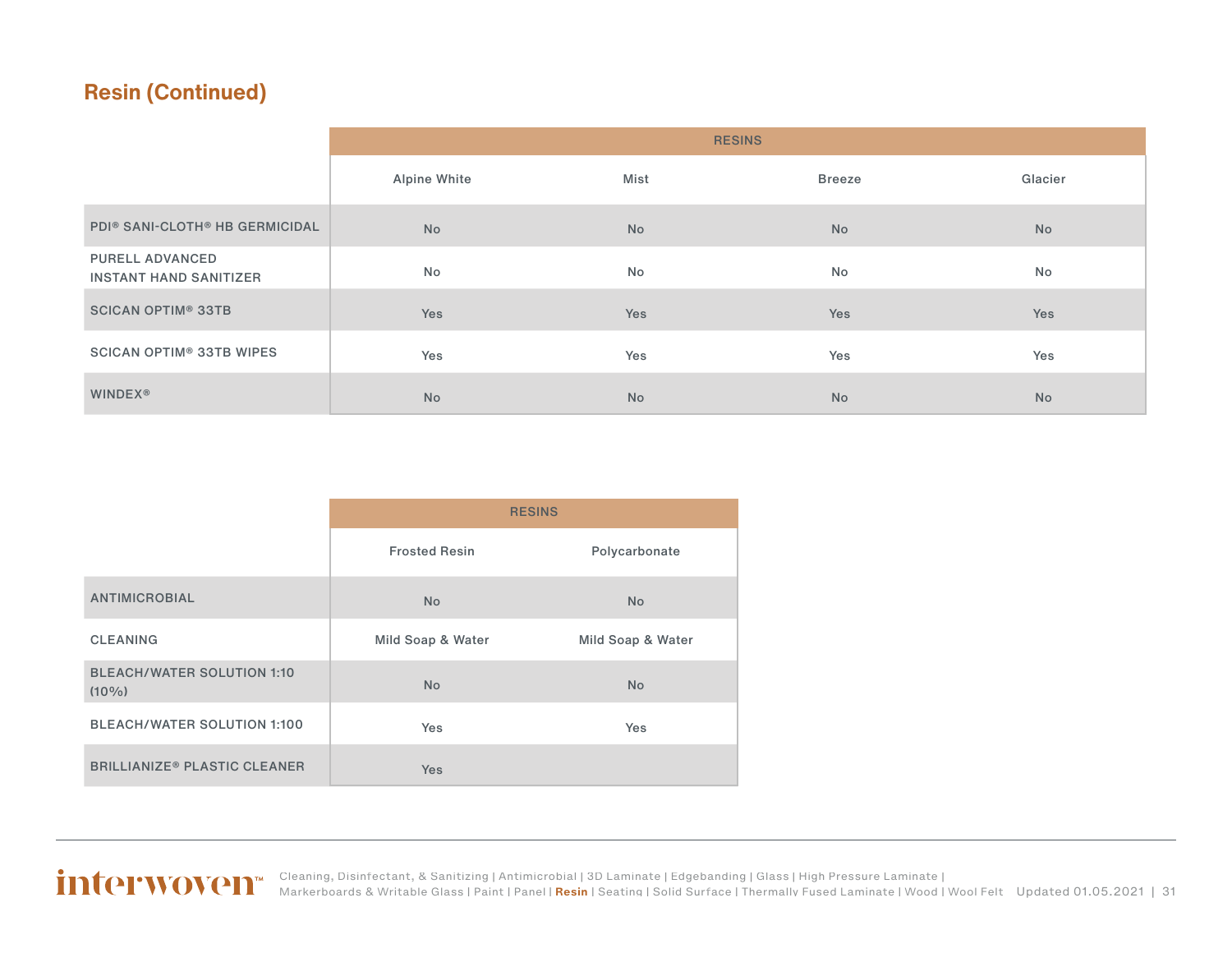## Resin (Continued)

| | RESINS | | | |
|---|---|---|---|---|
| | Alpine White | Mist | Breeze | Glacier |
| PDI® SANI-CLOTH® HB GERMICIDAL | No | No | No | No |
| PURELL ADVANCED INSTANT HAND SANITIZER | No | No | No | No |
| SCICAN OPTIM® 33TB | Yes | Yes | Yes | Yes |
| SCICAN OPTIM® 33TB WIPES | Yes | Yes | Yes | Yes |
| WINDEX® | No | No | No | No |

| | RESINS | |
|---|---|---|
| | Frosted Resin | Polycarbonate |
| ANTIMICROBIAL | No | No |
| CLEANING | Mild Soap & Water | Mild Soap & Water |
| BLEACH/WATER SOLUTION 1:10 (10%) | No | No |
| BLEACH/WATER SOLUTION 1:100 | Yes | Yes |
| BRILLIANIZE® PLASTIC CLEANER | Yes | |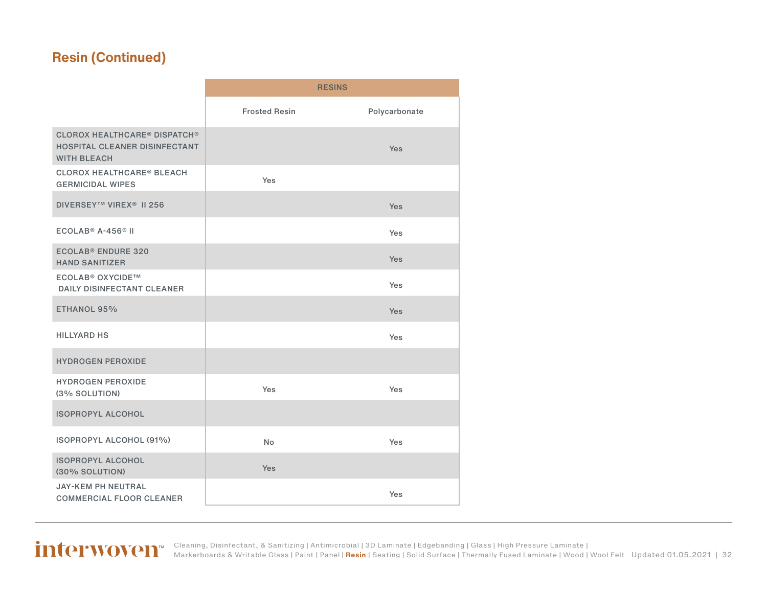## Resin (Continued)

| | RESINS | |
|---|---|---|
| | Frosted Resin | Polycarbonate |
| CLOROX HEALTHCARE® DISPATCH® HOSPITAL CLEANER DISINFECTANT WITH BLEACH | | Yes |
| CLOROX HEALTHCARE® BLEACH GERMICIDAL WIPES | Yes | |
| DIVERSEY™ VIREX® II 256 | | Yes |
| ECOLAB® A-456® II | | Yes |
| ECOLAB® ENDURE 320 HAND SANITIZER | | Yes |
| ECOLAB® OXYCIDE™ DAILY DISINFECTANT CLEANER | | Yes |
| ETHANOL 95% | | Yes |
| HILLYARD HS | | Yes |
| HYDROGEN PEROXIDE | | |
| HYDROGEN PEROXIDE (3% SOLUTION) | Yes | Yes |
| ISOPROPYL ALCOHOL | | |
| ISOPROPYL ALCOHOL (91%) | No | Yes |
| ISOPROPYL ALCOHOL (30% SOLUTION) | Yes | |
| JAY-KEM PH NEUTRAL COMMERCIAL FLOOR CLEANER | | Yes |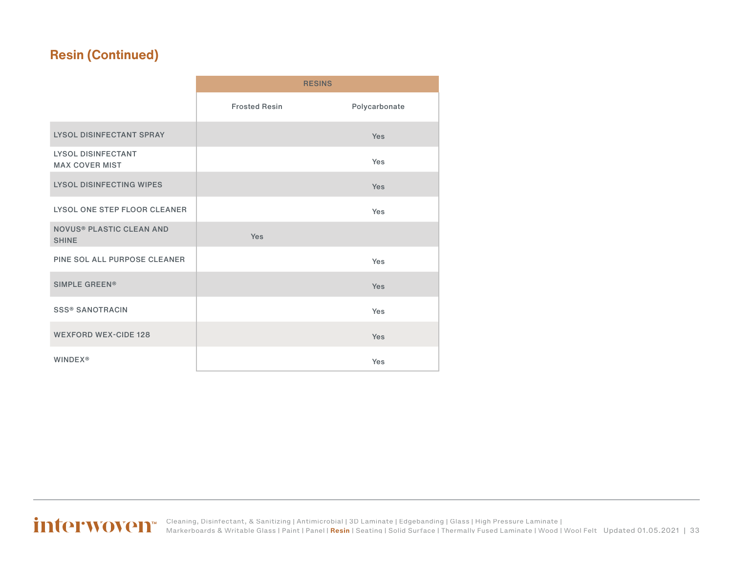## Resin (Continued)

| | RESINS | |
|---|---|---|
| | Frosted Resin | Polycarbonate |
| LYSOL DISINFECTANT SPRAY | | Yes |
| LYSOL DISINFECTANT MAX COVER MIST | | Yes |
| LYSOL DISINFECTING WIPES | | Yes |
| LYSOL ONE STEP FLOOR CLEANER | | Yes |
| NOVUS® PLASTIC CLEAN AND SHINE | Yes | |
| PINE SOL ALL PURPOSE CLEANER | | Yes |
| SIMPLE GREEN® | | Yes |
| SSS® SANOTRACIN | | Yes |
| WEXFORD WEX-CIDE 128 | | Yes |
| WINDEX® | | Yes |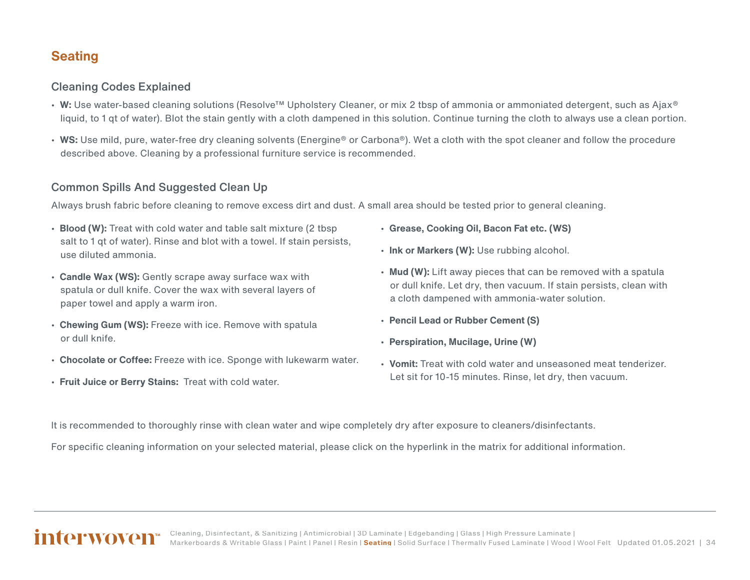## Seating

### Cleaning Codes Explained

- **W:** Use water-based cleaning solutions (Resolve™ Upholstery Cleaner, or mix 2 tbsp of ammonia or ammoniated detergent, such as Ajax® liquid, to 1 qt of water). Blot the stain gently with a cloth dampened in this solution. Continue turning the cloth to always use a clean portion.
- **WS:** Use mild, pure, water-free dry cleaning solvents (Energine® or Carbona®). Wet a cloth with the spot cleaner and follow the procedure described above. Cleaning by a professional furniture service is recommended.

### Common Spills And Suggested Clean Up

Always brush fabric before cleaning to remove excess dirt and dust. A small area should be tested prior to general cleaning.

- **Blood (W):** Treat with cold water and table salt mixture (2 tbsp salt to 1 qt of water). Rinse and blot with a towel. If stain persists, use diluted ammonia.
- **Candle Wax (WS):** Gently scrape away surface wax with spatula or dull knife. Cover the wax with several layers of paper towel and apply a warm iron.
- **Chewing Gum (WS):** Freeze with ice. Remove with spatula or dull knife.
- **Chocolate or Coffee:** Freeze with ice. Sponge with lukewarm water.
- **Fruit Juice or Berry Stains:** Treat with cold water.
- **Grease, Cooking Oil, Bacon Fat etc. (WS)**
- **Ink or Markers (W):** Use rubbing alcohol.
- **Mud (W):** Lift away pieces that can be removed with a spatula or dull knife. Let dry, then vacuum. If stain persists, clean with a cloth dampened with ammonia-water solution.
- **Pencil Lead or Rubber Cement (S)**
- **Perspiration, Mucilage, Urine (W)**
- **Vomit:** Treat with cold water and unseasoned meat tenderizer. Let sit for 10-15 minutes. Rinse, let dry, then vacuum.

It is recommended to thoroughly rinse with clean water and wipe completely dry after exposure to cleaners/disinfectants.

For specific cleaning information on your selected material, please click on the hyperlink in the matrix for additional information.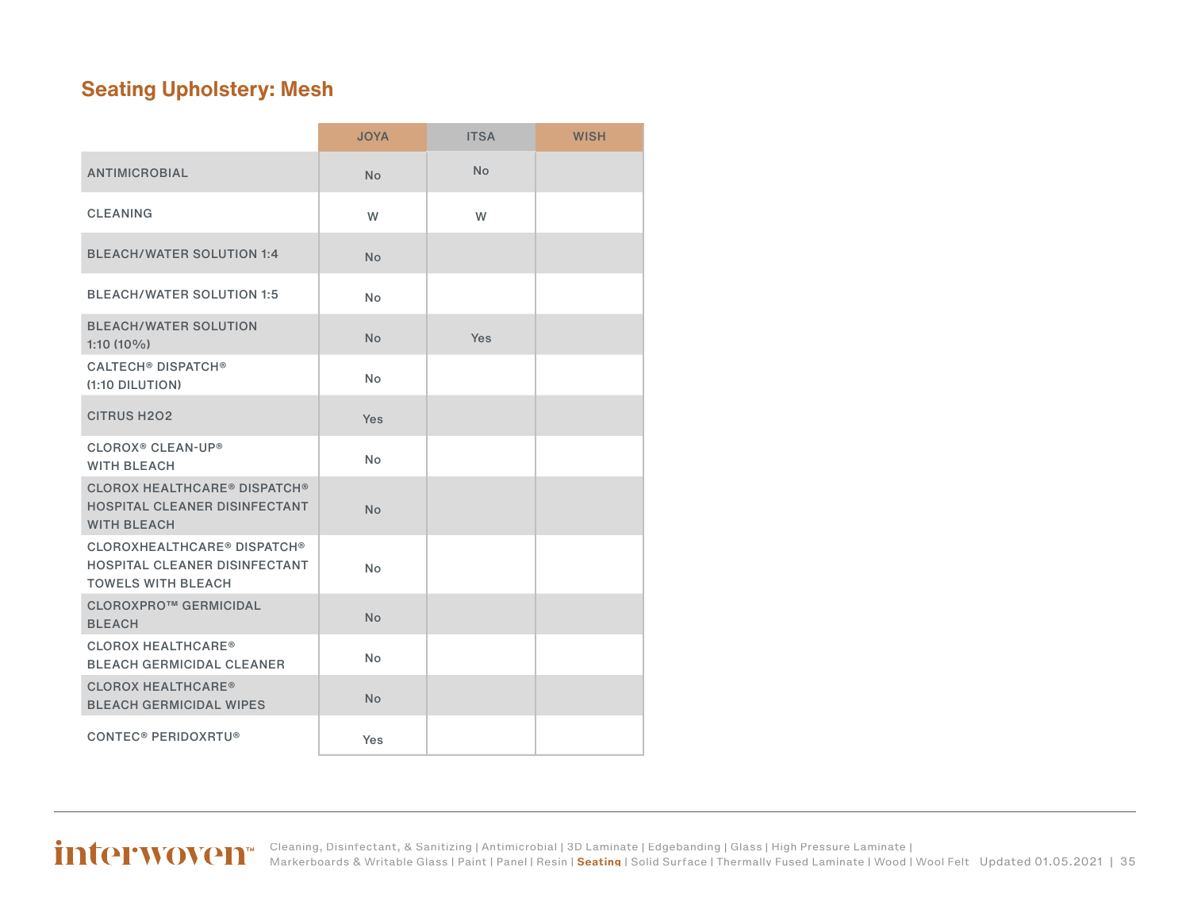## Seating Upholstery: Mesh

| | JOYA | ITSA | WISH |
|---|---|---|---|
| ANTIMICROBIAL | No | No | |
| CLEANING | W | W | |
| BLEACH/WATER SOLUTION 1:4 | No | | |
| BLEACH/WATER SOLUTION 1:5 | No | | |
| BLEACH/WATER SOLUTION 1:10 (10%) | No | Yes | |
| CALTECH® DISPATCH® (1:10 DILUTION) | No | | |
| CITRUS H2O2 | Yes | | |
| CLOROX® CLEAN-UP® WITH BLEACH | No | | |
| CLOROX HEALTHCARE® DISPATCH® HOSPITAL CLEANER DISINFECTANT WITH BLEACH | No | | |
| CLOROXHEALTHCARE® DISPATCH® HOSPITAL CLEANER DISINFECTANT TOWELS WITH BLEACH | No | | |
| CLOROXPRO™ GERMICIDAL BLEACH | No | | |
| CLOROX HEALTHCARE® BLEACH GERMICIDAL CLEANER | No | | |
| CLOROX HEALTHCARE® BLEACH GERMICIDAL WIPES | No | | |
| CONTEC® PERIDOXRTU® | Yes | | |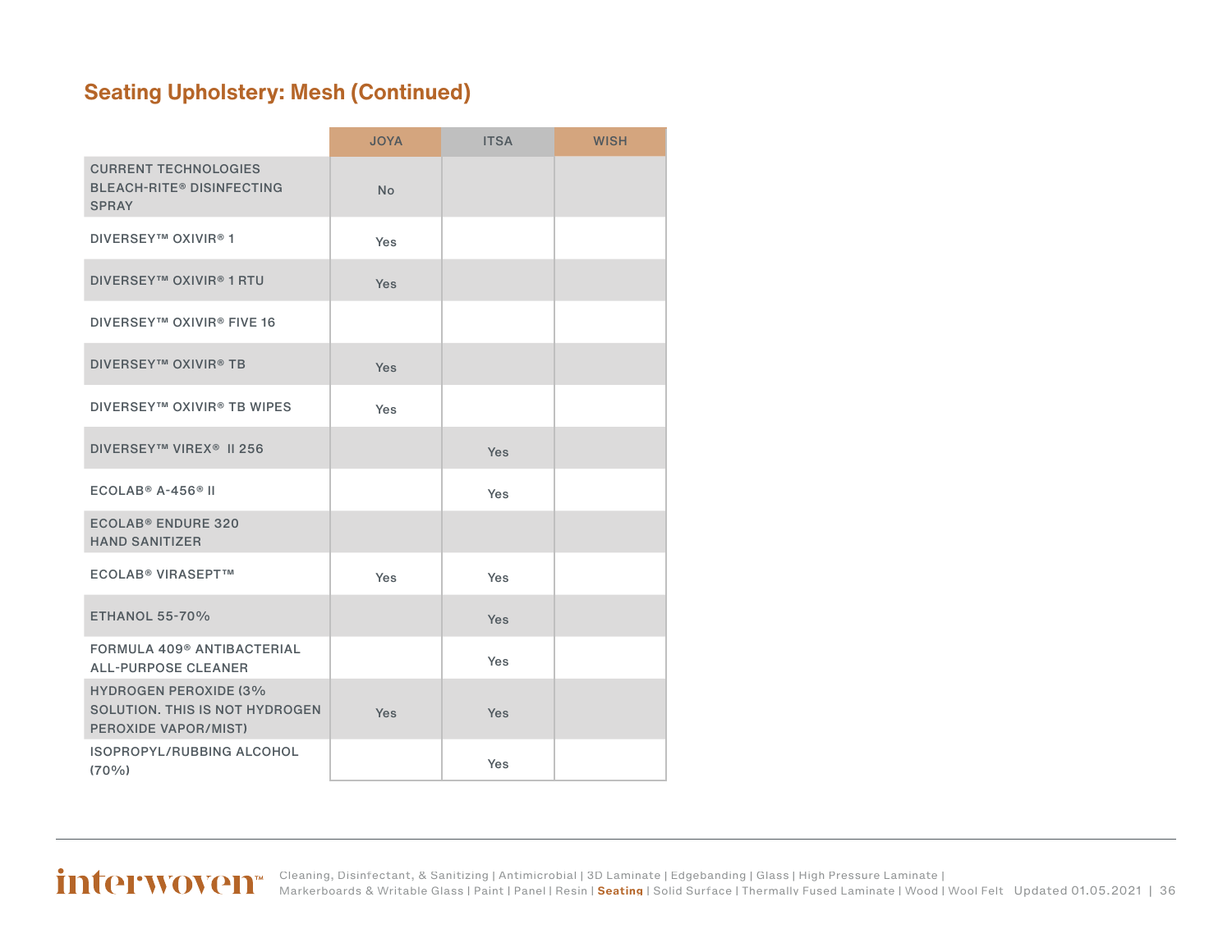## Seating Upholstery: Mesh (Continued)

| | JOYA | ITSA | WISH |
|---|---|---|---|
| CURRENT TECHNOLOGIES BLEACH-RITE® DISINFECTING SPRAY | No | | |
| DIVERSEY™ OXIVIR® 1 | Yes | | |
| DIVERSEY™ OXIVIR® 1 RTU | Yes | | |
| DIVERSEY™ OXIVIR® FIVE 16 | | | |
| DIVERSEY™ OXIVIR® TB | Yes | | |
| DIVERSEY™ OXIVIR® TB WIPES | Yes | | |
| DIVERSEY™ VIREX® II 256 | | Yes | |
| ECOLAB® A-456® II | | Yes | |
| ECOLAB® ENDURE 320 HAND SANITIZER | | | |
| ECOLAB® VIRASEPT™ | Yes | Yes | |
| ETHANOL 55-70% | | Yes | |
| FORMULA 409® ANTIBACTERIAL ALL-PURPOSE CLEANER | | Yes | |
| HYDROGEN PEROXIDE (3% SOLUTION. THIS IS NOT HYDROGEN PEROXIDE VAPOR/MIST) | Yes | Yes | |
| ISOPROPYL/RUBBING ALCOHOL (70%) | | Yes | |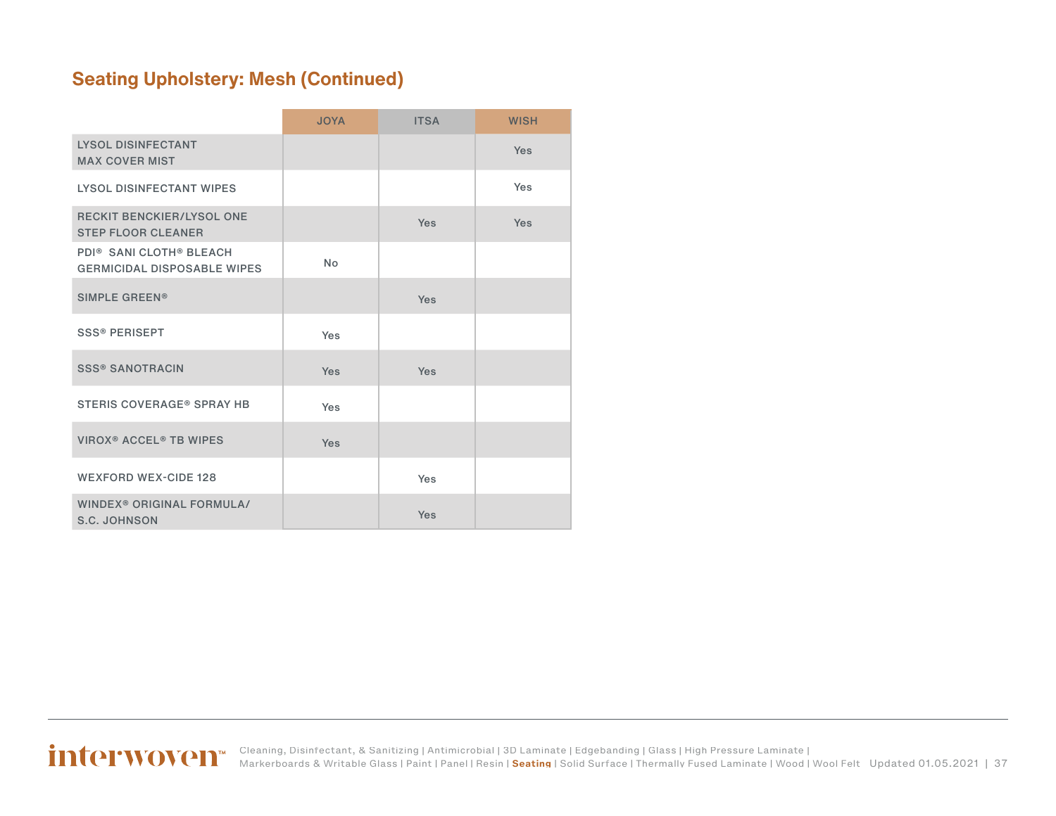## Seating Upholstery: Mesh (Continued)

| | JOYA | ITSA | WISH |
|---|---|---|---|
| LYSOL DISINFECTANT MAX COVER MIST | | | Yes |
| LYSOL DISINFECTANT WIPES | | | Yes |
| RECKIT BENCKIER/LYSOL ONE STEP FLOOR CLEANER | | Yes | Yes |
| PDI® SANI CLOTH® BLEACH GERMICIDAL DISPOSABLE WIPES | No | | |
| SIMPLE GREEN® | | Yes | |
| SSS® PERISEPT | Yes | | |
| SSS® SANOTRACIN | Yes | Yes | |
| STERIS COVERAGE® SPRAY HB | Yes | | |
| VIROX® ACCEL® TB WIPES | Yes | | |
| WEXFORD WEX-CIDE 128 | | Yes | |
| WINDEX® ORIGINAL FORMULA/ S.C. JOHNSON | | Yes | |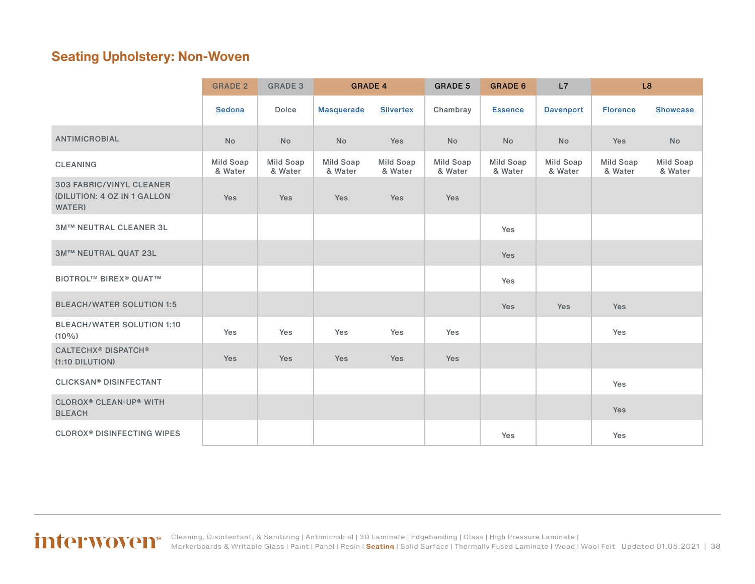## Seating Upholstery: Non-Woven

| | GRADE 2 | GRADE 3 | GRADE 4 | | GRADE 5 | GRADE 6 | L7 | L8 | |
|---|---|---|---|---|---|---|---|---|---|
| | Sedona | Dolce | Masquerade | Silvertex | Chambray | Essence | Davenport | Florence | Showcase |
| ANTIMICROBIAL | No | No | No | Yes | No | No | No | Yes | No |
| CLEANING | Mild Soap & Water | Mild Soap & Water | Mild Soap & Water | Mild Soap & Water | Mild Soap & Water | Mild Soap & Water | Mild Soap & Water | Mild Soap & Water | Mild Soap & Water |
| 303 FABRIC/VINYL CLEANER (DILUTION: 4 OZ IN 1 GALLON WATER) | Yes | Yes | Yes | Yes | Yes | | | | |
| 3M™ NEUTRAL CLEANER 3L | | | | | | Yes | | | |
| 3M™ NEUTRAL QUAT 23L | | | | | | Yes | | | |
| BIOTROL™ BIREX® QUAT™ | | | | | | Yes | | | |
| BLEACH/WATER SOLUTION 1:5 | | | | | | Yes | Yes | Yes | |
| BLEACH/WATER SOLUTION 1:10 (10%) | Yes | Yes | Yes | Yes | Yes | | | Yes | |
| CALTECHX® DISPATCH® (1:10 DILUTION) | Yes | Yes | Yes | Yes | Yes | | | | |
| CLICKSAN® DISINFECTANT | | | | | | | | Yes | |
| CLOROX® CLEAN-UP® WITH BLEACH | | | | | | | | Yes | |
| CLOROX® DISINFECTING WIPES | | | | | | Yes | | Yes | |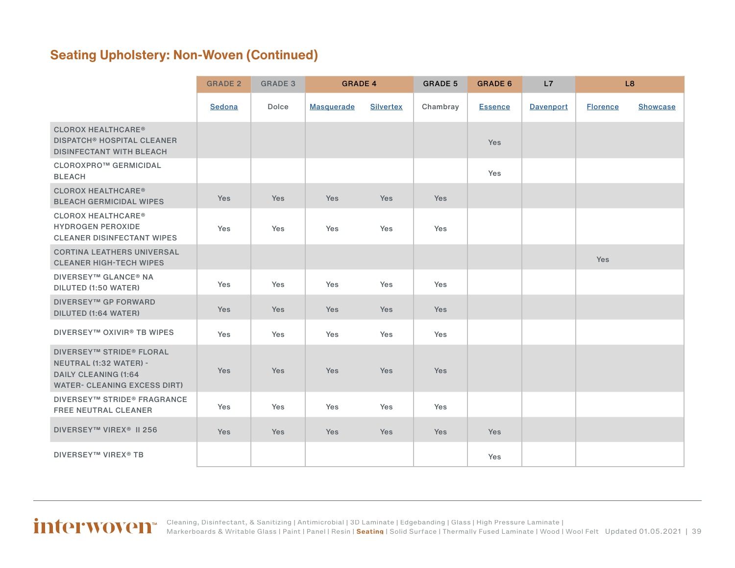## Seating Upholstery: Non-Woven (Continued)

| | GRADE 2 | GRADE 3 | GRADE 4 | | GRADE 5 | GRADE 6 | L7 | L8 | |
|---|---|---|---|---|---|---|---|---|---|
| | Sedona | Dolce | Masquerade | Silvertex | Chambray | Essence | Davenport | Florence | Showcase |
| CLOROX HEALTHCARE® DISPATCH® HOSPITAL CLEANER DISINFECTANT WITH BLEACH | | | | | | Yes | | | |
| CLOROXPRO™ GERMICIDAL BLEACH | | | | | | Yes | | | |
| CLOROX HEALTHCARE® BLEACH GERMICIDAL WIPES | Yes | Yes | Yes | Yes | Yes | | | | |
| CLOROX HEALTHCARE® HYDROGEN PEROXIDE CLEANER DISINFECTANT WIPES | Yes | Yes | Yes | Yes | Yes | | | | |
| CORTINA LEATHERS UNIVERSAL CLEANER HIGH-TECH WIPES | | | | | | | | Yes | |
| DIVERSEY™ GLANCE® NA DILUTED (1:50 WATER) | Yes | Yes | Yes | Yes | Yes | | | | |
| DIVERSEY™ GP FORWARD DILUTED (1:64 WATER) | Yes | Yes | Yes | Yes | Yes | | | | |
| DIVERSEY™ OXIVIR® TB WIPES | Yes | Yes | Yes | Yes | Yes | | | | |
| DIVERSEY™ STRIDE® FLORAL NEUTRAL (1:32 WATER) - DAILY CLEANING (1:64 WATER- CLEANING EXCESS DIRT) | Yes | Yes | Yes | Yes | Yes | | | | |
| DIVERSEY™ STRIDE® FRAGRANCE FREE NEUTRAL CLEANER | Yes | Yes | Yes | Yes | Yes | | | | |
| DIVERSEY™ VIREX® II 256 | Yes | Yes | Yes | Yes | Yes | Yes | | | |
| DIVERSEY™ VIREX® TB | | | | | | Yes | | | |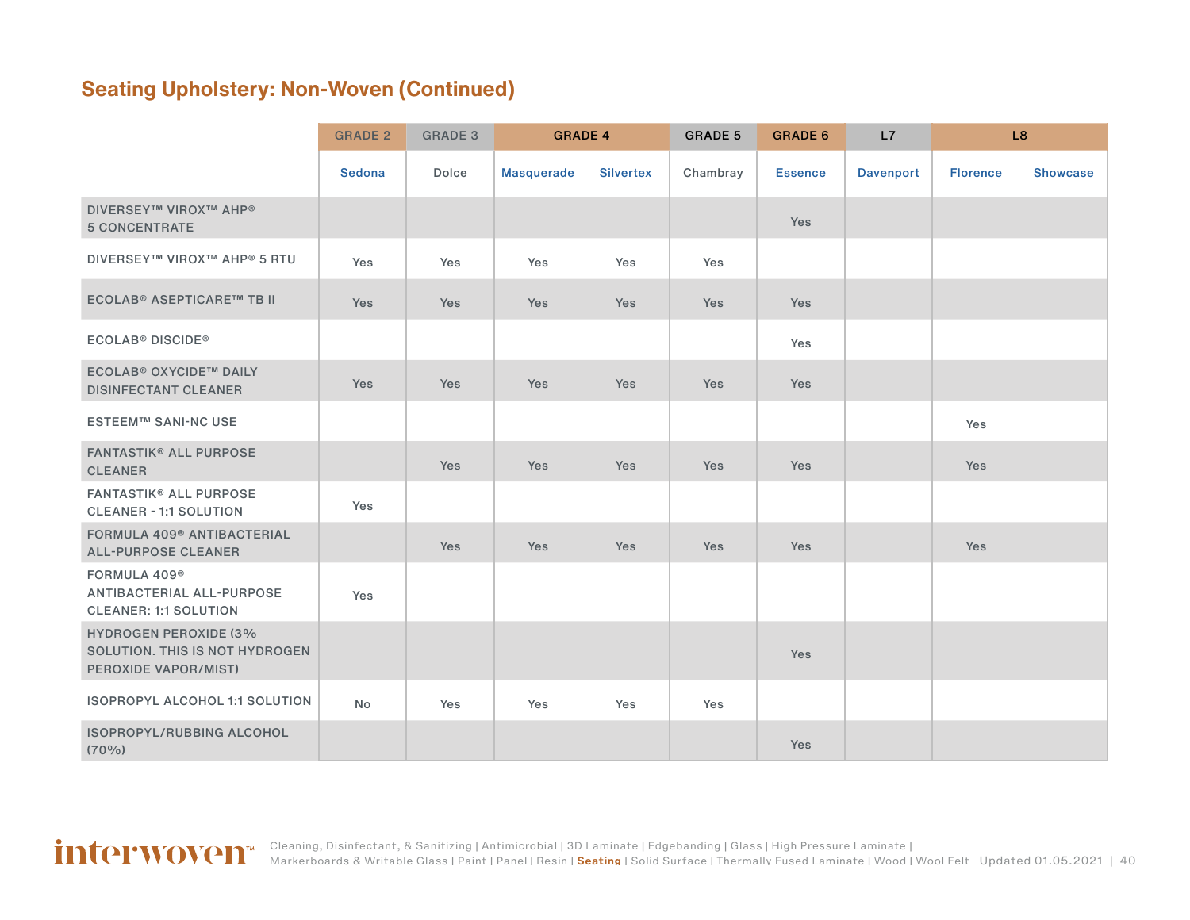## Seating Upholstery: Non-Woven (Continued)

| | GRADE 2 | GRADE 3 | GRADE 4 | | GRADE 5 | GRADE 6 | L7 | L8 | |
|---|---|---|---|---|---|---|---|---|---|
| | Sedona | Dolce | Masquerade | Silvertex | Chambray | Essence | Davenport | Florence | Showcase |
| DIVERSEY™ VIROX™ AHP® 5 CONCENTRATE | | | | | | Yes | | | |
| DIVERSEY™ VIROX™ AHP® 5 RTU | Yes | Yes | Yes | Yes | Yes | | | | |
| ECOLAB® ASEPTICARE™ TB II | Yes | Yes | Yes | Yes | Yes | Yes | | | |
| ECOLAB® DISCIDE® | | | | | | Yes | | | |
| ECOLAB® OXYCIDE™ DAILY DISINFECTANT CLEANER | Yes | Yes | Yes | Yes | Yes | Yes | | | |
| ESTEEM™ SANI-NC USE | | | | | | | | Yes | |
| FANTASTIK® ALL PURPOSE CLEANER | | Yes | Yes | Yes | Yes | Yes | | Yes | |
| FANTASTIK® ALL PURPOSE CLEANER - 1:1 SOLUTION | Yes | | | | | | | | |
| FORMULA 409® ANTIBACTERIAL ALL-PURPOSE CLEANER | | Yes | Yes | Yes | Yes | Yes | | Yes | |
| FORMULA 409® ANTIBACTERIAL ALL-PURPOSE CLEANER: 1:1 SOLUTION | Yes | | | | | | | | |
| HYDROGEN PEROXIDE (3% SOLUTION. THIS IS NOT HYDROGEN PEROXIDE VAPOR/MIST) | | | | | | Yes | | | |
| ISOPROPYL ALCOHOL 1:1 SOLUTION | No | Yes | Yes | Yes | Yes | | | | |
| ISOPROPYL/RUBBING ALCOHOL (70%) | | | | | | Yes | | | |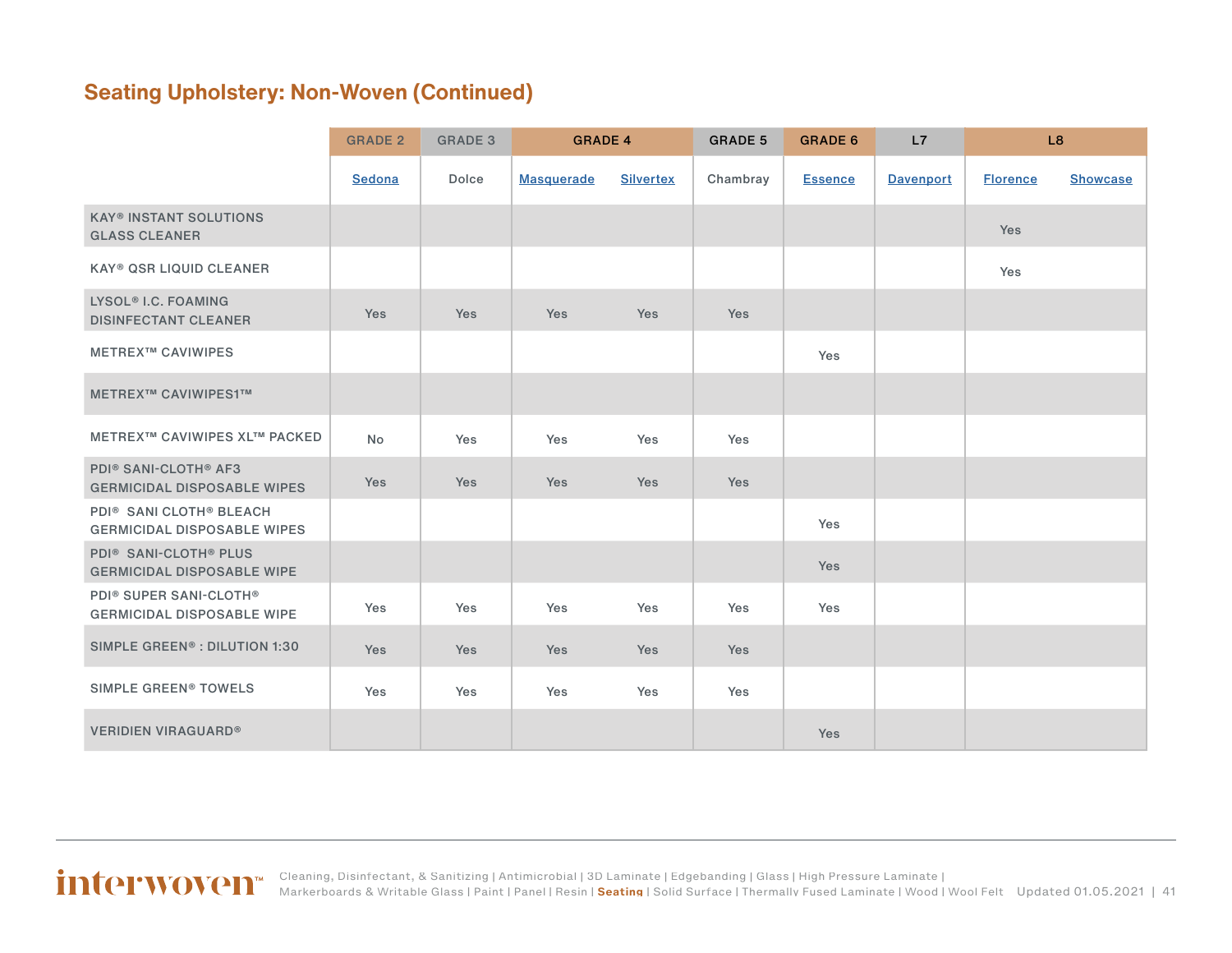## Seating Upholstery: Non-Woven (Continued)

| | GRADE 2 | GRADE 3 | GRADE 4 | | GRADE 5 | GRADE 6 | L7 | L8 | |
|---|---|---|---|---|---|---|---|---|---|
| | Sedona | Dolce | Masquerade | Silvertex | Chambray | Essence | Davenport | Florence | Showcase |
| KAY® INSTANT SOLUTIONS GLASS CLEANER | | | | | | | | Yes | |
| KAY® QSR LIQUID CLEANER | | | | | | | | Yes | |
| LYSOL® I.C. FOAMING DISINFECTANT CLEANER | Yes | Yes | Yes | Yes | Yes | | | | |
| METREX™ CAVIWIPES | | | | | | Yes | | | |
| METREX™ CAVIWIPES1™ | | | | | | | | | |
| METREX™ CAVIWIPES XL™ PACKED | No | Yes | Yes | Yes | Yes | | | | |
| PDI® SANI-CLOTH® AF3 GERMICIDAL DISPOSABLE WIPES | Yes | Yes | Yes | Yes | Yes | | | | |
| PDI® SANI CLOTH® BLEACH GERMICIDAL DISPOSABLE WIPES | | | | | | Yes | | | |
| PDI® SANI-CLOTH® PLUS GERMICIDAL DISPOSABLE WIPE | | | | | | Yes | | | |
| PDI® SUPER SANI-CLOTH® GERMICIDAL DISPOSABLE WIPE | Yes | Yes | Yes | Yes | Yes | Yes | | | |
| SIMPLE GREEN® : DILUTION 1:30 | Yes | Yes | Yes | Yes | Yes | | | | |
| SIMPLE GREEN® TOWELS | Yes | Yes | Yes | Yes | Yes | | | | |
| VERIDIEN VIRAGUARD® | | | | | | Yes | | | |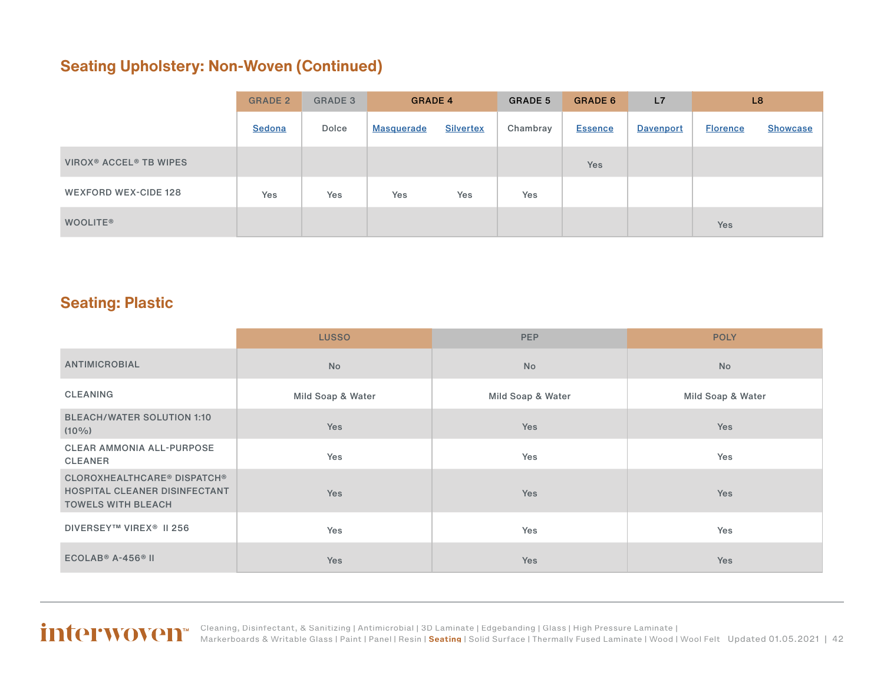## Seating Upholstery: Non-Woven (Continued)

| | GRADE 2 | GRADE 3 | GRADE 4 | | GRADE 5 | GRADE 6 | L7 | L8 | |
|---|---|---|---|---|---|---|---|---|---|
| | Sedona | Dolce | Masquerade | Silvertex | Chambray | Essence | Davenport | Florence | Showcase |
| VIROX® ACCEL® TB WIPES | | | | | | Yes | | | |
| WEXFORD WEX-CIDE 128 | Yes | Yes | Yes | Yes | Yes | | | | |
| WOOLITE® | | | | | | | | Yes | |

## Seating: Plastic

| | LUSSO | PEP | POLY |
|---|---|---|---|
| ANTIMICROBIAL | No | No | No |
| CLEANING | Mild Soap & Water | Mild Soap & Water | Mild Soap & Water |
| BLEACH/WATER SOLUTION 1:10 (10%) | Yes | Yes | Yes |
| CLEAR AMMONIA ALL-PURPOSE CLEANER | Yes | Yes | Yes |
| CLOROXHEALTHCARE® DISPATCH® HOSPITAL CLEANER DISINFECTANT TOWELS WITH BLEACH | Yes | Yes | Yes |
| DIVERSEY™ VIREX® II 256 | Yes | Yes | Yes |
| ECOLAB® A-456® II | Yes | Yes | Yes |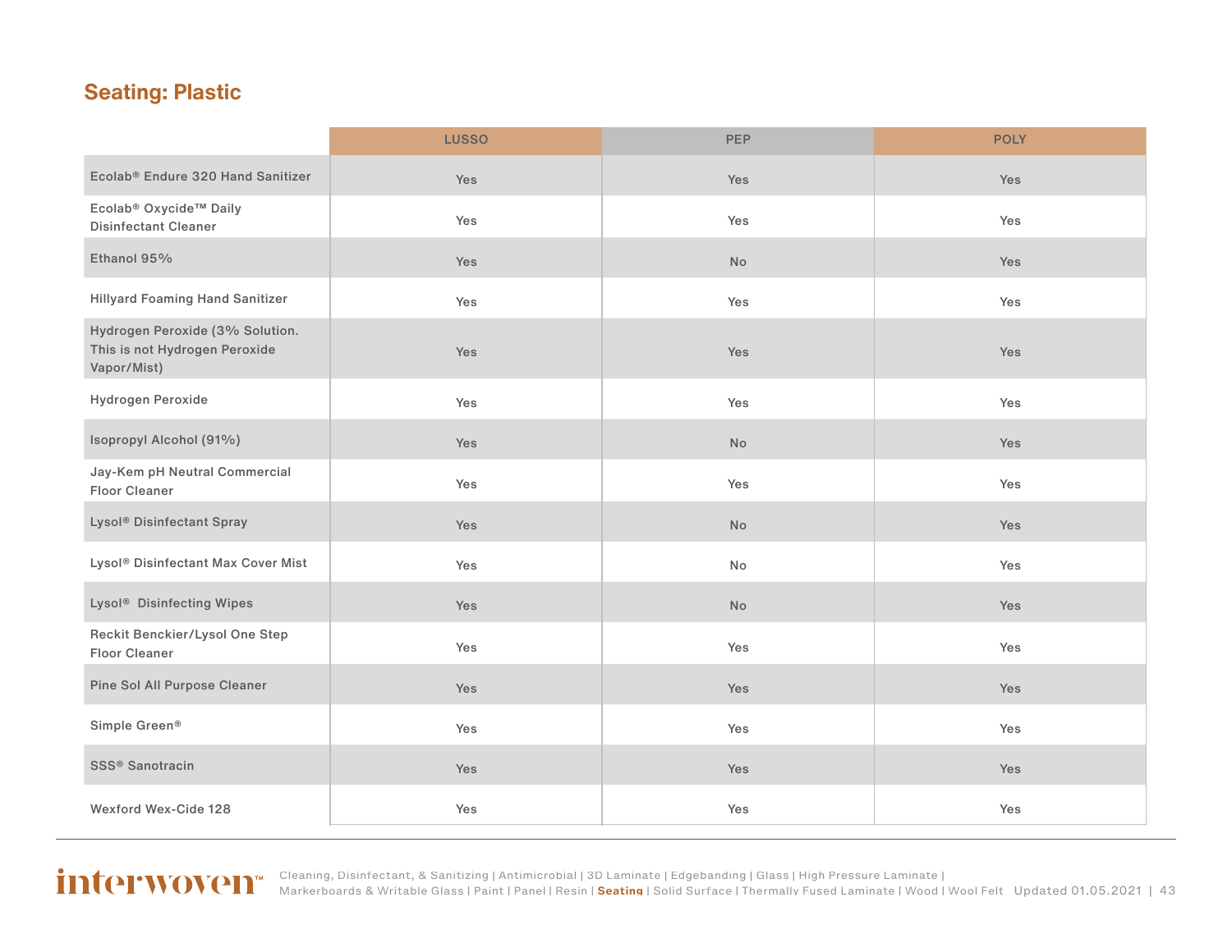## Seating: Plastic

| | LUSSO | PEP | POLY |
|---|---|---|---|
| Ecolab® Endure 320 Hand Sanitizer | Yes | Yes | Yes |
| Ecolab® Oxycide™ Daily Disinfectant Cleaner | Yes | Yes | Yes |
| Ethanol 95% | Yes | No | Yes |
| Hillyard Foaming Hand Sanitizer | Yes | Yes | Yes |
| Hydrogen Peroxide (3% Solution. This is not Hydrogen Peroxide Vapor/Mist) | Yes | Yes | Yes |
| Hydrogen Peroxide | Yes | Yes | Yes |
| Isopropyl Alcohol (91%) | Yes | No | Yes |
| Jay-Kem pH Neutral Commercial Floor Cleaner | Yes | Yes | Yes |
| Lysol® Disinfectant Spray | Yes | No | Yes |
| Lysol® Disinfectant Max Cover Mist | Yes | No | Yes |
| Lysol® Disinfecting Wipes | Yes | No | Yes |
| Reckit Benckier/Lysol One Step Floor Cleaner | Yes | Yes | Yes |
| Pine Sol All Purpose Cleaner | Yes | Yes | Yes |
| Simple Green® | Yes | Yes | Yes |
| SSS® Sanotracin | Yes | Yes | Yes |
| Wexford Wex-Cide 128 | Yes | Yes | Yes |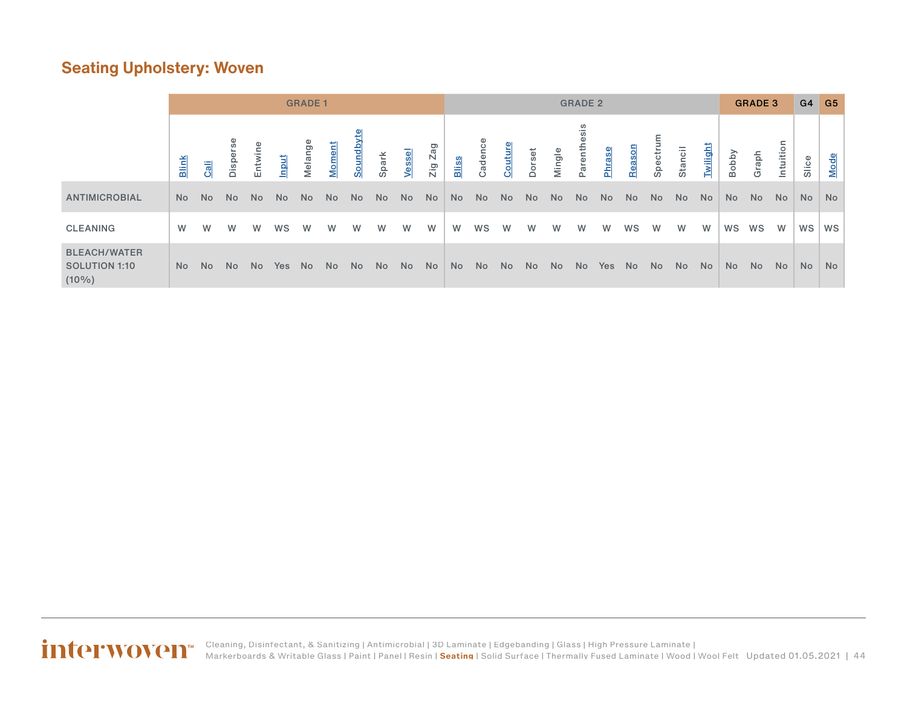## Seating Upholstery: Woven

| | GRADE 1 | | | | | | | | | | | GRADE 2 | | | | | | | | | | | GRADE 3 | | | G4 | G5 |
|---|---|---|---|---|---|---|---|---|---|---|---|---|---|---|---|---|---|---|---|---|---|---|---|---|---|---|---|
| | Blink | Cali | Disperse | Entwine | Input | Melange | Moment | Soundbyte | Spark | Vessel | Zig Zag | Bliss | Cadence | Couture | Dorset | Mingle | Parenthesis | Phrase | Reason | Spectrum | Stancil | Twilight | Bobby | Graph | Intuition | Slice | Mode |
| ANTIMICROBIAL | No | No | No | No | No | No | No | No | No | No | No | No | No | No | No | No | No | No | No | No | No | No | No | No | No | No | No |
| CLEANING | W | W | W | W | WS | W | W | W | W | W | W | W | WS | W | W | W | W | W | WS | W | W | W | WS | WS | W | WS | WS |
| BLEACH/WATER SOLUTION 1:10 (10%) | No | No | No | No | Yes | No | No | No | No | No | No | No | No | No | No | No | No | Yes | No | No | No | No | No | No | No | No | No |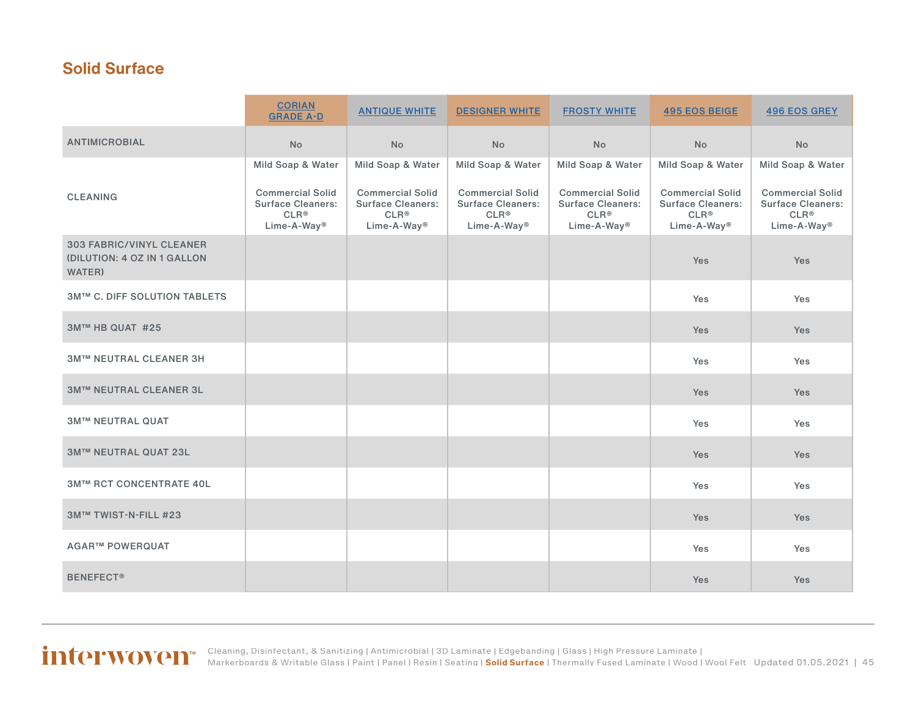## Solid Surface

| | CORIAN GRADE A-D | ANTIQUE WHITE | DESIGNER WHITE | FROSTY WHITE | 495 EOS BEIGE | 496 EOS GREY |
|---|---|---|---|---|---|---|
| ANTIMICROBIAL | No | No | No | No | No | No |
| CLEANING | Mild Soap & Water<br><br>Commercial Solid Surface Cleaners: CLR® Lime-A-Way® | Mild Soap & Water<br><br>Commercial Solid Surface Cleaners: CLR® Lime-A-Way® | Mild Soap & Water<br><br>Commercial Solid Surface Cleaners: CLR® Lime-A-Way® | Mild Soap & Water<br><br>Commercial Solid Surface Cleaners: CLR® Lime-A-Way® | Mild Soap & Water<br><br>Commercial Solid Surface Cleaners: CLR® Lime-A-Way® | Mild Soap & Water<br><br>Commercial Solid Surface Cleaners: CLR® Lime-A-Way® |
| 303 FABRIC/VINYL CLEANER (DILUTION: 4 OZ IN 1 GALLON WATER) | | | | | Yes | Yes |
| 3M™ C. DIFF SOLUTION TABLETS | | | | | Yes | Yes |
| 3M™ HB QUAT #25 | | | | | Yes | Yes |
| 3M™ NEUTRAL CLEANER 3H | | | | | Yes | Yes |
| 3M™ NEUTRAL CLEANER 3L | | | | | Yes | Yes |
| 3M™ NEUTRAL QUAT | | | | | Yes | Yes |
| 3M™ NEUTRAL QUAT 23L | | | | | Yes | Yes |
| 3M™ RCT CONCENTRATE 40L | | | | | Yes | Yes |
| 3M™ TWIST-N-FILL #23 | | | | | Yes | Yes |
| AGAR™ POWERQUAT | | | | | Yes | Yes |
| BENEFECT® | | | | | Yes | Yes |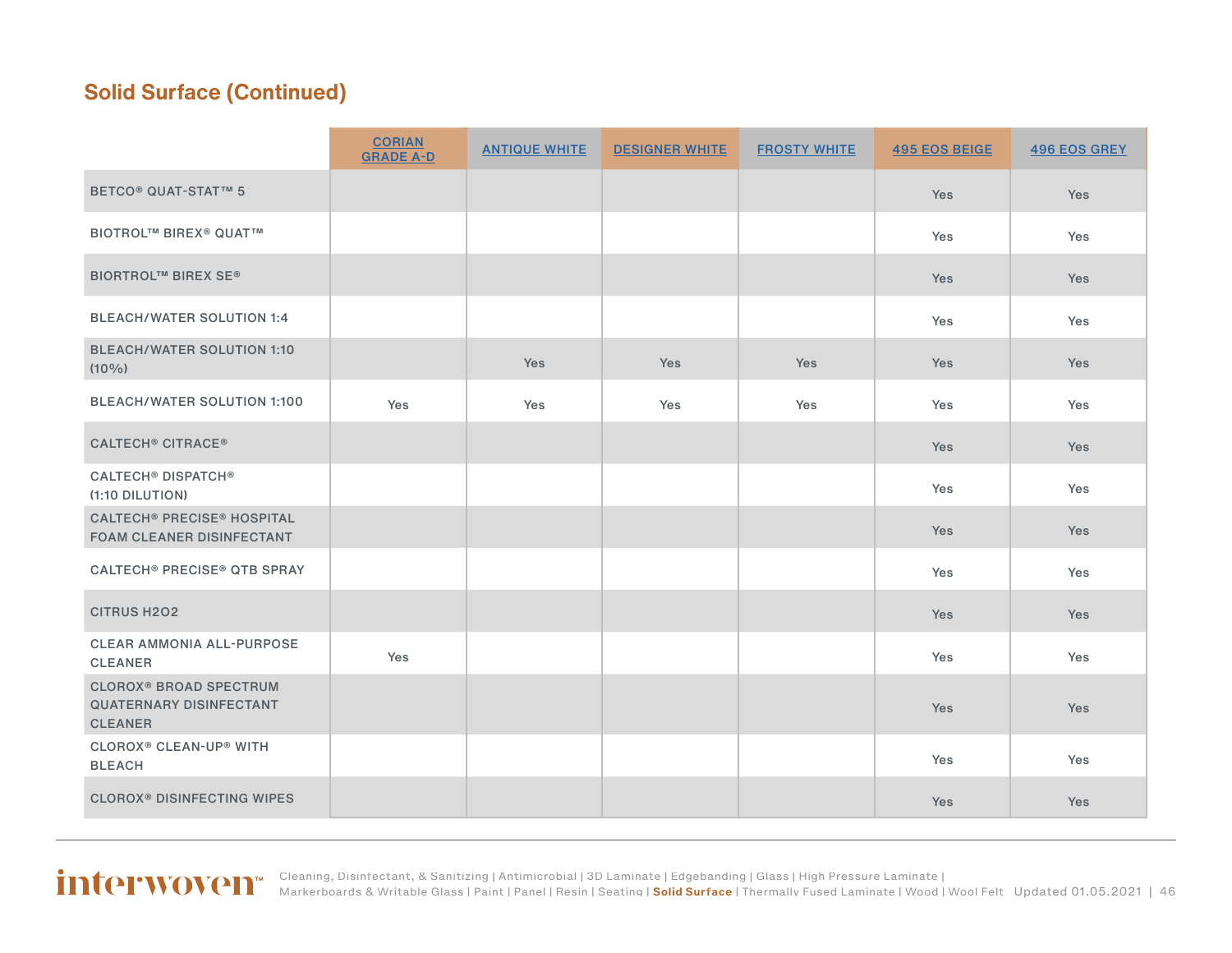## Solid Surface (Continued)

| | CORIAN GRADE A-D | ANTIQUE WHITE | DESIGNER WHITE | FROSTY WHITE | 495 EOS BEIGE | 496 EOS GREY |
|---|---|---|---|---|---|---|
| BETCO® QUAT-STAT™ 5 | | | | | Yes | Yes |
| BIOTROL™ BIREX® QUAT™ | | | | | Yes | Yes |
| BIORTROL™ BIREX SE® | | | | | Yes | Yes |
| BLEACH/WATER SOLUTION 1:4 | | | | | Yes | Yes |
| BLEACH/WATER SOLUTION 1:10 (10%) | | Yes | Yes | Yes | Yes | Yes |
| BLEACH/WATER SOLUTION 1:100 | Yes | Yes | Yes | Yes | Yes | Yes |
| CALTECH® CITRACE® | | | | | Yes | Yes |
| CALTECH® DISPATCH® (1:10 DILUTION) | | | | | Yes | Yes |
| CALTECH® PRECISE® HOSPITAL FOAM CLEANER DISINFECTANT | | | | | Yes | Yes |
| CALTECH® PRECISE® QTB SPRAY | | | | | Yes | Yes |
| CITRUS H2O2 | | | | | Yes | Yes |
| CLEAR AMMONIA ALL-PURPOSE CLEANER | Yes | | | | Yes | Yes |
| CLOROX® BROAD SPECTRUM QUATERNARY DISINFECTANT CLEANER | | | | | Yes | Yes |
| CLOROX® CLEAN-UP® WITH BLEACH | | | | | Yes | Yes |
| CLOROX® DISINFECTING WIPES | | | | | Yes | Yes |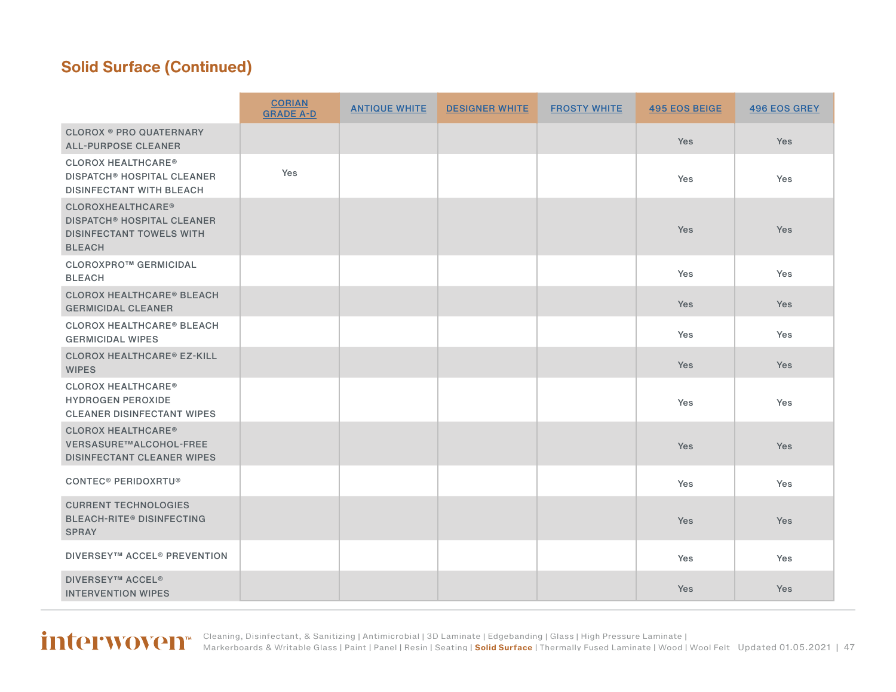## Solid Surface (Continued)

| | CORIAN GRADE A-D | ANTIQUE WHITE | DESIGNER WHITE | FROSTY WHITE | 495 EOS BEIGE | 496 EOS GREY |
|---|---|---|---|---|---|---|
| CLOROX ® PRO QUATERNARY ALL-PURPOSE CLEANER | | | | | Yes | Yes |
| CLOROX HEALTHCARE® DISPATCH® HOSPITAL CLEANER DISINFECTANT WITH BLEACH | Yes | | | | Yes | Yes |
| CLOROXHEALTHCARE® DISPATCH® HOSPITAL CLEANER DISINFECTANT TOWELS WITH BLEACH | | | | | Yes | Yes |
| CLOROXPRO™ GERMICIDAL BLEACH | | | | | Yes | Yes |
| CLOROX HEALTHCARE® BLEACH GERMICIDAL CLEANER | | | | | Yes | Yes |
| CLOROX HEALTHCARE® BLEACH GERMICIDAL WIPES | | | | | Yes | Yes |
| CLOROX HEALTHCARE® EZ-KILL WIPES | | | | | Yes | Yes |
| CLOROX HEALTHCARE® HYDROGEN PEROXIDE CLEANER DISINFECTANT WIPES | | | | | Yes | Yes |
| CLOROX HEALTHCARE® VERSASURE™ALCOHOL-FREE DISINFECTANT CLEANER WIPES | | | | | Yes | Yes |
| CONTEC® PERIDOXRTU® | | | | | Yes | Yes |
| CURRENT TECHNOLOGIES BLEACH-RITE® DISINFECTING SPRAY | | | | | Yes | Yes |
| DIVERSEY™ ACCEL® PREVENTION | | | | | Yes | Yes |
| DIVERSEY™ ACCEL® INTERVENTION WIPES | | | | | Yes | Yes |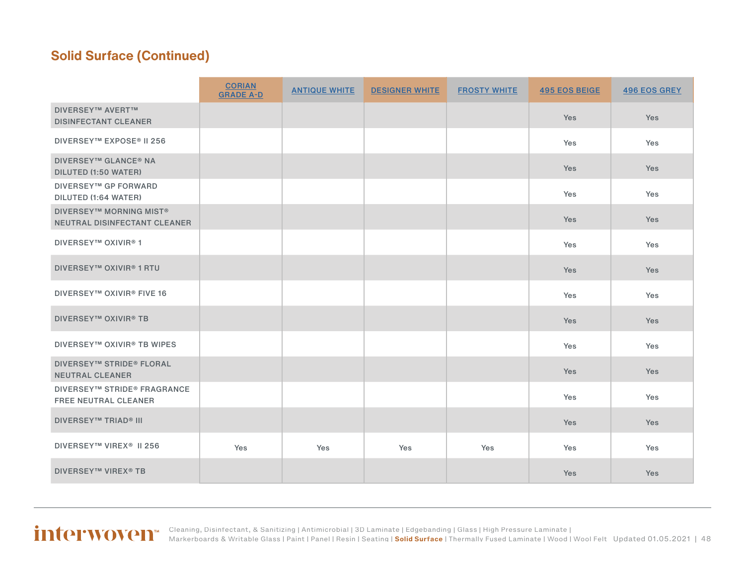## Solid Surface (Continued)

| | CORIAN GRADE A-D | ANTIQUE WHITE | DESIGNER WHITE | FROSTY WHITE | 495 EOS BEIGE | 496 EOS GREY |
|---|---|---|---|---|---|---|
| DIVERSEY™ AVERT™ DISINFECTANT CLEANER | | | | | Yes | Yes |
| DIVERSEY™ EXPOSE® II 256 | | | | | Yes | Yes |
| DIVERSEY™ GLANCE® NA DILUTED (1:50 WATER) | | | | | Yes | Yes |
| DIVERSEY™ GP FORWARD DILUTED (1:64 WATER) | | | | | Yes | Yes |
| DIVERSEY™ MORNING MIST® NEUTRAL DISINFECTANT CLEANER | | | | | Yes | Yes |
| DIVERSEY™ OXIVIR® 1 | | | | | Yes | Yes |
| DIVERSEY™ OXIVIR® 1 RTU | | | | | Yes | Yes |
| DIVERSEY™ OXIVIR® FIVE 16 | | | | | Yes | Yes |
| DIVERSEY™ OXIVIR® TB | | | | | Yes | Yes |
| DIVERSEY™ OXIVIR® TB WIPES | | | | | Yes | Yes |
| DIVERSEY™ STRIDE® FLORAL NEUTRAL CLEANER | | | | | Yes | Yes |
| DIVERSEY™ STRIDE® FRAGRANCE FREE NEUTRAL CLEANER | | | | | Yes | Yes |
| DIVERSEY™ TRIAD® III | | | | | Yes | Yes |
| DIVERSEY™ VIREX® II 256 | Yes | Yes | Yes | Yes | Yes | Yes |
| DIVERSEY™ VIREX® TB | | | | | Yes | Yes |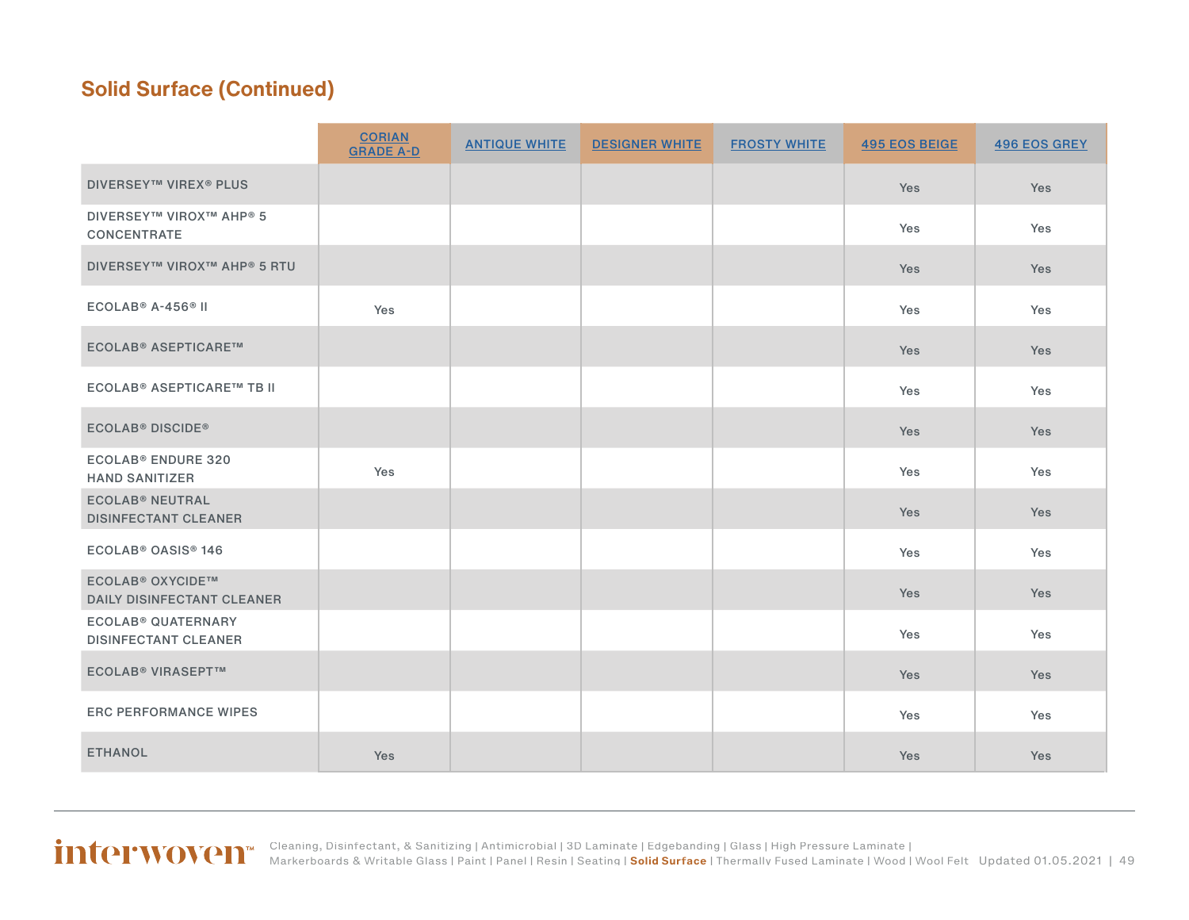## Solid Surface (Continued)

| | CORIAN GRADE A-D | ANTIQUE WHITE | DESIGNER WHITE | FROSTY WHITE | 495 EOS BEIGE | 496 EOS GREY |
|---|---|---|---|---|---|---|
| DIVERSEY™ VIREX® PLUS | | | | | Yes | Yes |
| DIVERSEY™ VIROX™ AHP® 5 CONCENTRATE | | | | | Yes | Yes |
| DIVERSEY™ VIROX™ AHP® 5 RTU | | | | | Yes | Yes |
| ECOLAB® A-456® II | Yes | | | | Yes | Yes |
| ECOLAB® ASEPTICARE™ | | | | | Yes | Yes |
| ECOLAB® ASEPTICARE™ TB II | | | | | Yes | Yes |
| ECOLAB® DISCIDE® | | | | | Yes | Yes |
| ECOLAB® ENDURE 320 HAND SANITIZER | Yes | | | | Yes | Yes |
| ECOLAB® NEUTRAL DISINFECTANT CLEANER | | | | | Yes | Yes |
| ECOLAB® OASIS® 146 | | | | | Yes | Yes |
| ECOLAB® OXYCIDE™ DAILY DISINFECTANT CLEANER | | | | | Yes | Yes |
| ECOLAB® QUATERNARY DISINFECTANT CLEANER | | | | | Yes | Yes |
| ECOLAB® VIRASEPT™ | | | | | Yes | Yes |
| ERC PERFORMANCE WIPES | | | | | Yes | Yes |
| ETHANOL | Yes | | | | Yes | Yes |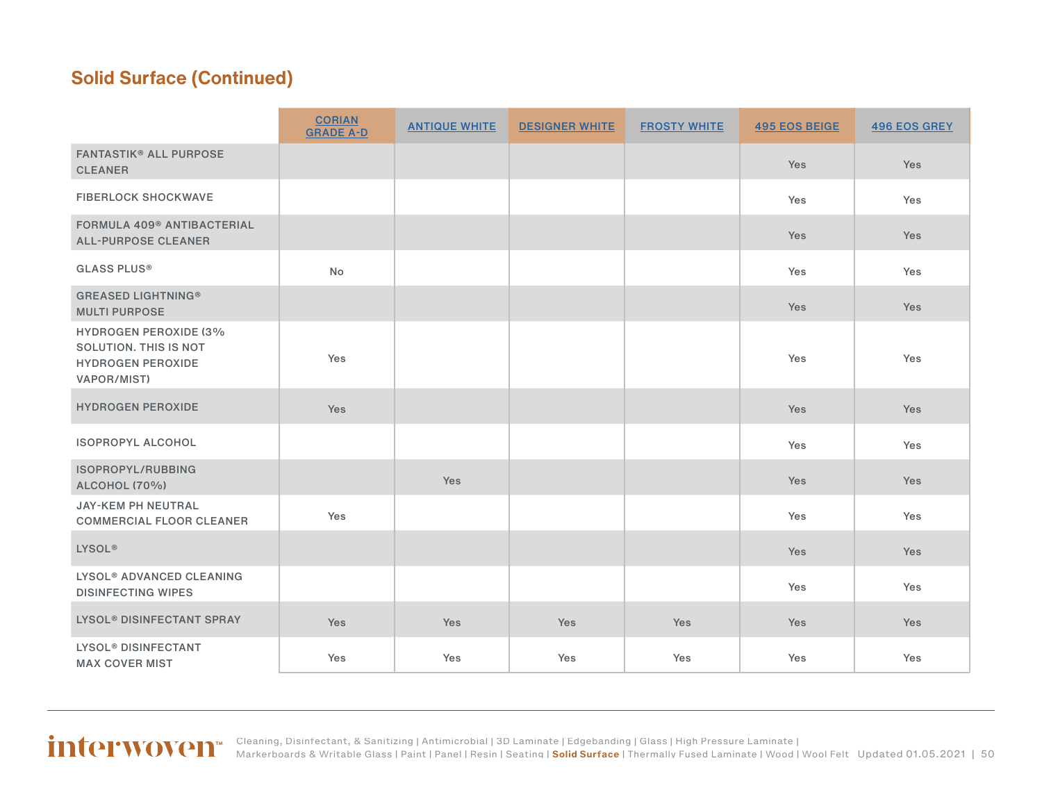## Solid Surface (Continued)

| | CORIAN GRADE A-D | ANTIQUE WHITE | DESIGNER WHITE | FROSTY WHITE | 495 EOS BEIGE | 496 EOS GREY |
|---|---|---|---|---|---|---|
| FANTASTIK® ALL PURPOSE CLEANER | | | | | Yes | Yes |
| FIBERLOCK SHOCKWAVE | | | | | Yes | Yes |
| FORMULA 409® ANTIBACTERIAL ALL-PURPOSE CLEANER | | | | | Yes | Yes |
| GLASS PLUS® | No | | | | Yes | Yes |
| GREASED LIGHTNING® MULTI PURPOSE | | | | | Yes | Yes |
| HYDROGEN PEROXIDE (3% SOLUTION. THIS IS NOT HYDROGEN PEROXIDE VAPOR/MIST) | Yes | | | | Yes | Yes |
| HYDROGEN PEROXIDE | Yes | | | | Yes | Yes |
| ISOPROPYL ALCOHOL | | | | | Yes | Yes |
| ISOPROPYL/RUBBING ALCOHOL (70%) | | Yes | | | Yes | Yes |
| JAY-KEM PH NEUTRAL COMMERCIAL FLOOR CLEANER | Yes | | | | Yes | Yes |
| LYSOL® | | | | | Yes | Yes |
| LYSOL® ADVANCED CLEANING DISINFECTING WIPES | | | | | Yes | Yes |
| LYSOL® DISINFECTANT SPRAY | Yes | Yes | Yes | Yes | Yes | Yes |
| LYSOL® DISINFECTANT MAX COVER MIST | Yes | Yes | Yes | Yes | Yes | Yes |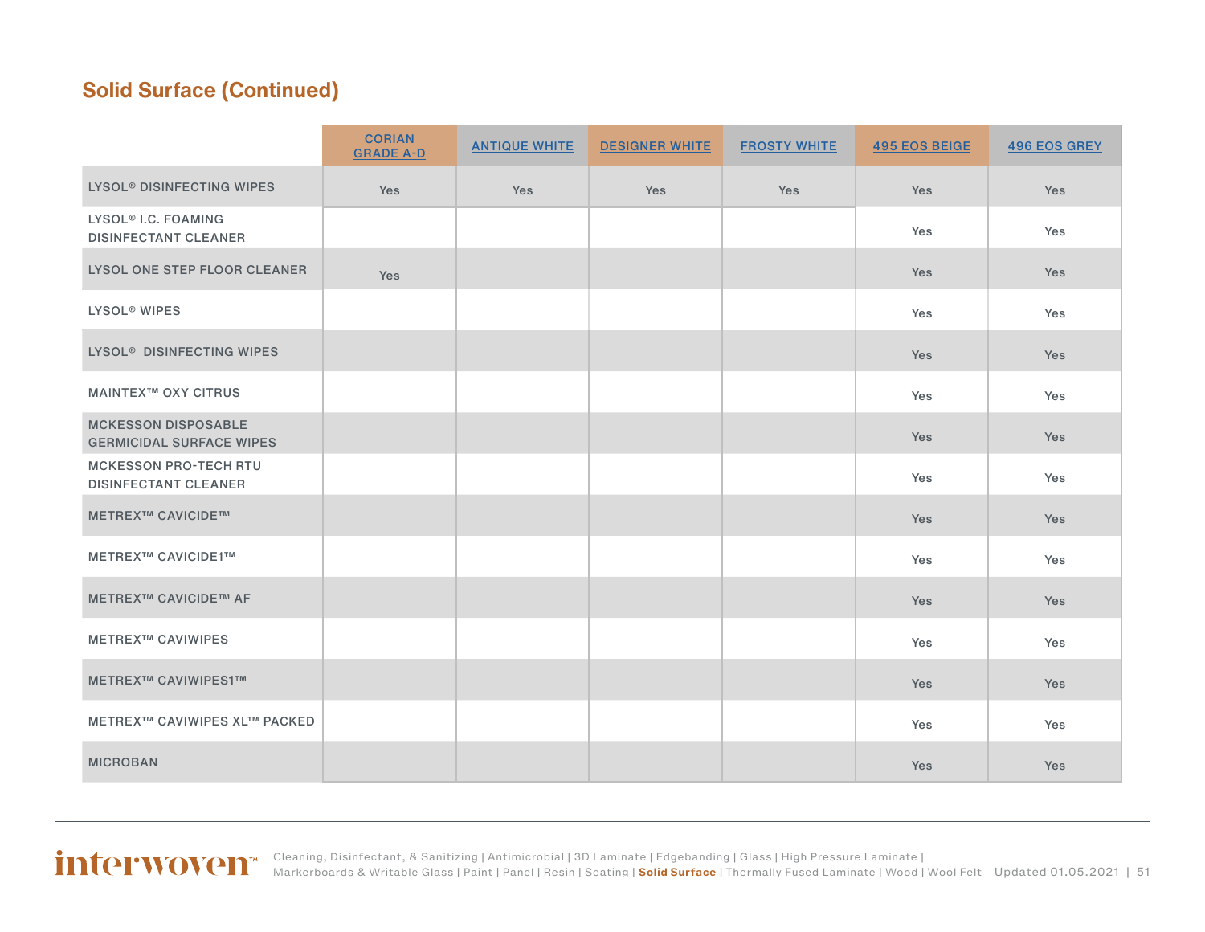## Solid Surface (Continued)

| | CORIAN GRADE A-D | ANTIQUE WHITE | DESIGNER WHITE | FROSTY WHITE | 495 EOS BEIGE | 496 EOS GREY |
|---|---|---|---|---|---|---|
| LYSOL® DISINFECTING WIPES | Yes | Yes | Yes | Yes | Yes | Yes |
| LYSOL® I.C. FOAMING DISINFECTANT CLEANER | | | | | Yes | Yes |
| LYSOL ONE STEP FLOOR CLEANER | Yes | | | | Yes | Yes |
| LYSOL® WIPES | | | | | Yes | Yes |
| LYSOL® DISINFECTING WIPES | | | | | Yes | Yes |
| MAINTEX™ OXY CITRUS | | | | | Yes | Yes |
| MCKESSON DISPOSABLE GERMICIDAL SURFACE WIPES | | | | | Yes | Yes |
| MCKESSON PRO-TECH RTU DISINFECTANT CLEANER | | | | | Yes | Yes |
| METREX™ CAVICIDE™ | | | | | Yes | Yes |
| METREX™ CAVICIDE1™ | | | | | Yes | Yes |
| METREX™ CAVICIDE™ AF | | | | | Yes | Yes |
| METREX™ CAVIWIPES | | | | | Yes | Yes |
| METREX™ CAVIWIPES1™ | | | | | Yes | Yes |
| METREX™ CAVIWIPES XL™ PACKED | | | | | Yes | Yes |
| MICROBAN | | | | | Yes | Yes |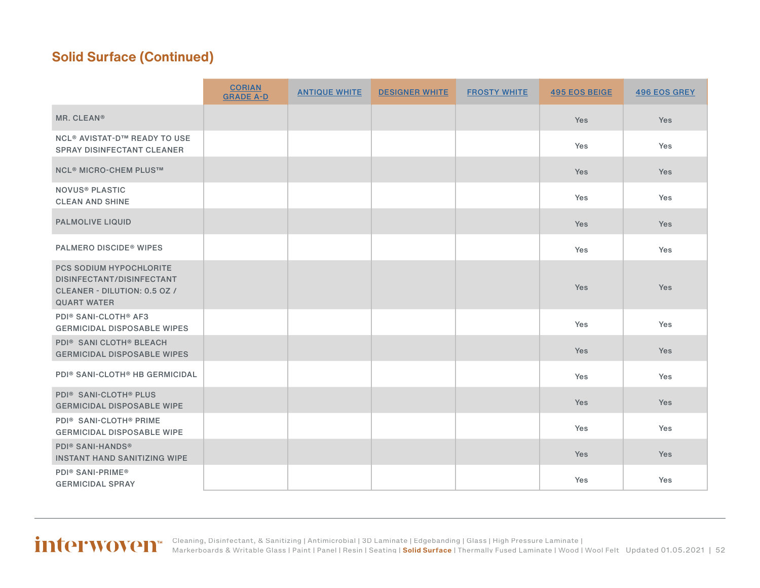## Solid Surface (Continued)

| | CORIAN GRADE A-D | ANTIQUE WHITE | DESIGNER WHITE | FROSTY WHITE | 495 EOS BEIGE | 496 EOS GREY |
|---|---|---|---|---|---|---|
| MR. CLEAN® | | | | | Yes | Yes |
| NCL® AVISTAT-D™ READY TO USE SPRAY DISINFECTANT CLEANER | | | | | Yes | Yes |
| NCL® MICRO-CHEM PLUS™ | | | | | Yes | Yes |
| NOVUS® PLASTIC CLEAN AND SHINE | | | | | Yes | Yes |
| PALMOLIVE LIQUID | | | | | Yes | Yes |
| PALMERO DISCIDE® WIPES | | | | | Yes | Yes |
| PCS SODIUM HYPOCHLORITE DISINFECTANT/DISINFECTANT CLEANER - DILUTION: 0.5 OZ / QUART WATER | | | | | Yes | Yes |
| PDI® SANI-CLOTH® AF3 GERMICIDAL DISPOSABLE WIPES | | | | | Yes | Yes |
| PDI® SANI CLOTH® BLEACH GERMICIDAL DISPOSABLE WIPES | | | | | Yes | Yes |
| PDI® SANI-CLOTH® HB GERMICIDAL | | | | | Yes | Yes |
| PDI® SANI-CLOTH® PLUS GERMICIDAL DISPOSABLE WIPE | | | | | Yes | Yes |
| PDI® SANI-CLOTH® PRIME GERMICIDAL DISPOSABLE WIPE | | | | | Yes | Yes |
| PDI® SANI-HANDS® INSTANT HAND SANITIZING WIPE | | | | | Yes | Yes |
| PDI® SANI-PRIME® GERMICIDAL SPRAY | | | | | Yes | Yes |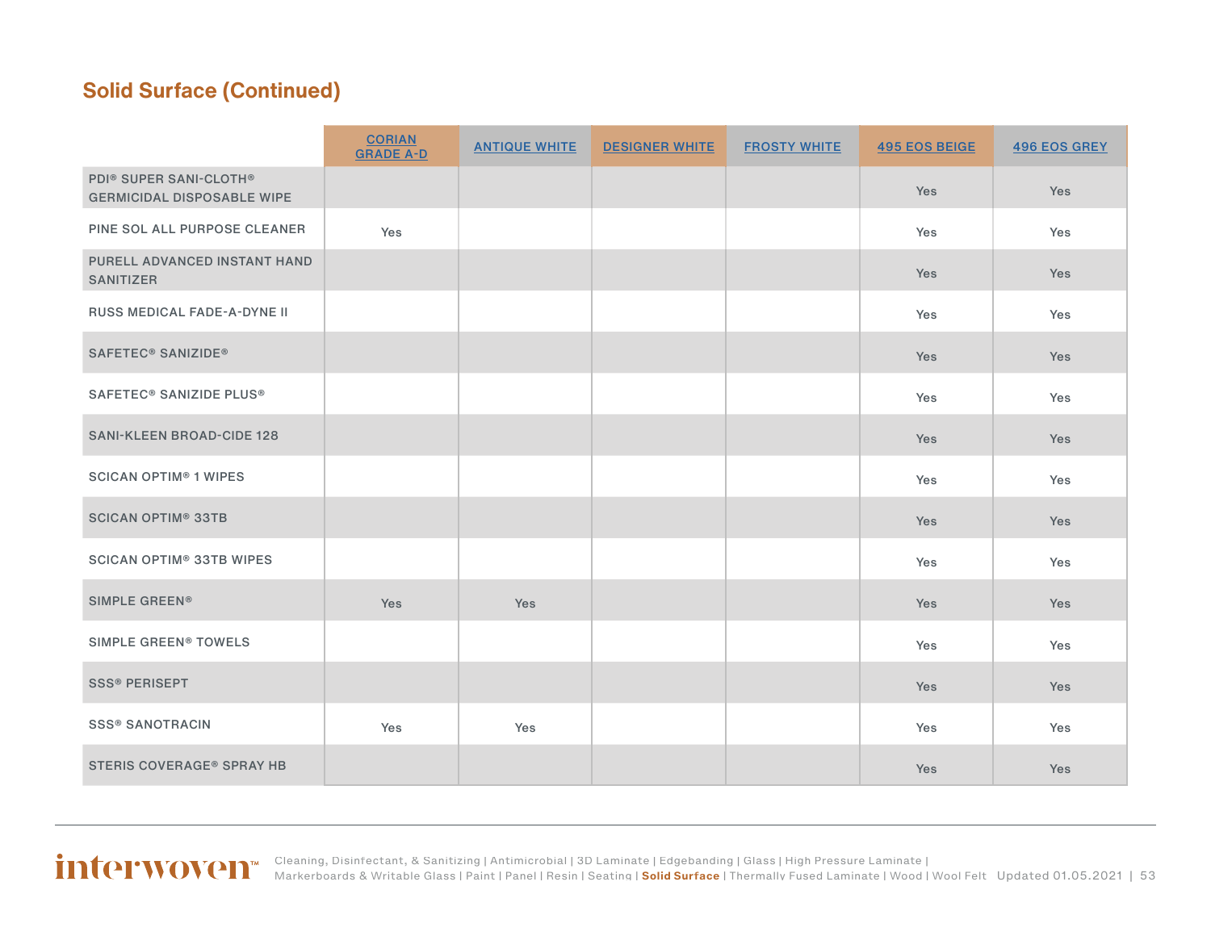## Solid Surface (Continued)

| | CORIAN GRADE A-D | ANTIQUE WHITE | DESIGNER WHITE | FROSTY WHITE | 495 EOS BEIGE | 496 EOS GREY |
|---|---|---|---|---|---|---|
| PDI® SUPER SANI-CLOTH® GERMICIDAL DISPOSABLE WIPE | | | | | Yes | Yes |
| PINE SOL ALL PURPOSE CLEANER | Yes | | | | Yes | Yes |
| PURELL ADVANCED INSTANT HAND SANITIZER | | | | | Yes | Yes |
| RUSS MEDICAL FADE-A-DYNE II | | | | | Yes | Yes |
| SAFETEC® SANIZIDE® | | | | | Yes | Yes |
| SAFETEC® SANIZIDE PLUS® | | | | | Yes | Yes |
| SANI-KLEEN BROAD-CIDE 128 | | | | | Yes | Yes |
| SCICAN OPTIM® 1 WIPES | | | | | Yes | Yes |
| SCICAN OPTIM® 33TB | | | | | Yes | Yes |
| SCICAN OPTIM® 33TB WIPES | | | | | Yes | Yes |
| SIMPLE GREEN® | Yes | Yes | | | Yes | Yes |
| SIMPLE GREEN® TOWELS | | | | | Yes | Yes |
| SSS® PERISEPT | | | | | Yes | Yes |
| SSS® SANOTRACIN | Yes | Yes | | | Yes | Yes |
| STERIS COVERAGE® SPRAY HB | | | | | Yes | Yes |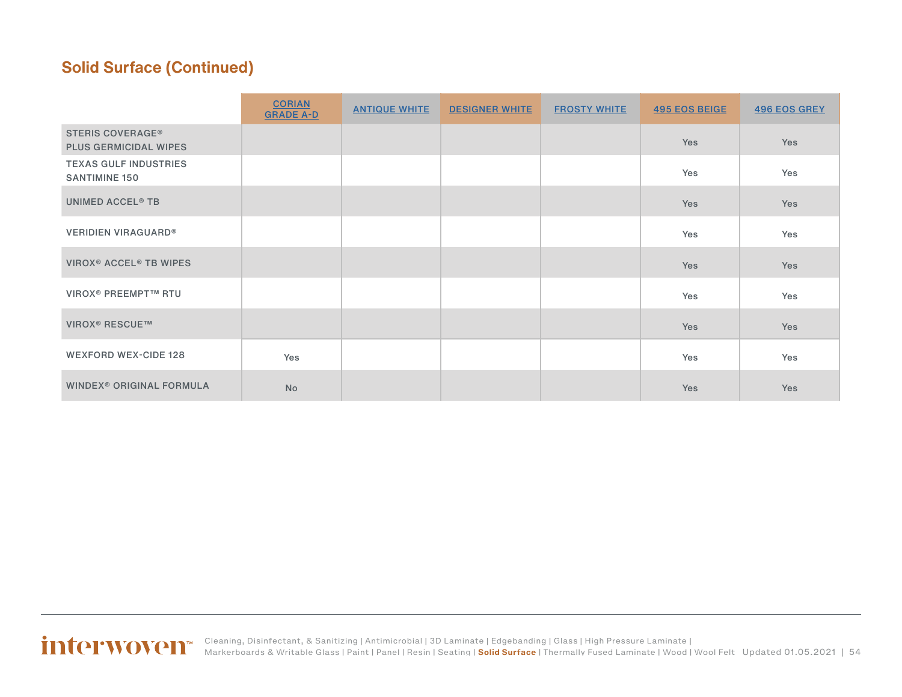## Solid Surface (Continued)

| | CORIAN GRADE A-D | ANTIQUE WHITE | DESIGNER WHITE | FROSTY WHITE | 495 EOS BEIGE | 496 EOS GREY |
|---|---|---|---|---|---|---|
| STERIS COVERAGE® PLUS GERMICIDAL WIPES | | | | | Yes | Yes |
| TEXAS GULF INDUSTRIES SANTIMINE 150 | | | | | Yes | Yes |
| UNIMED ACCEL® TB | | | | | Yes | Yes |
| VERIDIEN VIRAGUARD® | | | | | Yes | Yes |
| VIROX® ACCEL® TB WIPES | | | | | Yes | Yes |
| VIROX® PREEMPT™ RTU | | | | | Yes | Yes |
| VIROX® RESCUE™ | | | | | Yes | Yes |
| WEXFORD WEX-CIDE 128 | Yes | | | | Yes | Yes |
| WINDEX® ORIGINAL FORMULA | No | | | | Yes | Yes |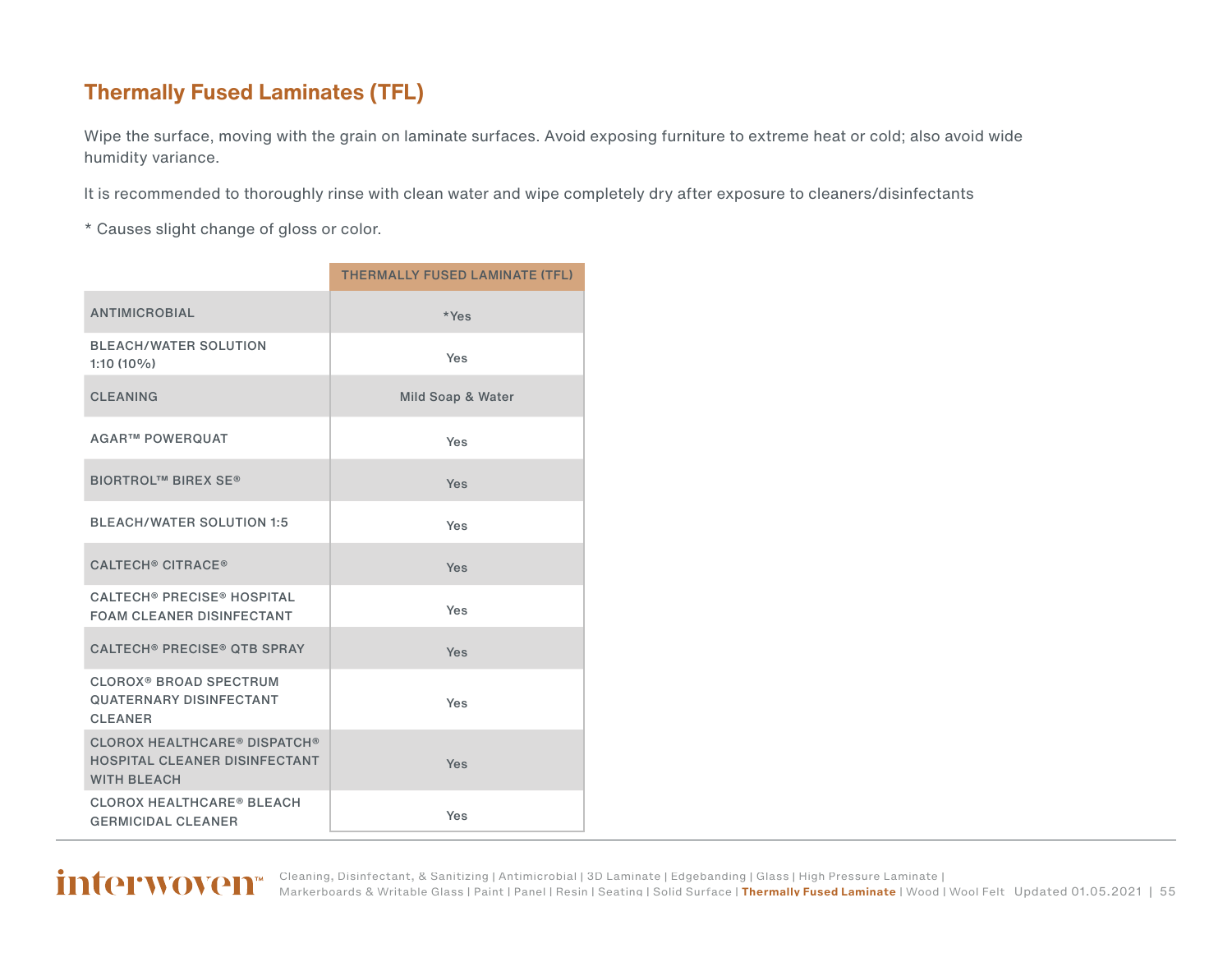## Thermally Fused Laminates (TFL)

Wipe the surface, moving with the grain on laminate surfaces. Avoid exposing furniture to extreme heat or cold; also avoid wide humidity variance.

It is recommended to thoroughly rinse with clean water and wipe completely dry after exposure to cleaners/disinfectants

* Causes slight change of gloss or color.

| | THERMALLY FUSED LAMINATE (TFL) |
|---|---|
| ANTIMICROBIAL | *Yes |
| BLEACH/WATER SOLUTION 1:10 (10%) | Yes |
| CLEANING | Mild Soap & Water |
| AGAR™ POWERQUAT | Yes |
| BIORTROL™ BIREX SE® | Yes |
| BLEACH/WATER SOLUTION 1:5 | Yes |
| CALTECH® CITRACE® | Yes |
| CALTECH® PRECISE® HOSPITAL FOAM CLEANER DISINFECTANT | Yes |
| CALTECH® PRECISE® QTB SPRAY | Yes |
| CLOROX® BROAD SPECTRUM QUATERNARY DISINFECTANT CLEANER | Yes |
| CLOROX HEALTHCARE® DISPATCH® HOSPITAL CLEANER DISINFECTANT WITH BLEACH | Yes |
| CLOROX HEALTHCARE® BLEACH GERMICIDAL CLEANER | Yes |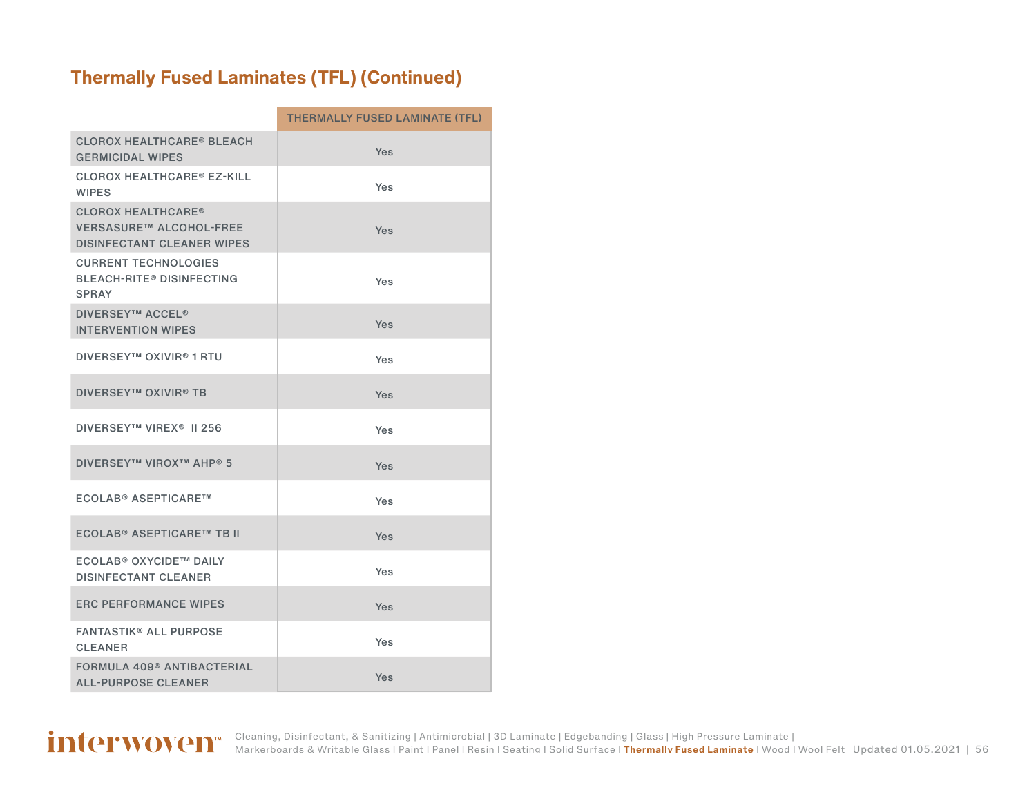## Thermally Fused Laminates (TFL) (Continued)

| | THERMALLY FUSED LAMINATE (TFL) |
|---|---|
| CLOROX HEALTHCARE® BLEACH GERMICIDAL WIPES | Yes |
| CLOROX HEALTHCARE® EZ-KILL WIPES | Yes |
| CLOROX HEALTHCARE® VERSASURE™ ALCOHOL-FREE DISINFECTANT CLEANER WIPES | Yes |
| CURRENT TECHNOLOGIES BLEACH-RITE® DISINFECTING SPRAY | Yes |
| DIVERSEY™ ACCEL® INTERVENTION WIPES | Yes |
| DIVERSEY™ OXIVIR® 1 RTU | Yes |
| DIVERSEY™ OXIVIR® TB | Yes |
| DIVERSEY™ VIREX® II 256 | Yes |
| DIVERSEY™ VIROX™ AHP® 5 | Yes |
| ECOLAB® ASEPTICARE™ | Yes |
| ECOLAB® ASEPTICARE™ TB II | Yes |
| ECOLAB® OXYCIDE™ DAILY DISINFECTANT CLEANER | Yes |
| ERC PERFORMANCE WIPES | Yes |
| FANTASTIK® ALL PURPOSE CLEANER | Yes |
| FORMULA 409® ANTIBACTERIAL ALL-PURPOSE CLEANER | Yes |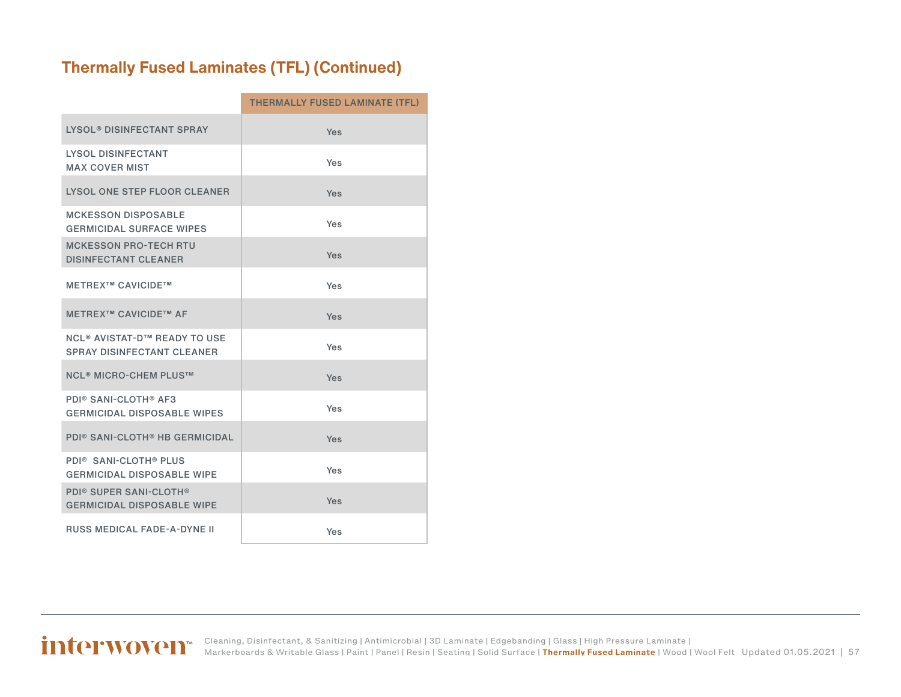## Thermally Fused Laminates (TFL) (Continued)

| | THERMALLY FUSED LAMINATE (TFL) |
|---|---|
| LYSOL® DISINFECTANT SPRAY | Yes |
| LYSOL DISINFECTANT MAX COVER MIST | Yes |
| LYSOL ONE STEP FLOOR CLEANER | Yes |
| MCKESSON DISPOSABLE GERMICIDAL SURFACE WIPES | Yes |
| MCKESSON PRO-TECH RTU DISINFECTANT CLEANER | Yes |
| METREX™ CAVICIDE™ | Yes |
| METREX™ CAVICIDE™ AF | Yes |
| NCL® AVISTAT-D™ READY TO USE SPRAY DISINFECTANT CLEANER | Yes |
| NCL® MICRO-CHEM PLUS™ | Yes |
| PDI® SANI-CLOTH® AF3 GERMICIDAL DISPOSABLE WIPES | Yes |
| PDI® SANI-CLOTH® HB GERMICIDAL | Yes |
| PDI® SANI-CLOTH® PLUS GERMICIDAL DISPOSABLE WIPE | Yes |
| PDI® SUPER SANI-CLOTH® GERMICIDAL DISPOSABLE WIPE | Yes |
| RUSS MEDICAL FADE-A-DYNE II | Yes |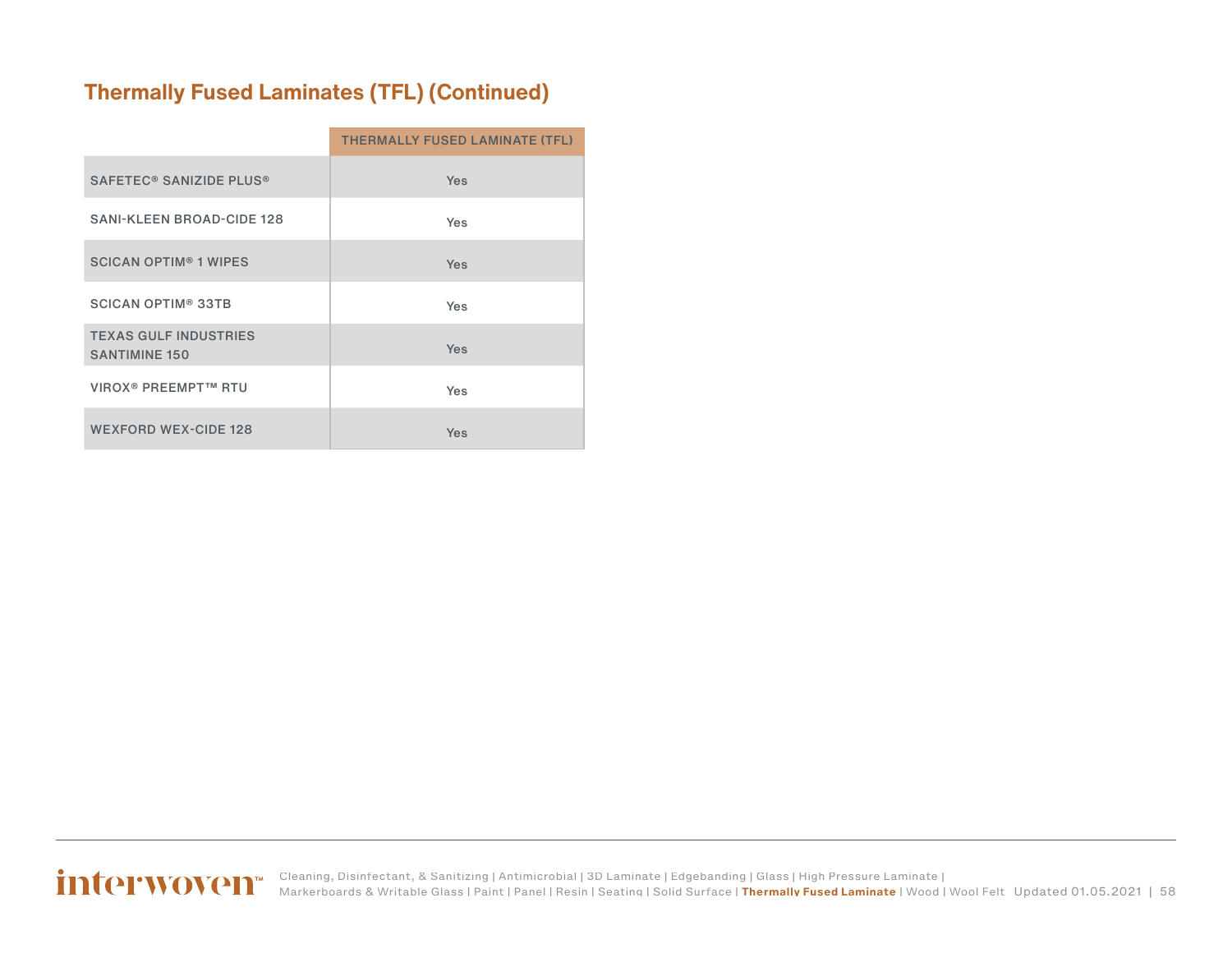## Thermally Fused Laminates (TFL) (Continued)

| | THERMALLY FUSED LAMINATE (TFL) |
|---|---|
| SAFETEC® SANIZIDE PLUS® | Yes |
| SANI-KLEEN BROAD-CIDE 128 | Yes |
| SCICAN OPTIM® 1 WIPES | Yes |
| SCICAN OPTIM® 33TB | Yes |
| TEXAS GULF INDUSTRIES SANTIMINE 150 | Yes |
| VIROX® PREEMPT™ RTU | Yes |
| WEXFORD WEX-CIDE 128 | Yes |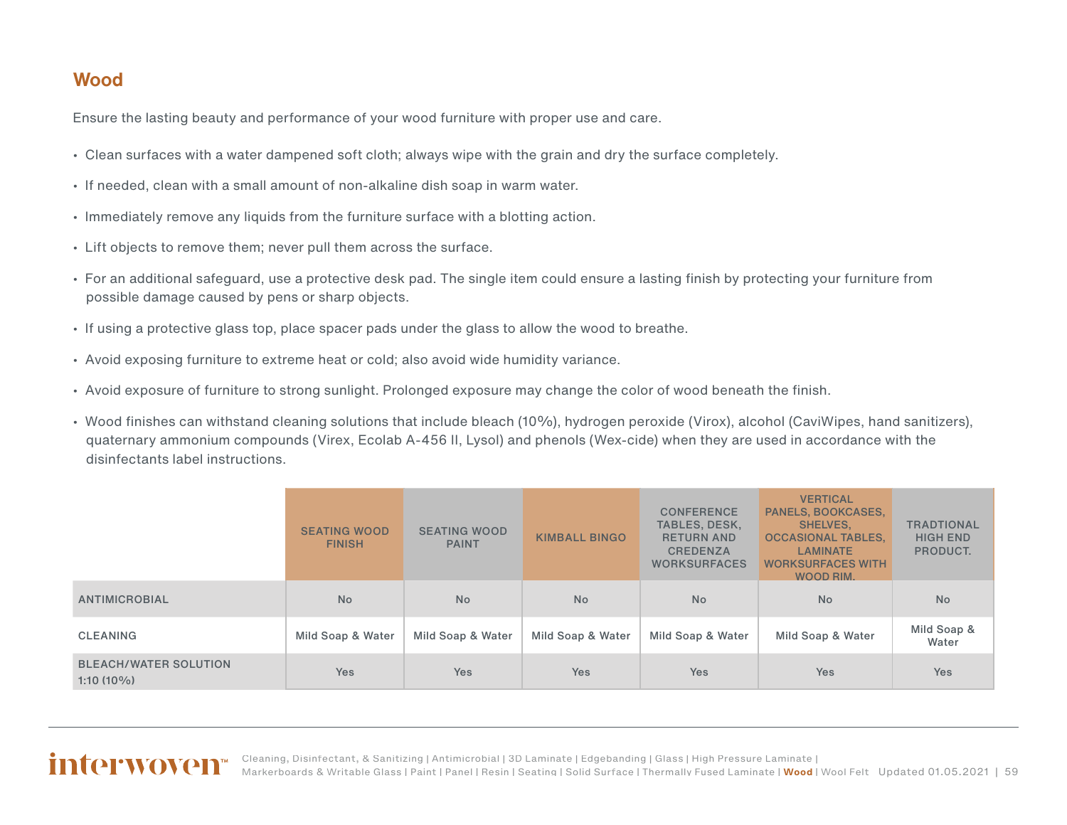## Wood

Ensure the lasting beauty and performance of your wood furniture with proper use and care.

- Clean surfaces with a water dampened soft cloth; always wipe with the grain and dry the surface completely.
- If needed, clean with a small amount of non-alkaline dish soap in warm water.
- Immediately remove any liquids from the furniture surface with a blotting action.
- Lift objects to remove them; never pull them across the surface.
- For an additional safeguard, use a protective desk pad. The single item could ensure a lasting finish by protecting your furniture from possible damage caused by pens or sharp objects.
- If using a protective glass top, place spacer pads under the glass to allow the wood to breathe.
- Avoid exposing furniture to extreme heat or cold; also avoid wide humidity variance.
- Avoid exposure of furniture to strong sunlight. Prolonged exposure may change the color of wood beneath the finish.
- Wood finishes can withstand cleaning solutions that include bleach (10%), hydrogen peroxide (Virox), alcohol (CaviWipes, hand sanitizers), quaternary ammonium compounds (Virex, Ecolab A-456 II, Lysol) and phenols (Wex-cide) when they are used in accordance with the disinfectants label instructions.

| | SEATING WOOD FINISH | SEATING WOOD PAINT | KIMBALL BINGO | CONFERENCE TABLES, DESK, RETURN AND CREDENZA WORKSURFACES | VERTICAL PANELS, BOOKCASES, SHELVES, OCCASIONAL TABLES, LAMINATE WORKSURFACES WITH WOOD RIM. | TRADTIONAL HIGH END PRODUCT. |
|---|---|---|---|---|---|---|
| ANTIMICROBIAL | No | No | No | No | No | No |
| CLEANING | Mild Soap & Water | Mild Soap & Water | Mild Soap & Water | Mild Soap & Water | Mild Soap & Water | Mild Soap & Water |
| BLEACH/WATER SOLUTION 1:10 (10%) | Yes | Yes | Yes | Yes | Yes | Yes |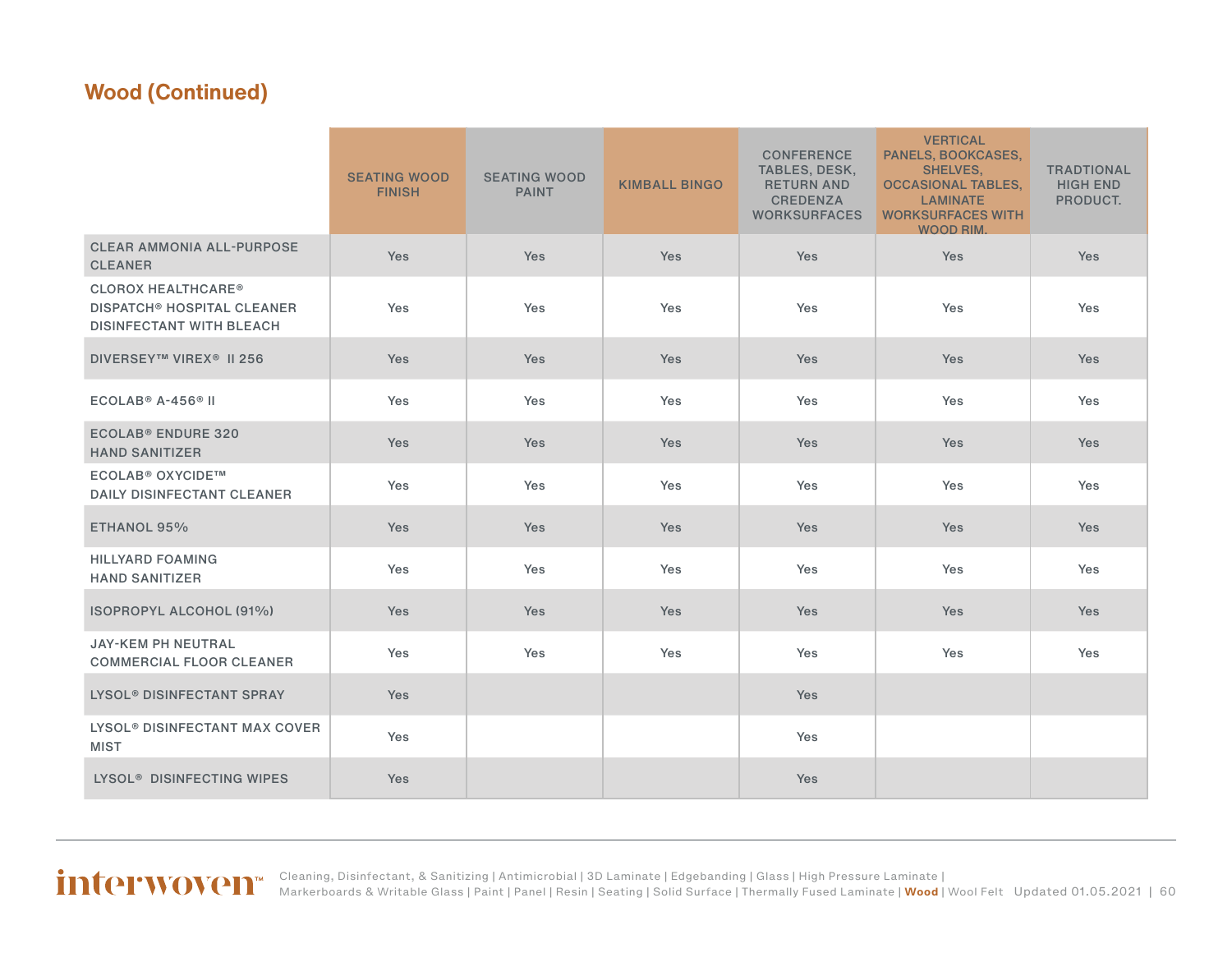## Wood (Continued)

| | SEATING WOOD FINISH | SEATING WOOD PAINT | KIMBALL BINGO | CONFERENCE TABLES, DESK, RETURN AND CREDENZA WORKSURFACES | VERTICAL PANELS, BOOKCASES, SHELVES, OCCASIONAL TABLES, LAMINATE WORKSURFACES WITH WOOD RIM. | TRADTIONAL HIGH END PRODUCT. |
|---|---|---|---|---|---|---|
| CLEAR AMMONIA ALL-PURPOSE CLEANER | Yes | Yes | Yes | Yes | Yes | Yes |
| CLOROX HEALTHCARE® DISPATCH® HOSPITAL CLEANER DISINFECTANT WITH BLEACH | Yes | Yes | Yes | Yes | Yes | Yes |
| DIVERSEY™ VIREX® II 256 | Yes | Yes | Yes | Yes | Yes | Yes |
| ECOLAB® A-456® II | Yes | Yes | Yes | Yes | Yes | Yes |
| ECOLAB® ENDURE 320 HAND SANITIZER | Yes | Yes | Yes | Yes | Yes | Yes |
| ECOLAB® OXYCIDE™ DAILY DISINFECTANT CLEANER | Yes | Yes | Yes | Yes | Yes | Yes |
| ETHANOL 95% | Yes | Yes | Yes | Yes | Yes | Yes |
| HILLYARD FOAMING HAND SANITIZER | Yes | Yes | Yes | Yes | Yes | Yes |
| ISOPROPYL ALCOHOL (91%) | Yes | Yes | Yes | Yes | Yes | Yes |
| JAY-KEM PH NEUTRAL COMMERCIAL FLOOR CLEANER | Yes | Yes | Yes | Yes | Yes | Yes |
| LYSOL® DISINFECTANT SPRAY | Yes | | | Yes | | |
| LYSOL® DISINFECTANT MAX COVER MIST | Yes | | | Yes | | |
| LYSOL® DISINFECTING WIPES | Yes | | | Yes | | |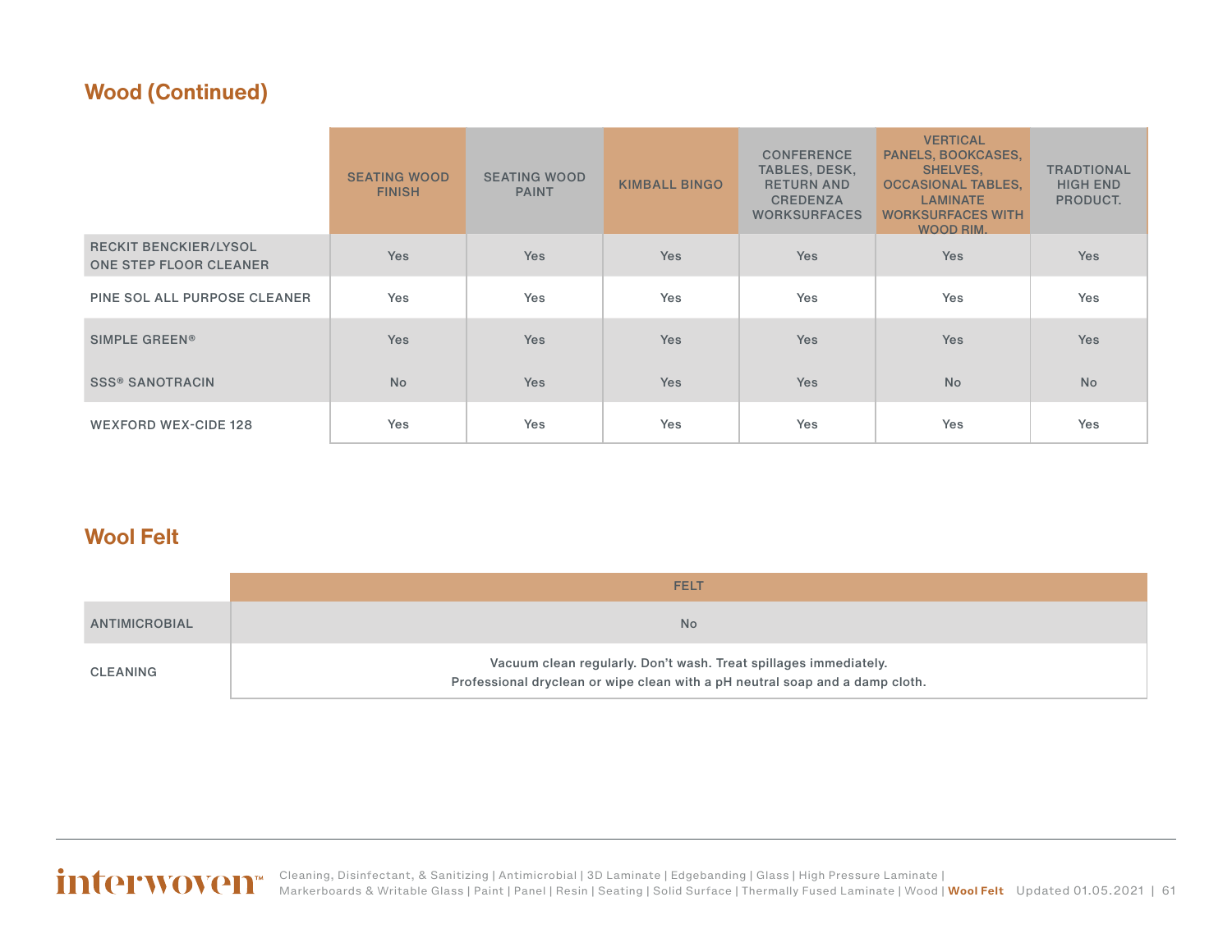## Wood (Continued)

| | SEATING WOOD FINISH | SEATING WOOD PAINT | KIMBALL BINGO | CONFERENCE TABLES, DESK, RETURN AND CREDENZA WORKSURFACES | VERTICAL PANELS, BOOKCASES, SHELVES, OCCASIONAL TABLES, LAMINATE WORKSURFACES WITH WOOD RIM. | TRADTIONAL HIGH END PRODUCT. |
|---|---|---|---|---|---|---|
| RECKIT BENCKIER/LYSOL ONE STEP FLOOR CLEANER | Yes | Yes | Yes | Yes | Yes | Yes |
| PINE SOL ALL PURPOSE CLEANER | Yes | Yes | Yes | Yes | Yes | Yes |
| SIMPLE GREEN® | Yes | Yes | Yes | Yes | Yes | Yes |
| SSS® SANOTRACIN | No | Yes | Yes | Yes | No | No |
| WEXFORD WEX-CIDE 128 | Yes | Yes | Yes | Yes | Yes | Yes |

## Wool Felt

| | FELT |
|---|---|
| ANTIMICROBIAL | No |
| CLEANING | Vacuum clean regularly. Don't wash. Treat spillages immediately. Professional dryclean or wipe clean with a pH neutral soap and a damp cloth. |